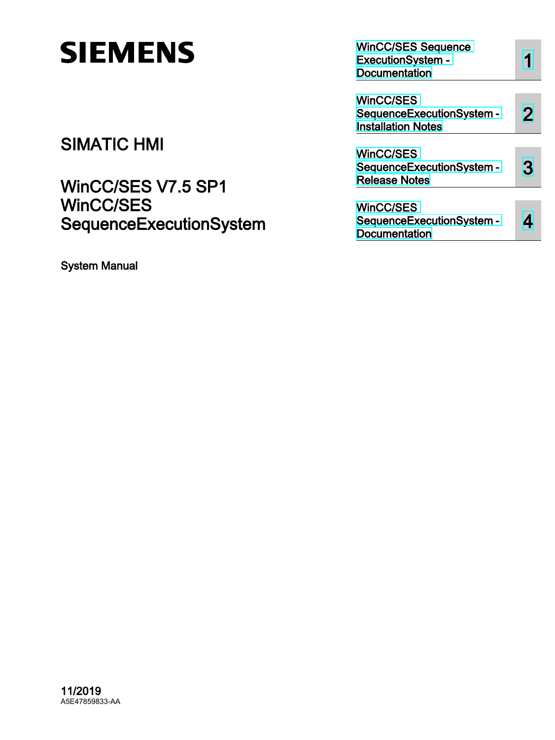SIEMENS

SIMATIC HMI

# WinCC/SES V7.5 SP1 WinCC/SES SequenceExecutionSystem

System Manual

| | |
|---|---|
| WinCC/SES Sequence ExecutionSystem - Documentation | 1 |
| WinCC/SES SequenceExecutionSystem - Installation Notes | 2 |
| WinCC/SES SequenceExecutionSystem - Release Notes | 3 |
| WinCC/SES SequenceExecutionSystem - Documentation | 4 |

11/2019

A5E47859833-AA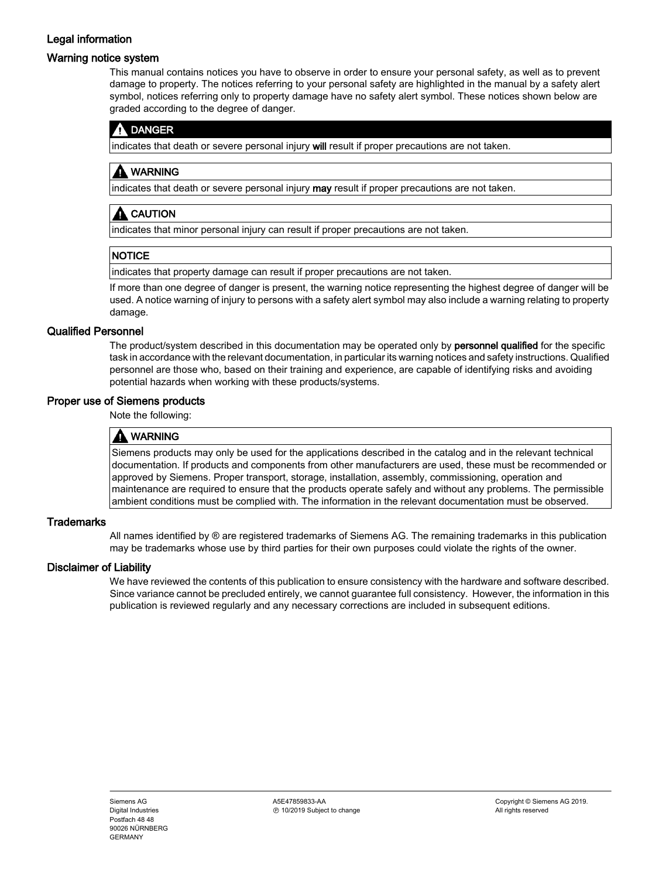## Legal information

### Warning notice system

This manual contains notices you have to observe in order to ensure your personal safety, as well as to prevent damage to property. The notices referring to your personal safety are highlighted in the manual by a safety alert symbol, notices referring only to property damage have no safety alert symbol. These notices shown below are graded according to the degree of danger.

| ⚠ DANGER |
| --- |
| indicates that death or severe personal injury **will** result if proper precautions are not taken. |

| ⚠ WARNING |
| --- |
| indicates that death or severe personal injury **may** result if proper precautions are not taken. |

| ⚠ CAUTION |
| --- |
| indicates that minor personal injury can result if proper precautions are not taken. |

| NOTICE |
| --- |
| indicates that property damage can result if proper precautions are not taken. |

If more than one degree of danger is present, the warning notice representing the highest degree of danger will be used. A notice warning of injury to persons with a safety alert symbol may also include a warning relating to property damage.

### Qualified Personnel

The product/system described in this documentation may be operated only by **personnel qualified** for the specific task in accordance with the relevant documentation, in particular its warning notices and safety instructions. Qualified personnel are those who, based on their training and experience, are capable of identifying risks and avoiding potential hazards when working with these products/systems.

### Proper use of Siemens products

Note the following:

| ⚠ WARNING |
| --- |
| Siemens products may only be used for the applications described in the catalog and in the relevant technical documentation. If products and components from other manufacturers are used, these must be recommended or approved by Siemens. Proper transport, storage, installation, assembly, commissioning, operation and maintenance are required to ensure that the products operate safely and without any problems. The permissible ambient conditions must be complied with. The information in the relevant documentation must be observed. |

### Trademarks

All names identified by ® are registered trademarks of Siemens AG. The remaining trademarks in this publication may be trademarks whose use by third parties for their own purposes could violate the rights of the owner.

### Disclaimer of Liability

We have reviewed the contents of this publication to ensure consistency with the hardware and software described. Since variance cannot be precluded entirely, we cannot guarantee full consistency. However, the information in this publication is reviewed regularly and any necessary corrections are included in subsequent editions.

Siemens AG
Digital Industries
Postfach 48 48
90026 NÜRNBERG
GERMANY

A5E47859833-AA
Ⓟ 10/2019 Subject to change

Copyright © Siemens AG 2019.
All rights reserved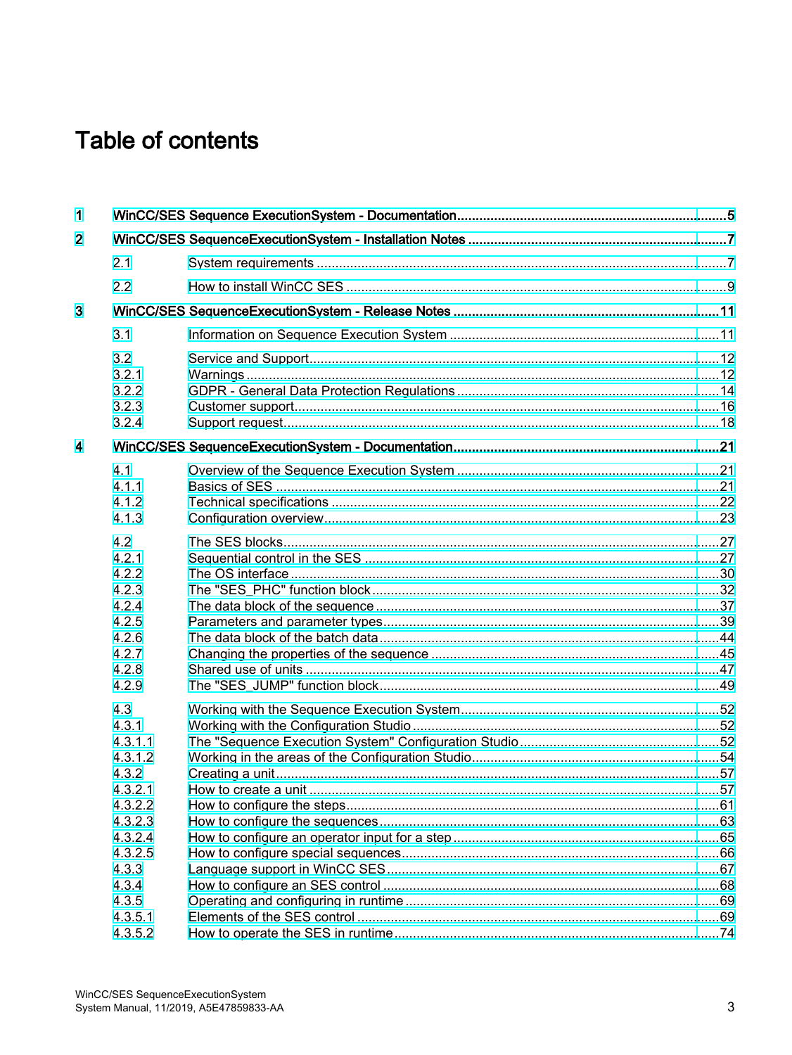# Table of contents

| | | |
|---|---|---|
| 1 | WinCC/SES Sequence ExecutionSystem - Documentation | 5 |
| 2 | WinCC/SES SequenceExecutionSystem - Installation Notes | 7 |
| 2.1 | System requirements | 7 |
| 2.2 | How to install WinCC SES | 9 |
| 3 | WinCC/SES SequenceExecutionSystem - Release Notes | 11 |
| 3.1 | Information on Sequence Execution System | 11 |
| 3.2 | Service and Support | 12 |
| 3.2.1 | Warnings | 12 |
| 3.2.2 | GDPR - General Data Protection Regulations | 14 |
| 3.2.3 | Customer support | 16 |
| 3.2.4 | Support request | 18 |
| 4 | WinCC/SES SequenceExecutionSystem - Documentation | 21 |
| 4.1 | Overview of the Sequence Execution System | 21 |
| 4.1.1 | Basics of SES | 21 |
| 4.1.2 | Technical specifications | 22 |
| 4.1.3 | Configuration overview | 23 |
| 4.2 | The SES blocks | 27 |
| 4.2.1 | Sequential control in the SES | 27 |
| 4.2.2 | The OS interface | 30 |
| 4.2.3 | The "SES_PHC" function block | 32 |
| 4.2.4 | The data block of the sequence | 37 |
| 4.2.5 | Parameters and parameter types | 39 |
| 4.2.6 | The data block of the batch data | 44 |
| 4.2.7 | Changing the properties of the sequence | 45 |
| 4.2.8 | Shared use of units | 47 |
| 4.2.9 | The "SES_JUMP" function block | 49 |
| 4.3 | Working with the Sequence Execution System | 52 |
| 4.3.1 | Working with the Configuration Studio | 52 |
| 4.3.1.1 | The "Sequence Execution System" Configuration Studio | 52 |
| 4.3.1.2 | Working in the areas of the Configuration Studio | 54 |
| 4.3.2 | Creating a unit | 57 |
| 4.3.2.1 | How to create a unit | 57 |
| 4.3.2.2 | How to configure the steps | 61 |
| 4.3.2.3 | How to configure the sequences | 63 |
| 4.3.2.4 | How to configure an operator input for a step | 65 |
| 4.3.2.5 | How to configure special sequences | 66 |
| 4.3.3 | Language support in WinCC SES | 67 |
| 4.3.4 | How to configure an SES control | 68 |
| 4.3.5 | Operating and configuring in runtime | 69 |
| 4.3.5.1 | Elements of the SES control | 69 |
| 4.3.5.2 | How to operate the SES in runtime | 74 |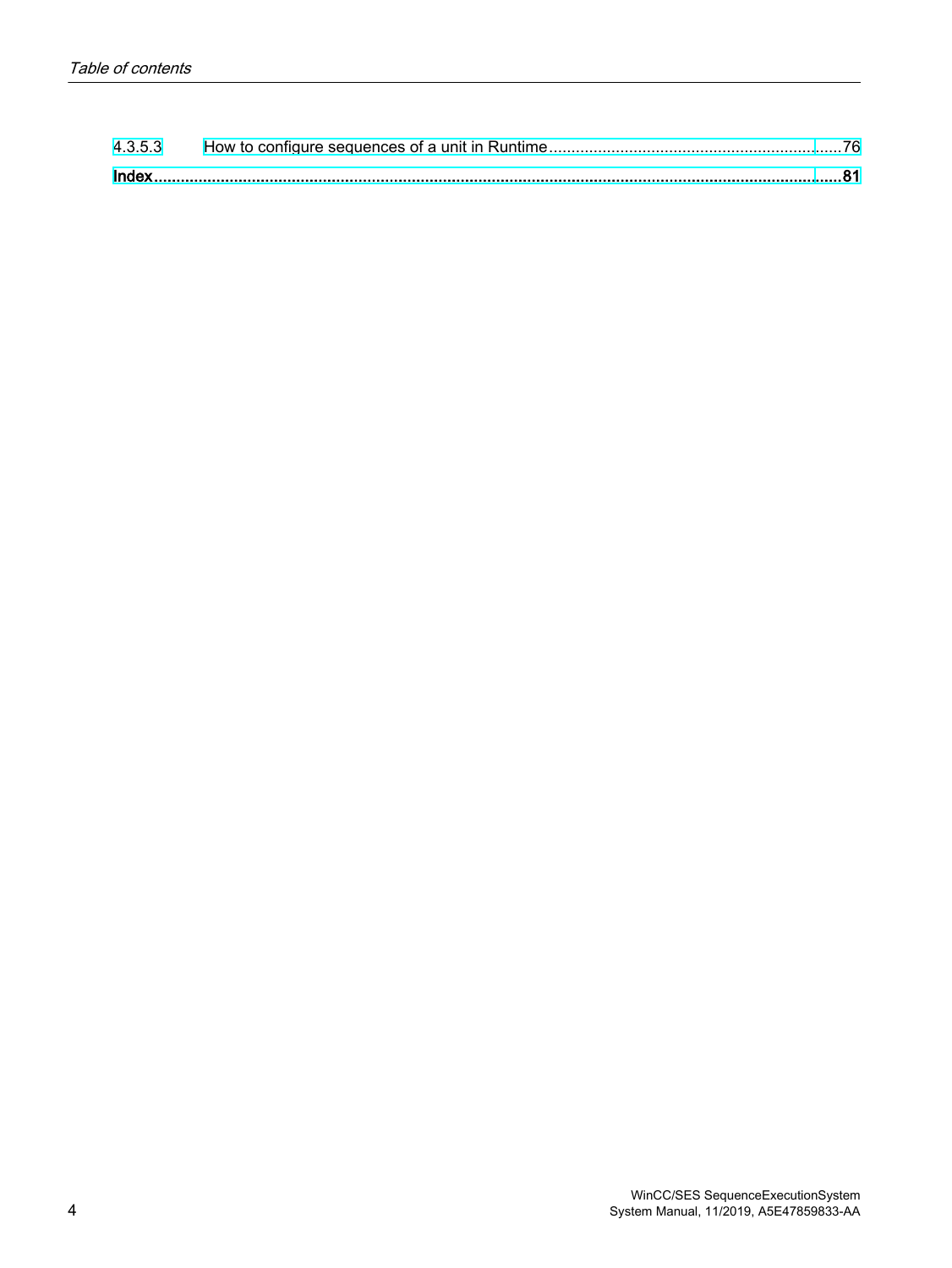4.3.5.3 How to configure sequences of a unit in Runtime ........................................................... 76

**Index** ........................................................................................................................................... **81**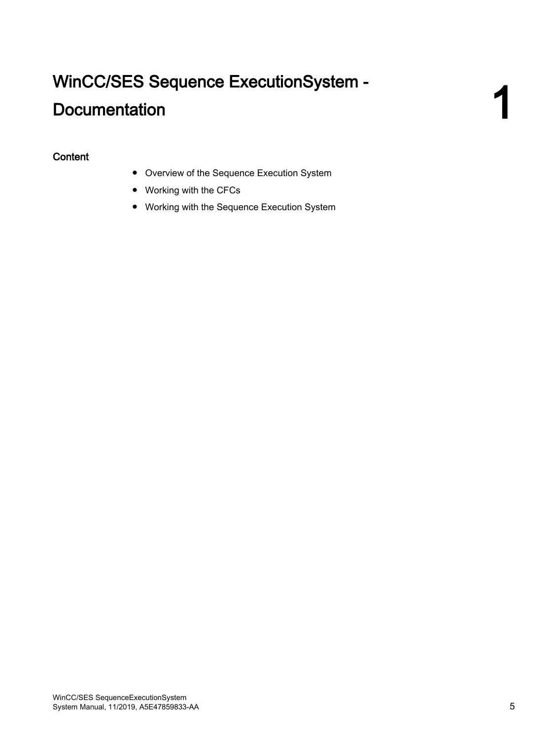# 1 WinCC/SES Sequence ExecutionSystem - Documentation

## Content

- Overview of the Sequence Execution System
- Working with the CFCs
- Working with the Sequence Execution System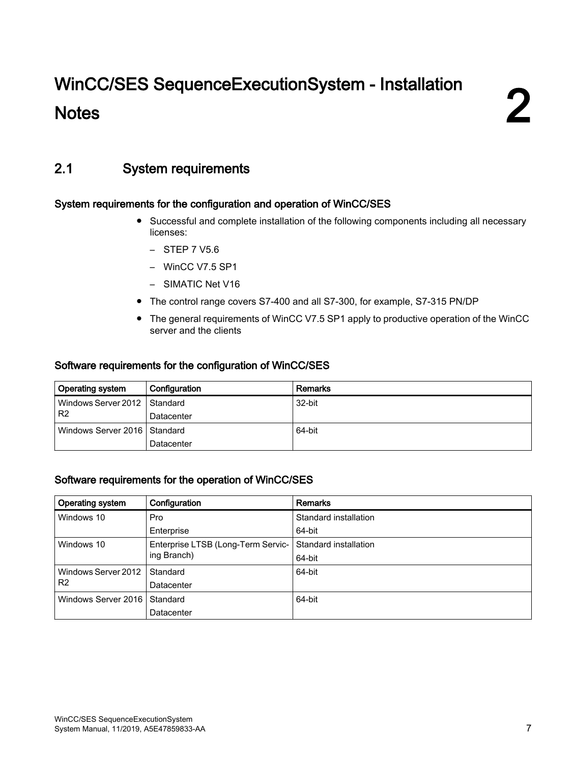# 2 WinCC/SES SequenceExecutionSystem - Installation Notes

## 2.1 System requirements

### System requirements for the configuration and operation of WinCC/SES

- Successful and complete installation of the following components including all necessary licenses:
  - STEP 7 V5.6
  - WinCC V7.5 SP1
  - SIMATIC Net V16
- The control range covers S7-400 and all S7-300, for example, S7-315 PN/DP
- The general requirements of WinCC V7.5 SP1 apply to productive operation of the WinCC server and the clients

### Software requirements for the configuration of WinCC/SES

| Operating system | Configuration | Remarks |
| --- | --- | --- |
| Windows Server 2012 R2 | Standard<br>Datacenter | 32-bit |
| Windows Server 2016 | Standard<br>Datacenter | 64-bit |

### Software requirements for the operation of WinCC/SES

| Operating system | Configuration | Remarks |
| --- | --- | --- |
| Windows 10 | Pro<br>Enterprise | Standard installation<br>64-bit |
| Windows 10 | Enterprise LTSB (Long-Term Servicing Branch) | Standard installation<br>64-bit |
| Windows Server 2012 R2 | Standard<br>Datacenter | 64-bit |
| Windows Server 2016 | Standard<br>Datacenter | 64-bit |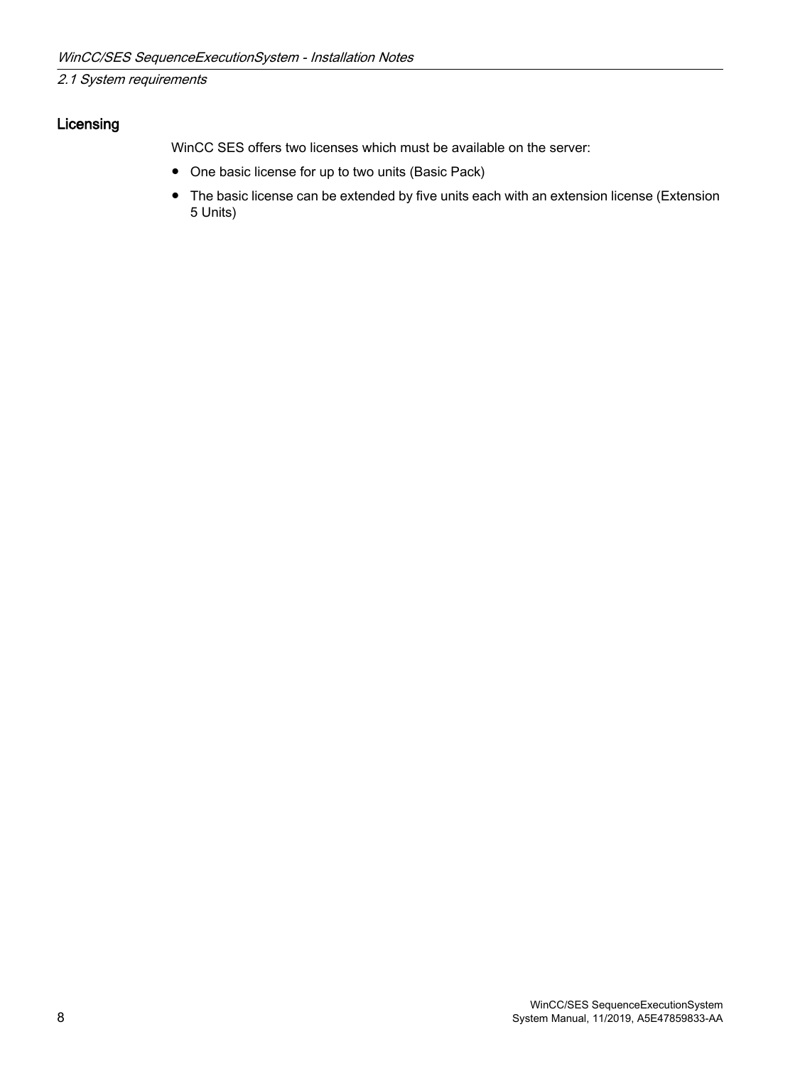### Licensing

WinCC SES offers two licenses which must be available on the server:

- One basic license for up to two units (Basic Pack)
- The basic license can be extended by five units each with an extension license (Extension 5 Units)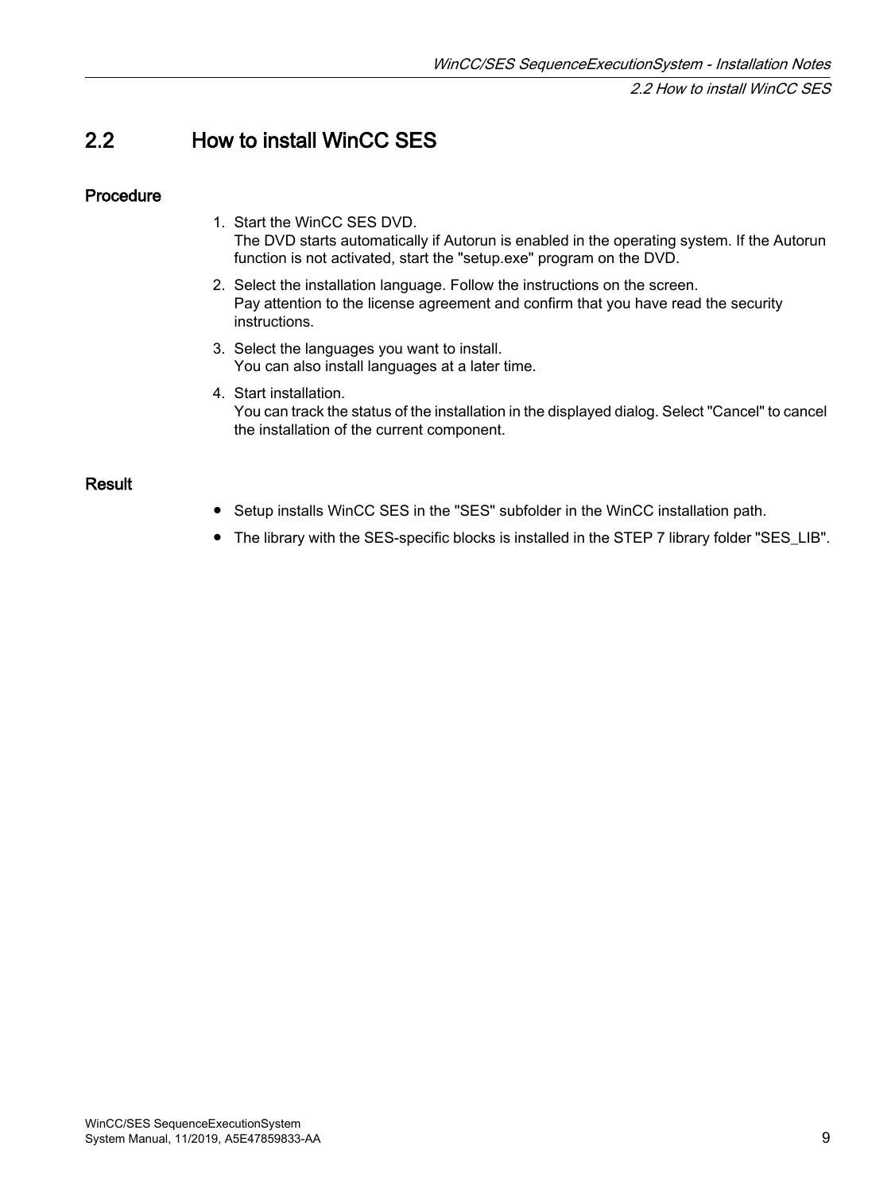## 2.2 How to install WinCC SES

### Procedure

1. Start the WinCC SES DVD.
   The DVD starts automatically if Autorun is enabled in the operating system. If the Autorun function is not activated, start the "setup.exe" program on the DVD.
2. Select the installation language. Follow the instructions on the screen.
   Pay attention to the license agreement and confirm that you have read the security instructions.
3. Select the languages you want to install.
   You can also install languages at a later time.
4. Start installation.
   You can track the status of the installation in the displayed dialog. Select "Cancel" to cancel the installation of the current component.

### Result

- Setup installs WinCC SES in the "SES" subfolder in the WinCC installation path.
- The library with the SES-specific blocks is installed in the STEP 7 library folder "SES_LIB".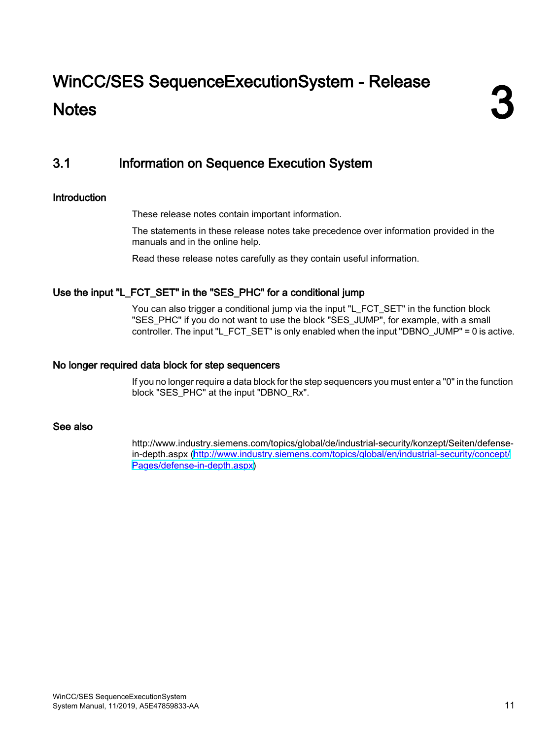# 3 WinCC/SES SequenceExecutionSystem - Release Notes

## 3.1 Information on Sequence Execution System

### Introduction

These release notes contain important information.

The statements in these release notes take precedence over information provided in the manuals and in the online help.

Read these release notes carefully as they contain useful information.

### Use the input "L_FCT_SET" in the "SES_PHC" for a conditional jump

You can also trigger a conditional jump via the input "L_FCT_SET" in the function block "SES_PHC" if you do not want to use the block "SES_JUMP", for example, with a small controller. The input "L_FCT_SET" is only enabled when the input "DBNO_JUMP" = 0 is active.

### No longer required data block for step sequencers

If you no longer require a data block for the step sequencers you must enter a "0" in the function block "SES_PHC" at the input "DBNO_Rx".

### See also

http://www.industry.siemens.com/topics/global/de/industrial-security/konzept/Seiten/defense-in-depth.aspx (http://www.industry.siemens.com/topics/global/en/industrial-security/concept/Pages/defense-in-depth.aspx)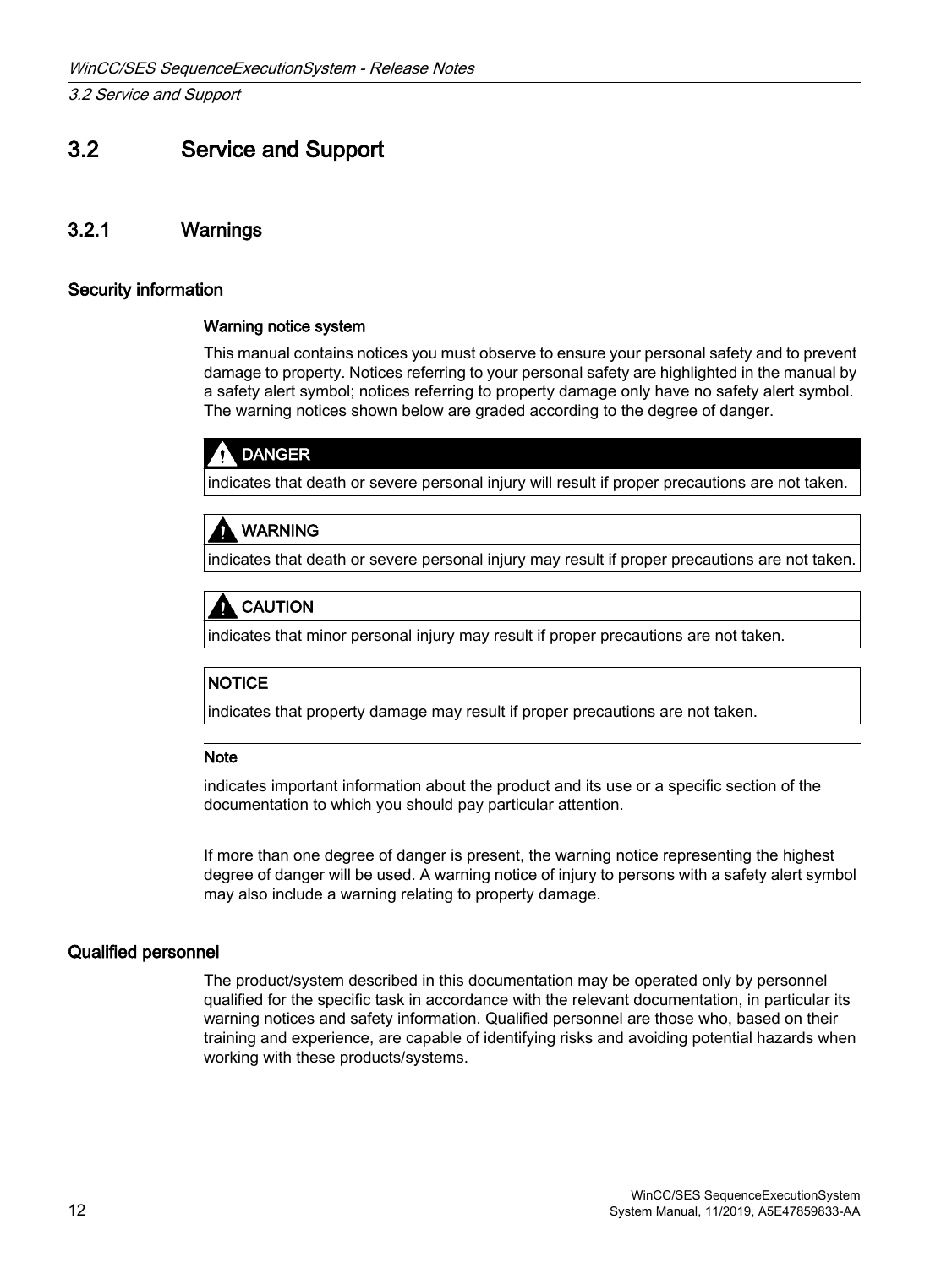## 3.2 Service and Support

### 3.2.1 Warnings

#### Security information

**Warning notice system**

This manual contains notices you must observe to ensure your personal safety and to prevent damage to property. Notices referring to your personal safety are highlighted in the manual by a safety alert symbol; notices referring to property damage only have no safety alert symbol. The warning notices shown below are graded according to the degree of danger.

| ⚠ DANGER |
| --- |
| indicates that death or severe personal injury will result if proper precautions are not taken. |

| ⚠ WARNING |
| --- |
| indicates that death or severe personal injury may result if proper precautions are not taken. |

| ⚠ CAUTION |
| --- |
| indicates that minor personal injury may result if proper precautions are not taken. |

| NOTICE |
| --- |
| indicates that property damage may result if proper precautions are not taken. |

**Note**

indicates important information about the product and its use or a specific section of the documentation to which you should pay particular attention.

If more than one degree of danger is present, the warning notice representing the highest degree of danger will be used. A warning notice of injury to persons with a safety alert symbol may also include a warning relating to property damage.

#### Qualified personnel

The product/system described in this documentation may be operated only by personnel qualified for the specific task in accordance with the relevant documentation, in particular its warning notices and safety information. Qualified personnel are those who, based on their training and experience, are capable of identifying risks and avoiding potential hazards when working with these products/systems.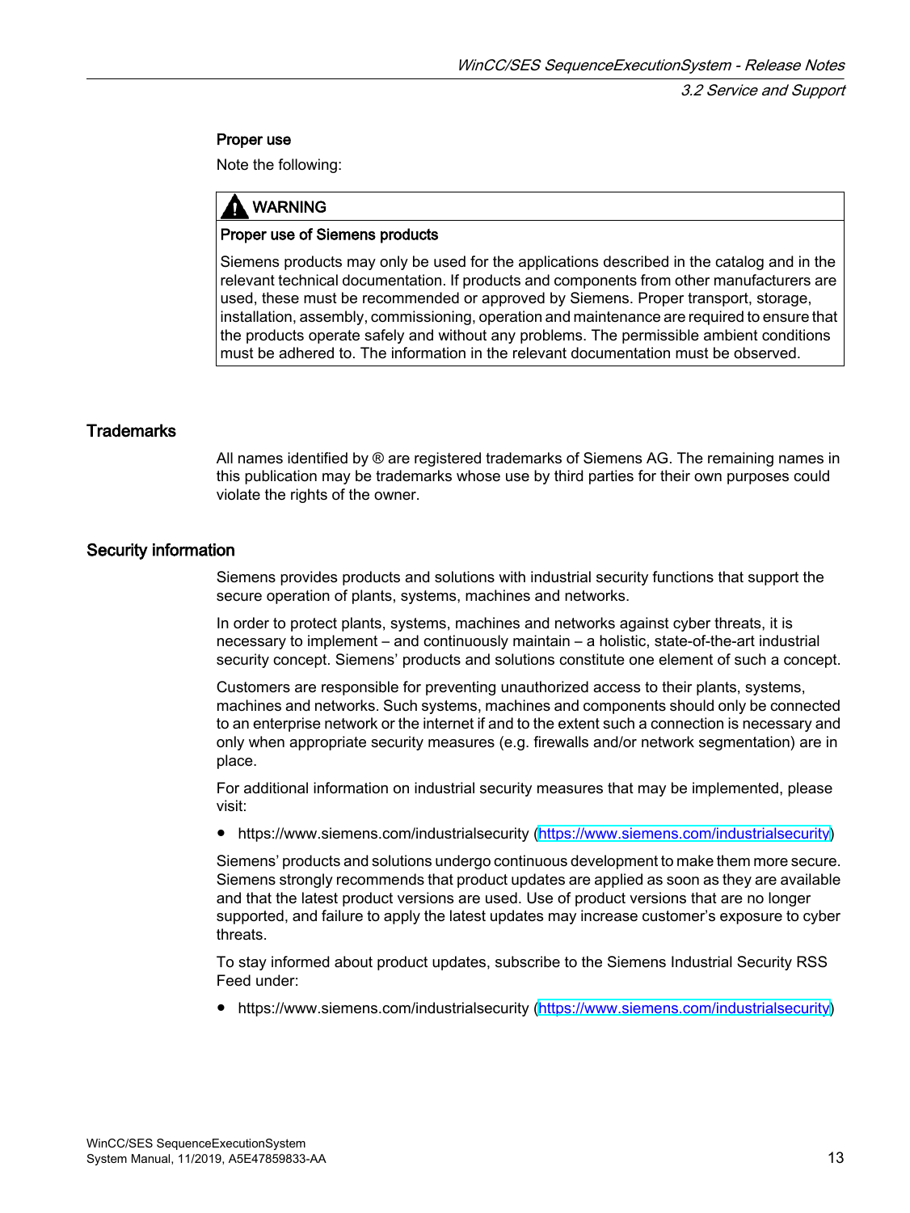#### Proper use

Note the following:

> **WARNING**
>
> **Proper use of Siemens products**
>
> Siemens products may only be used for the applications described in the catalog and in the relevant technical documentation. If products and components from other manufacturers are used, these must be recommended or approved by Siemens. Proper transport, storage, installation, assembly, commissioning, operation and maintenance are required to ensure that the products operate safely and without any problems. The permissible ambient conditions must be adhered to. The information in the relevant documentation must be observed.

### Trademarks

All names identified by ® are registered trademarks of Siemens AG. The remaining names in this publication may be trademarks whose use by third parties for their own purposes could violate the rights of the owner.

### Security information

Siemens provides products and solutions with industrial security functions that support the secure operation of plants, systems, machines and networks.

In order to protect plants, systems, machines and networks against cyber threats, it is necessary to implement – and continuously maintain – a holistic, state-of-the-art industrial security concept. Siemens' products and solutions constitute one element of such a concept.

Customers are responsible for preventing unauthorized access to their plants, systems, machines and networks. Such systems, machines and components should only be connected to an enterprise network or the internet if and to the extent such a connection is necessary and only when appropriate security measures (e.g. firewalls and/or network segmentation) are in place.

For additional information on industrial security measures that may be implemented, please visit:

- https://www.siemens.com/industrialsecurity (https://www.siemens.com/industrialsecurity)

Siemens' products and solutions undergo continuous development to make them more secure. Siemens strongly recommends that product updates are applied as soon as they are available and that the latest product versions are used. Use of product versions that are no longer supported, and failure to apply the latest updates may increase customer's exposure to cyber threats.

To stay informed about product updates, subscribe to the Siemens Industrial Security RSS Feed under:

- https://www.siemens.com/industrialsecurity (https://www.siemens.com/industrialsecurity)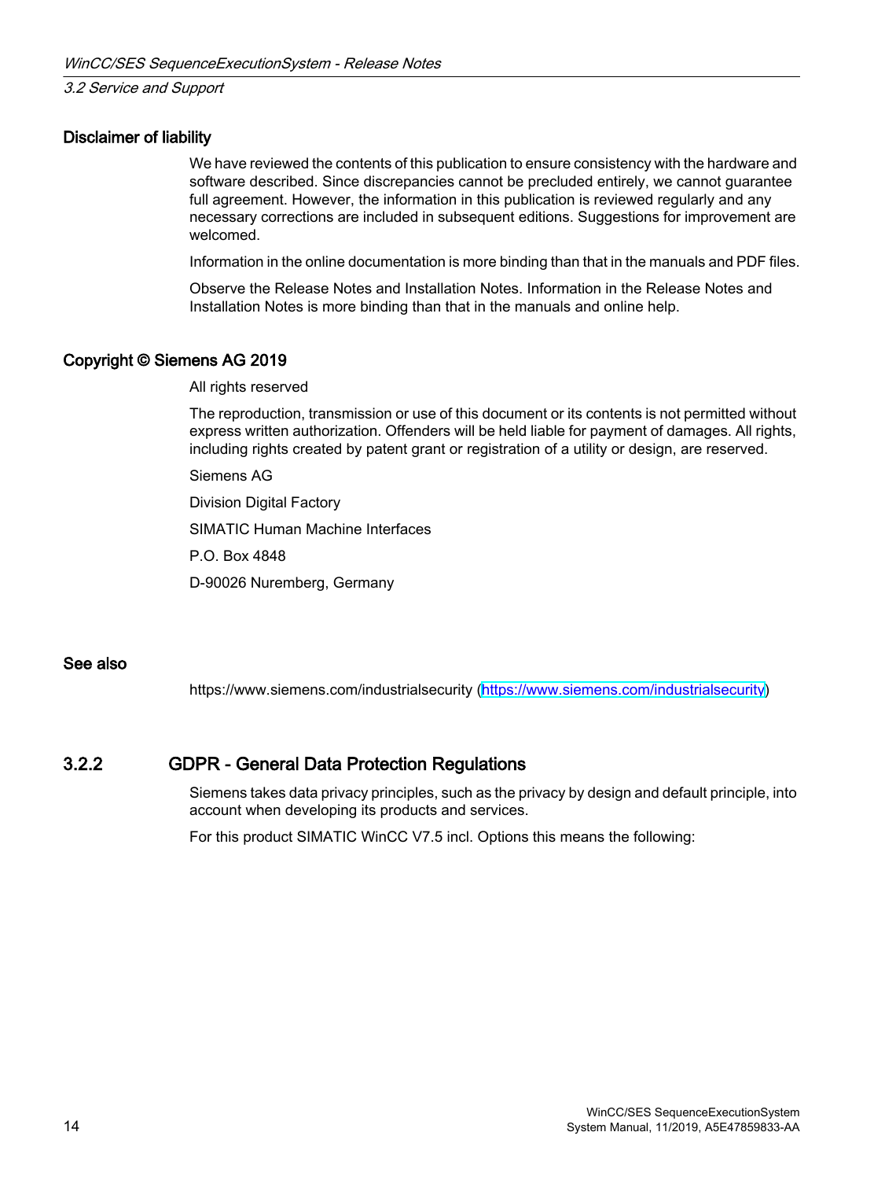### Disclaimer of liability

We have reviewed the contents of this publication to ensure consistency with the hardware and software described. Since discrepancies cannot be precluded entirely, we cannot guarantee full agreement. However, the information in this publication is reviewed regularly and any necessary corrections are included in subsequent editions. Suggestions for improvement are welcomed.

Information in the online documentation is more binding than that in the manuals and PDF files.

Observe the Release Notes and Installation Notes. Information in the Release Notes and Installation Notes is more binding than that in the manuals and online help.

### Copyright © Siemens AG 2019

All rights reserved

The reproduction, transmission or use of this document or its contents is not permitted without express written authorization. Offenders will be held liable for payment of damages. All rights, including rights created by patent grant or registration of a utility or design, are reserved.

Siemens AG

Division Digital Factory

SIMATIC Human Machine Interfaces

P.O. Box 4848

D-90026 Nuremberg, Germany

### See also

https://www.siemens.com/industrialsecurity (https://www.siemens.com/industrialsecurity)

## 3.2.2 GDPR - General Data Protection Regulations

Siemens takes data privacy principles, such as the privacy by design and default principle, into account when developing its products and services.

For this product SIMATIC WinCC V7.5 incl. Options this means the following: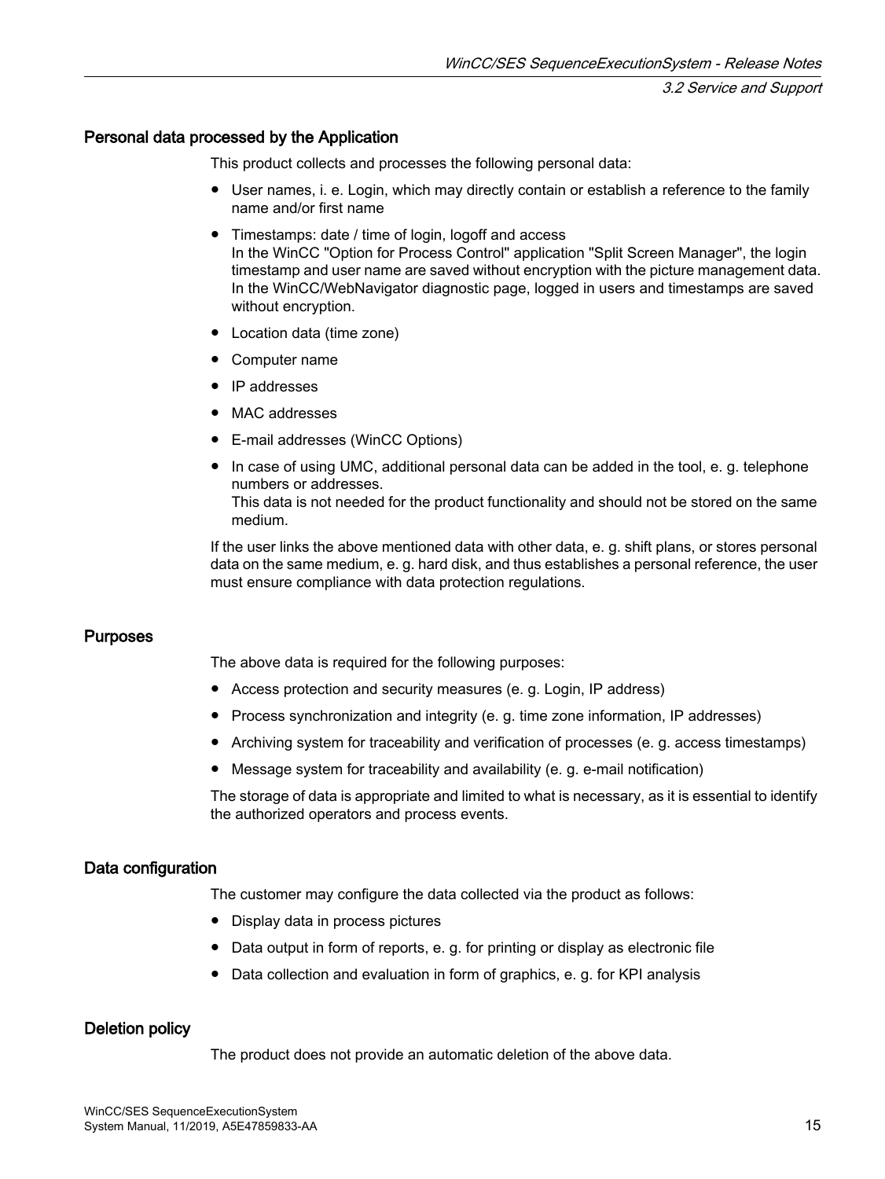### Personal data processed by the Application

This product collects and processes the following personal data:

- User names, i. e. Login, which may directly contain or establish a reference to the family name and/or first name
- Timestamps: date / time of login, logoff and access
  In the WinCC "Option for Process Control" application "Split Screen Manager", the login timestamp and user name are saved without encryption with the picture management data.
  In the WinCC/WebNavigator diagnostic page, logged in users and timestamps are saved without encryption.
- Location data (time zone)
- Computer name
- IP addresses
- MAC addresses
- E-mail addresses (WinCC Options)
- In case of using UMC, additional personal data can be added in the tool, e. g. telephone numbers or addresses.
  This data is not needed for the product functionality and should not be stored on the same medium.

If the user links the above mentioned data with other data, e. g. shift plans, or stores personal data on the same medium, e. g. hard disk, and thus establishes a personal reference, the user must ensure compliance with data protection regulations.

### Purposes

The above data is required for the following purposes:

- Access protection and security measures (e. g. Login, IP address)
- Process synchronization and integrity (e. g. time zone information, IP addresses)
- Archiving system for traceability and verification of processes (e. g. access timestamps)
- Message system for traceability and availability (e. g. e-mail notification)

The storage of data is appropriate and limited to what is necessary, as it is essential to identify the authorized operators and process events.

### Data configuration

The customer may configure the data collected via the product as follows:

- Display data in process pictures
- Data output in form of reports, e. g. for printing or display as electronic file
- Data collection and evaluation in form of graphics, e. g. for KPI analysis

### Deletion policy

The product does not provide an automatic deletion of the above data.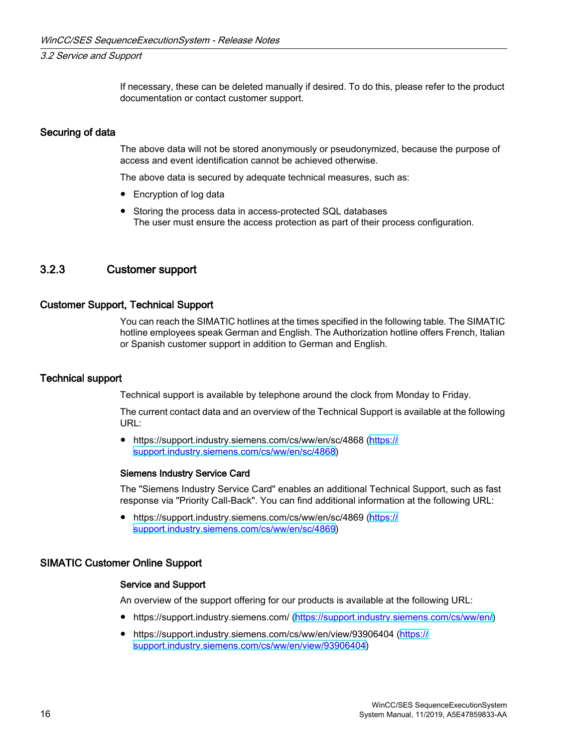If necessary, these can be deleted manually if desired. To do this, please refer to the product documentation or contact customer support.

#### Securing of data

The above data will not be stored anonymously or pseudonymized, because the purpose of access and event identification cannot be achieved otherwise.

The above data is secured by adequate technical measures, such as:

- Encryption of log data
- Storing the process data in access-protected SQL databases
  The user must ensure the access protection as part of their process configuration.

### 3.2.3 Customer support

#### Customer Support, Technical Support

You can reach the SIMATIC hotlines at the times specified in the following table. The SIMATIC hotline employees speak German and English. The Authorization hotline offers French, Italian or Spanish customer support in addition to German and English.

#### Technical support

Technical support is available by telephone around the clock from Monday to Friday.

The current contact data and an overview of the Technical Support is available at the following URL:

- https://support.industry.siemens.com/cs/ww/en/sc/4868 (https://support.industry.siemens.com/cs/ww/en/sc/4868)

##### Siemens Industry Service Card

The "Siemens Industry Service Card" enables an additional Technical Support, such as fast response via "Priority Call-Back". You can find additional information at the following URL:

- https://support.industry.siemens.com/cs/ww/en/sc/4869 (https://support.industry.siemens.com/cs/ww/en/sc/4869)

#### SIMATIC Customer Online Support

##### Service and Support

An overview of the support offering for our products is available at the following URL:

- https://support.industry.siemens.com/ (https://support.industry.siemens.com/cs/ww/en/)
- https://support.industry.siemens.com/cs/ww/en/view/93906404 (https://support.industry.siemens.com/cs/ww/en/view/93906404)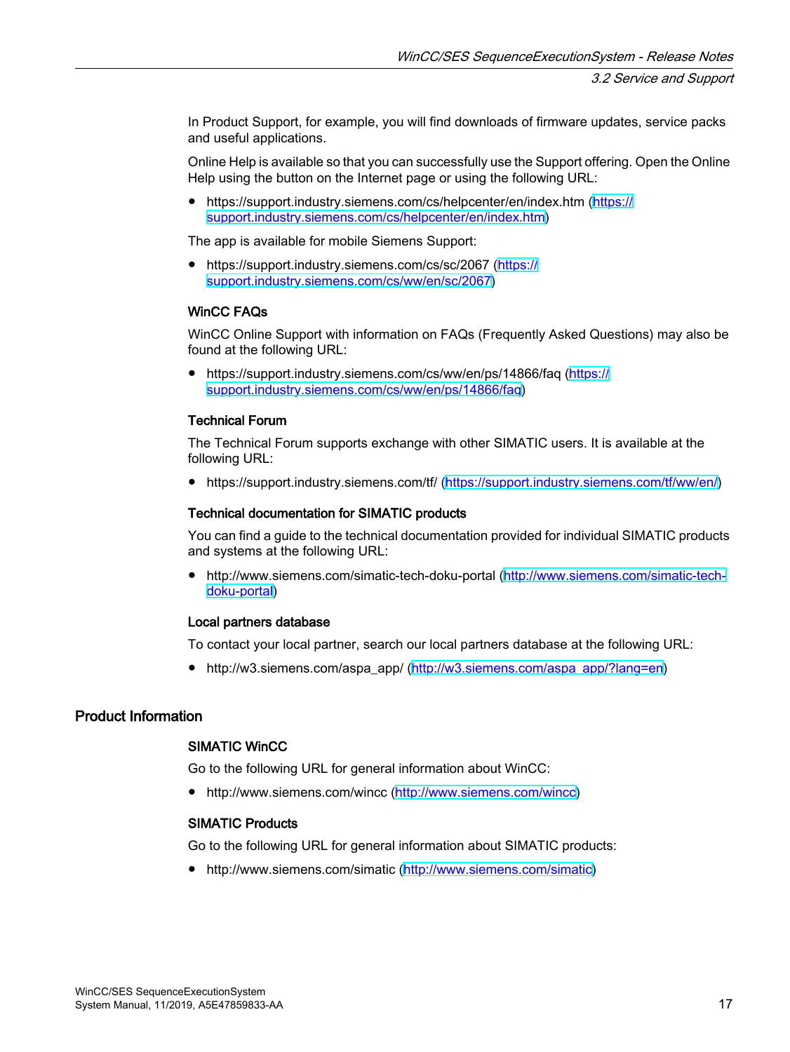In Product Support, for example, you will find downloads of firmware updates, service packs and useful applications.

Online Help is available so that you can successfully use the Support offering. Open the Online Help using the button on the Internet page or using the following URL:

- https://support.industry.siemens.com/cs/helpcenter/en/index.htm (https://support.industry.siemens.com/cs/helpcenter/en/index.htm)

The app is available for mobile Siemens Support:

- https://support.industry.siemens.com/cs/sc/2067 (https://support.industry.siemens.com/cs/ww/en/sc/2067)

### WinCC FAQs

WinCC Online Support with information on FAQs (Frequently Asked Questions) may also be found at the following URL:

- https://support.industry.siemens.com/cs/ww/en/ps/14866/faq (https://support.industry.siemens.com/cs/ww/en/ps/14866/faq)

### Technical Forum

The Technical Forum supports exchange with other SIMATIC users. It is available at the following URL:

- https://support.industry.siemens.com/tf/ (https://support.industry.siemens.com/tf/ww/en/)

### Technical documentation for SIMATIC products

You can find a guide to the technical documentation provided for individual SIMATIC products and systems at the following URL:

- http://www.siemens.com/simatic-tech-doku-portal (http://www.siemens.com/simatic-tech-doku-portal)

### Local partners database

To contact your local partner, search our local partners database at the following URL:

- http://w3.siemens.com/aspa_app/ (http://w3.siemens.com/aspa_app/?lang=en)

## Product Information

### SIMATIC WinCC

Go to the following URL for general information about WinCC:

- http://www.siemens.com/wincc (http://www.siemens.com/wincc)

### SIMATIC Products

Go to the following URL for general information about SIMATIC products:

- http://www.siemens.com/simatic (http://www.siemens.com/simatic)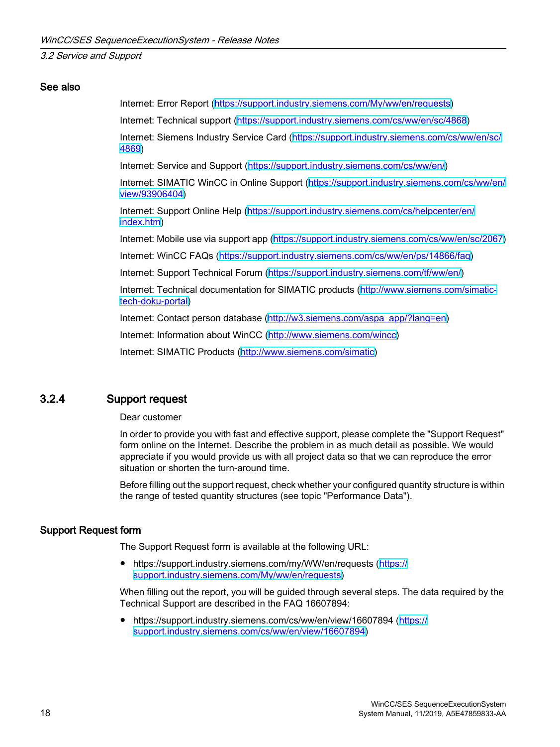### See also

Internet: Error Report (https://support.industry.siemens.com/My/ww/en/requests)

Internet: Technical support (https://support.industry.siemens.com/cs/ww/en/sc/4868)

Internet: Siemens Industry Service Card (https://support.industry.siemens.com/cs/ww/en/sc/4869)

Internet: Service and Support (https://support.industry.siemens.com/cs/ww/en/)

Internet: SIMATIC WinCC in Online Support (https://support.industry.siemens.com/cs/ww/en/view/93906404)

Internet: Support Online Help (https://support.industry.siemens.com/cs/helpcenter/en/index.htm)

Internet: Mobile use via support app (https://support.industry.siemens.com/cs/ww/en/sc/2067)

Internet: WinCC FAQs (https://support.industry.siemens.com/cs/ww/en/ps/14866/faq)

Internet: Support Technical Forum (https://support.industry.siemens.com/tf/ww/en/)

Internet: Technical documentation for SIMATIC products (http://www.siemens.com/simatic-tech-doku-portal)

Internet: Contact person database (http://w3.siemens.com/aspa_app/?lang=en)

Internet: Information about WinCC (http://www.siemens.com/wincc)

Internet: SIMATIC Products (http://www.siemens.com/simatic)

## 3.2.4 Support request

Dear customer

In order to provide you with fast and effective support, please complete the "Support Request" form online on the Internet. Describe the problem in as much detail as possible. We would appreciate if you would provide us with all project data so that we can reproduce the error situation or shorten the turn-around time.

Before filling out the support request, check whether your configured quantity structure is within the range of tested quantity structures (see topic "Performance Data").

### Support Request form

The Support Request form is available at the following URL:

- https://support.industry.siemens.com/my/WW/en/requests (https://support.industry.siemens.com/My/ww/en/requests)

When filling out the report, you will be guided through several steps. The data required by the Technical Support are described in the FAQ 16607894:

- https://support.industry.siemens.com/cs/ww/en/view/16607894 (https://support.industry.siemens.com/cs/ww/en/view/16607894)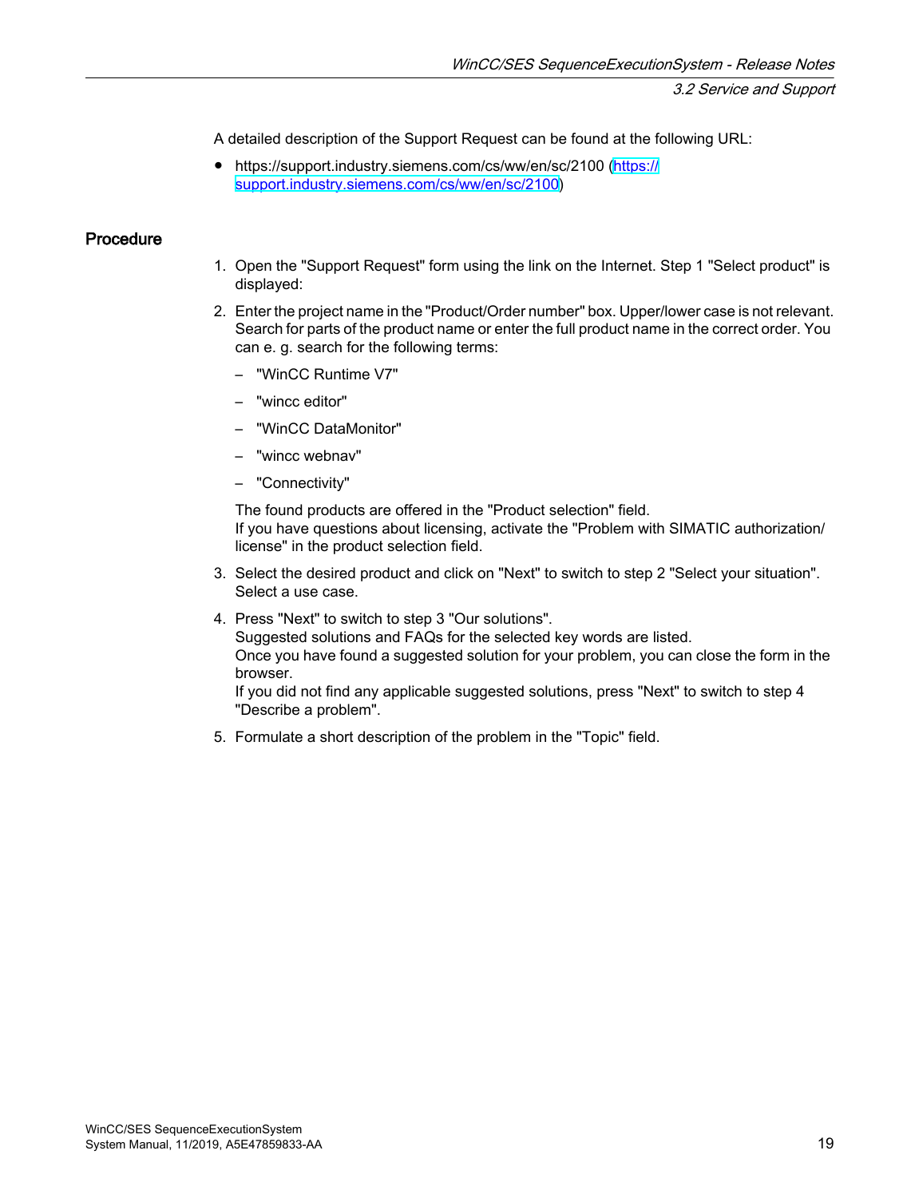A detailed description of the Support Request can be found at the following URL:

- https://support.industry.siemens.com/cs/ww/en/sc/2100 (https://support.industry.siemens.com/cs/ww/en/sc/2100)

## Procedure

1. Open the "Support Request" form using the link on the Internet. Step 1 "Select product" is displayed:
2. Enter the project name in the "Product/Order number" box. Upper/lower case is not relevant. Search for parts of the product name or enter the full product name in the correct order. You can e. g. search for the following terms:
   - "WinCC Runtime V7"
   - "wincc editor"
   - "WinCC DataMonitor"
   - "wincc webnav"
   - "Connectivity"

   The found products are offered in the "Product selection" field.
   If you have questions about licensing, activate the "Problem with SIMATIC authorization/license" in the product selection field.
3. Select the desired product and click on "Next" to switch to step 2 "Select your situation". Select a use case.
4. Press "Next" to switch to step 3 "Our solutions".
   Suggested solutions and FAQs for the selected key words are listed.
   Once you have found a suggested solution for your problem, you can close the form in the browser.
   If you did not find any applicable suggested solutions, press "Next" to switch to step 4 "Describe a problem".
5. Formulate a short description of the problem in the "Topic" field.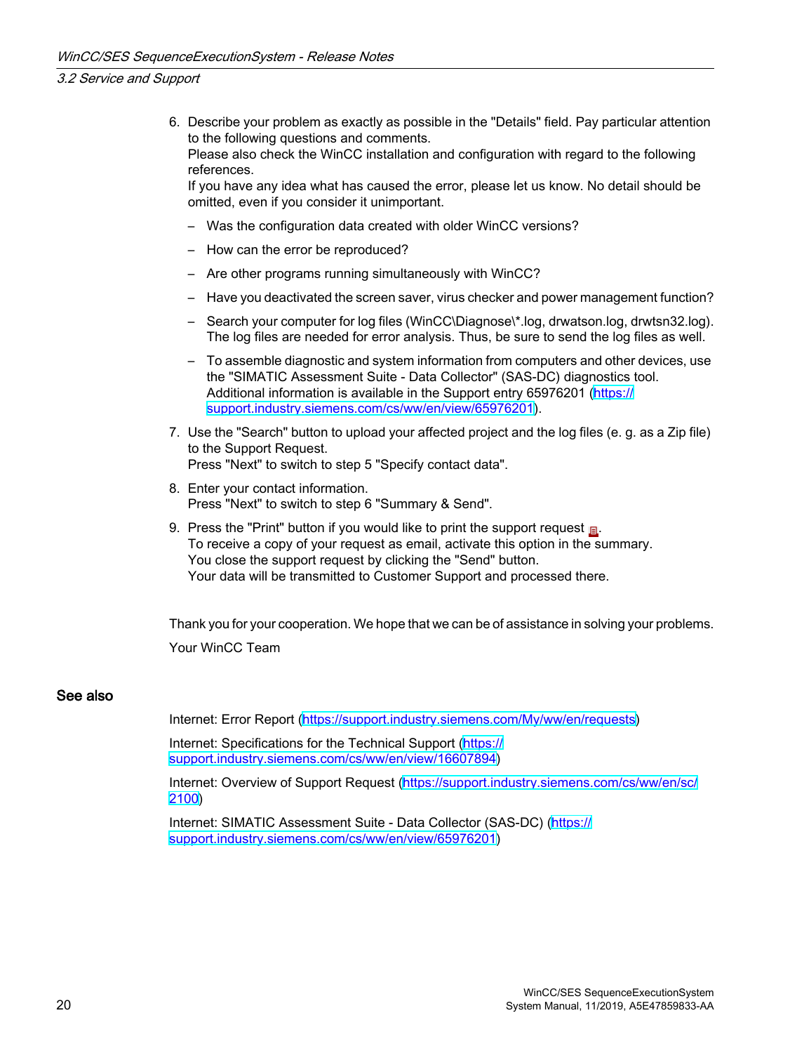6. Describe your problem as exactly as possible in the "Details" field. Pay particular attention to the following questions and comments.
   Please also check the WinCC installation and configuration with regard to the following references.
   If you have any idea what has caused the error, please let us know. No detail should be omitted, even if you consider it unimportant.
   - Was the configuration data created with older WinCC versions?
   - How can the error be reproduced?
   - Are other programs running simultaneously with WinCC?
   - Have you deactivated the screen saver, virus checker and power management function?
   - Search your computer for log files (WinCC\Diagnose\*.log, drwatson.log, drwtsn32.log). The log files are needed for error analysis. Thus, be sure to send the log files as well.
   - To assemble diagnostic and system information from computers and other devices, use the "SIMATIC Assessment Suite - Data Collector" (SAS-DC) diagnostics tool. Additional information is available in the Support entry 65976201 (https://support.industry.siemens.com/cs/ww/en/view/65976201).
7. Use the "Search" button to upload your affected project and the log files (e. g. as a Zip file) to the Support Request.
   Press "Next" to switch to step 5 "Specify contact data".
8. Enter your contact information.
   Press "Next" to switch to step 6 "Summary & Send".
9. Press the "Print" button if you would like to print the support request.
   To receive a copy of your request as email, activate this option in the summary.
   You close the support request by clicking the "Send" button.
   Your data will be transmitted to Customer Support and processed there.

Thank you for your cooperation. We hope that we can be of assistance in solving your problems.

Your WinCC Team

### See also

Internet: Error Report (https://support.industry.siemens.com/My/ww/en/requests)

Internet: Specifications for the Technical Support (https://support.industry.siemens.com/cs/ww/en/view/16607894)

Internet: Overview of Support Request (https://support.industry.siemens.com/cs/ww/en/sc/2100)

Internet: SIMATIC Assessment Suite - Data Collector (SAS-DC) (https://support.industry.siemens.com/cs/ww/en/view/65976201)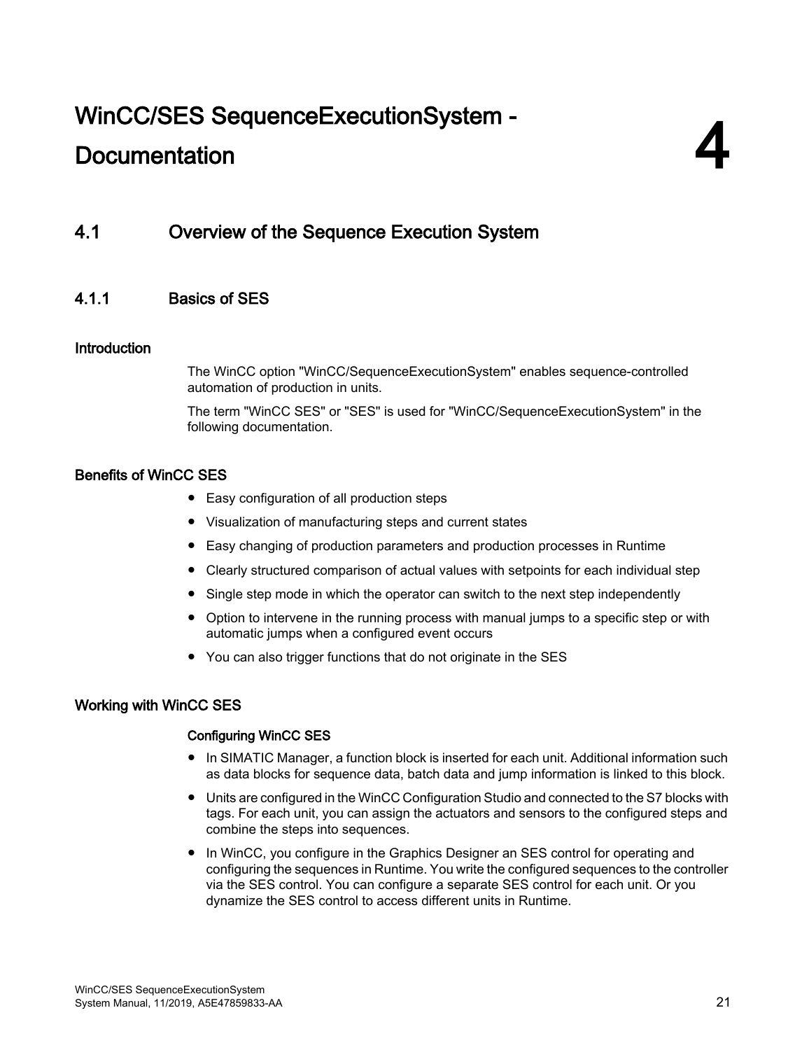# 4 WinCC/SES SequenceExecutionSystem - Documentation

## 4.1 Overview of the Sequence Execution System

### 4.1.1 Basics of SES

#### Introduction

The WinCC option "WinCC/SequenceExecutionSystem" enables sequence-controlled automation of production in units.

The term "WinCC SES" or "SES" is used for "WinCC/SequenceExecutionSystem" in the following documentation.

#### Benefits of WinCC SES

- Easy configuration of all production steps
- Visualization of manufacturing steps and current states
- Easy changing of production parameters and production processes in Runtime
- Clearly structured comparison of actual values with setpoints for each individual step
- Single step mode in which the operator can switch to the next step independently
- Option to intervene in the running process with manual jumps to a specific step or with automatic jumps when a configured event occurs
- You can also trigger functions that do not originate in the SES

#### Working with WinCC SES

**Configuring WinCC SES**

- In SIMATIC Manager, a function block is inserted for each unit. Additional information such as data blocks for sequence data, batch data and jump information is linked to this block.
- Units are configured in the WinCC Configuration Studio and connected to the S7 blocks with tags. For each unit, you can assign the actuators and sensors to the configured steps and combine the steps into sequences.
- In WinCC, you configure in the Graphics Designer an SES control for operating and configuring the sequences in Runtime. You write the configured sequences to the controller via the SES control. You can configure a separate SES control for each unit. Or you dynamize the SES control to access different units in Runtime.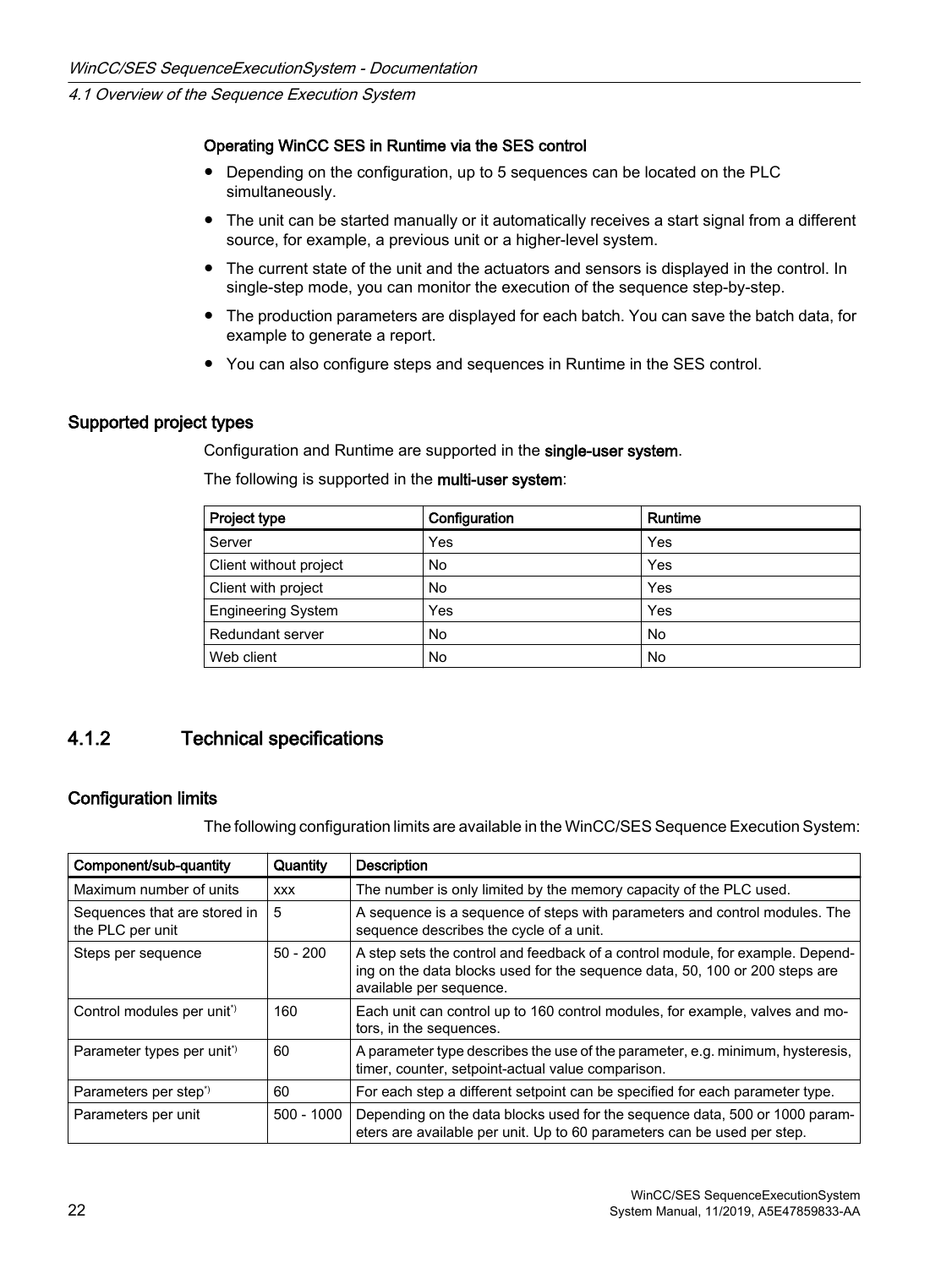#### Operating WinCC SES in Runtime via the SES control

- Depending on the configuration, up to 5 sequences can be located on the PLC simultaneously.
- The unit can be started manually or it automatically receives a start signal from a different source, for example, a previous unit or a higher-level system.
- The current state of the unit and the actuators and sensors is displayed in the control. In single-step mode, you can monitor the execution of the sequence step-by-step.
- The production parameters are displayed for each batch. You can save the batch data, for example to generate a report.
- You can also configure steps and sequences in Runtime in the SES control.

### Supported project types

Configuration and Runtime are supported in the **single-user system**.

The following is supported in the **multi-user system**:

| Project type | Configuration | Runtime |
|---|---|---|
| Server | Yes | Yes |
| Client without project | No | Yes |
| Client with project | No | Yes |
| Engineering System | Yes | Yes |
| Redundant server | No | No |
| Web client | No | No |

## 4.1.2 Technical specifications

### Configuration limits

The following configuration limits are available in the WinCC/SES Sequence Execution System:

| Component/sub-quantity | Quantity | Description |
|---|---|---|
| Maximum number of units | xxx | The number is only limited by the memory capacity of the PLC used. |
| Sequences that are stored in the PLC per unit | 5 | A sequence is a sequence of steps with parameters and control modules. The sequence describes the cycle of a unit. |
| Steps per sequence | 50 - 200 | A step sets the control and feedback of a control module, for example. Depending on the data blocks used for the sequence data, 50, 100 or 200 steps are available per sequence. |
| Control modules per unit*) | 160 | Each unit can control up to 160 control modules, for example, valves and motors, in the sequences. |
| Parameter types per unit*) | 60 | A parameter type describes the use of the parameter, e.g. minimum, hysteresis, timer, counter, setpoint-actual value comparison. |
| Parameters per step*) | 60 | For each step a different setpoint can be specified for each parameter type. |
| Parameters per unit | 500 - 1000 | Depending on the data blocks used for the sequence data, 500 or 1000 parameters are available per unit. Up to 60 parameters can be used per step. |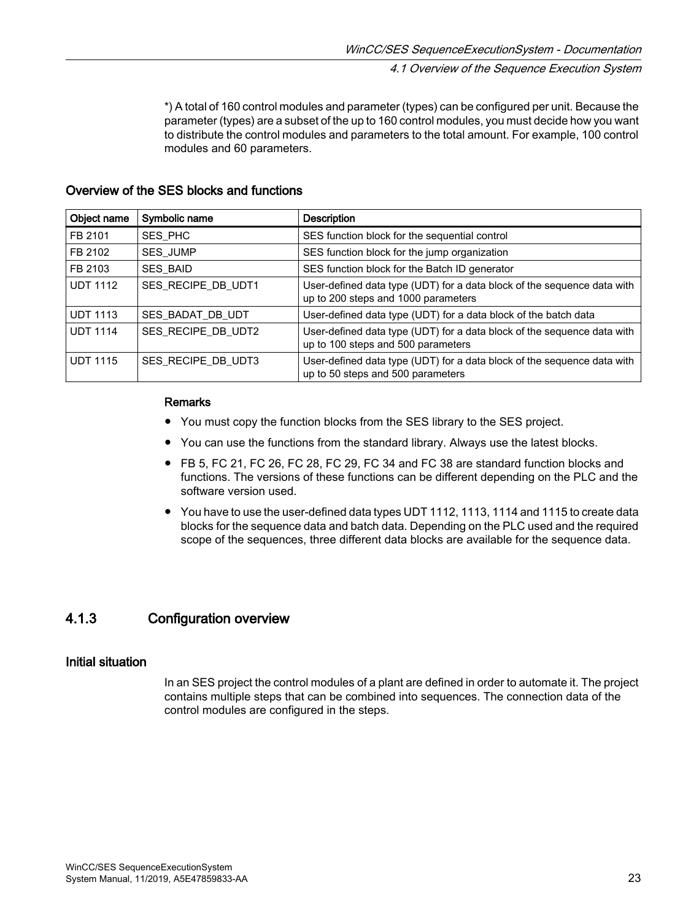*) A total of 160 control modules and parameter (types) can be configured per unit. Because the parameter (types) are a subset of the up to 160 control modules, you must decide how you want to distribute the control modules and parameters to the total amount. For example, 100 control modules and 60 parameters.

### Overview of the SES blocks and functions

| Object name | Symbolic name | Description |
| --- | --- | --- |
| FB 2101 | SES_PHC | SES function block for the sequential control |
| FB 2102 | SES_JUMP | SES function block for the jump organization |
| FB 2103 | SES_BAID | SES function block for the Batch ID generator |
| UDT 1112 | SES_RECIPE_DB_UDT1 | User-defined data type (UDT) for a data block of the sequence data with up to 200 steps and 1000 parameters |
| UDT 1113 | SES_BADAT_DB_UDT | User-defined data type (UDT) for a data block of the batch data |
| UDT 1114 | SES_RECIPE_DB_UDT2 | User-defined data type (UDT) for a data block of the sequence data with up to 100 steps and 500 parameters |
| UDT 1115 | SES_RECIPE_DB_UDT3 | User-defined data type (UDT) for a data block of the sequence data with up to 50 steps and 500 parameters |

**Remarks**

- You must copy the function blocks from the SES library to the SES project.
- You can use the functions from the standard library. Always use the latest blocks.
- FB 5, FC 21, FC 26, FC 28, FC 29, FC 34 and FC 38 are standard function blocks and functions. The versions of these functions can be different depending on the PLC and the software version used.
- You have to use the user-defined data types UDT 1112, 1113, 1114 and 1115 to create data blocks for the sequence data and batch data. Depending on the PLC used and the required scope of the sequences, three different data blocks are available for the sequence data.

## 4.1.3 Configuration overview

### Initial situation

In an SES project the control modules of a plant are defined in order to automate it. The project contains multiple steps that can be combined into sequences. The connection data of the control modules are configured in the steps.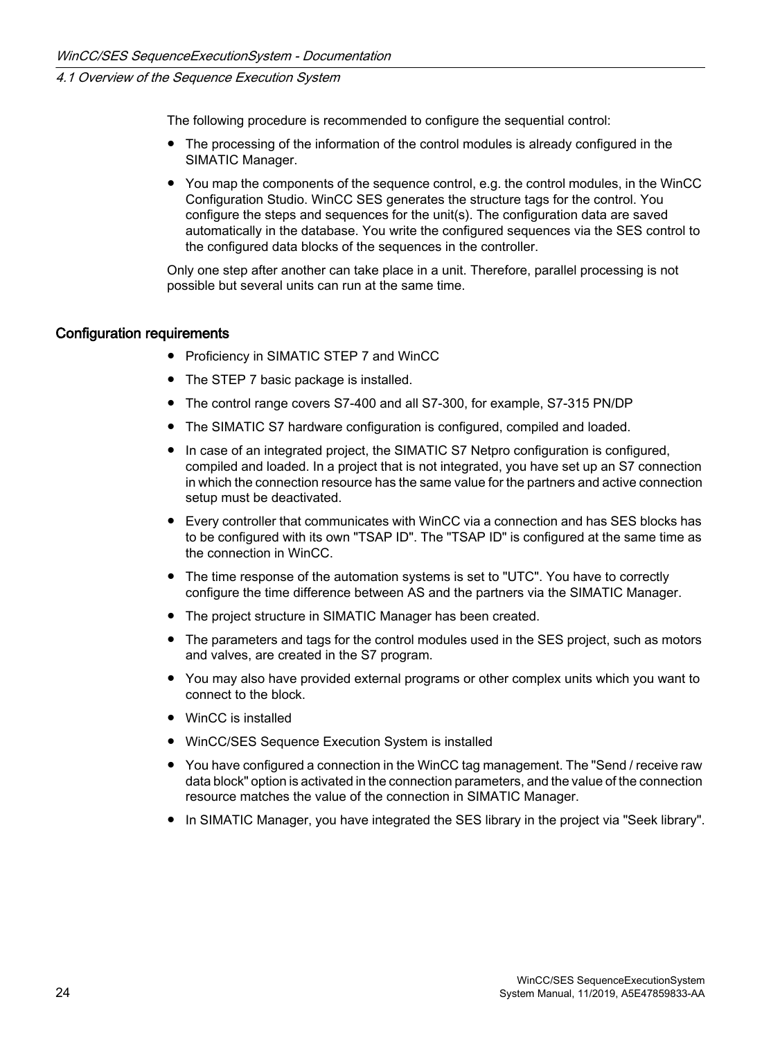The following procedure is recommended to configure the sequential control:

- The processing of the information of the control modules is already configured in the SIMATIC Manager.
- You map the components of the sequence control, e.g. the control modules, in the WinCC Configuration Studio. WinCC SES generates the structure tags for the control. You configure the steps and sequences for the unit(s). The configuration data are saved automatically in the database. You write the configured sequences via the SES control to the configured data blocks of the sequences in the controller.

Only one step after another can take place in a unit. Therefore, parallel processing is not possible but several units can run at the same time.

### Configuration requirements

- Proficiency in SIMATIC STEP 7 and WinCC
- The STEP 7 basic package is installed.
- The control range covers S7-400 and all S7-300, for example, S7-315 PN/DP
- The SIMATIC S7 hardware configuration is configured, compiled and loaded.
- In case of an integrated project, the SIMATIC S7 Netpro configuration is configured, compiled and loaded. In a project that is not integrated, you have set up an S7 connection in which the connection resource has the same value for the partners and active connection setup must be deactivated.
- Every controller that communicates with WinCC via a connection and has SES blocks has to be configured with its own "TSAP ID". The "TSAP ID" is configured at the same time as the connection in WinCC.
- The time response of the automation systems is set to "UTC". You have to correctly configure the time difference between AS and the partners via the SIMATIC Manager.
- The project structure in SIMATIC Manager has been created.
- The parameters and tags for the control modules used in the SES project, such as motors and valves, are created in the S7 program.
- You may also have provided external programs or other complex units which you want to connect to the block.
- WinCC is installed
- WinCC/SES Sequence Execution System is installed
- You have configured a connection in the WinCC tag management. The "Send / receive raw data block" option is activated in the connection parameters, and the value of the connection resource matches the value of the connection in SIMATIC Manager.
- In SIMATIC Manager, you have integrated the SES library in the project via "Seek library".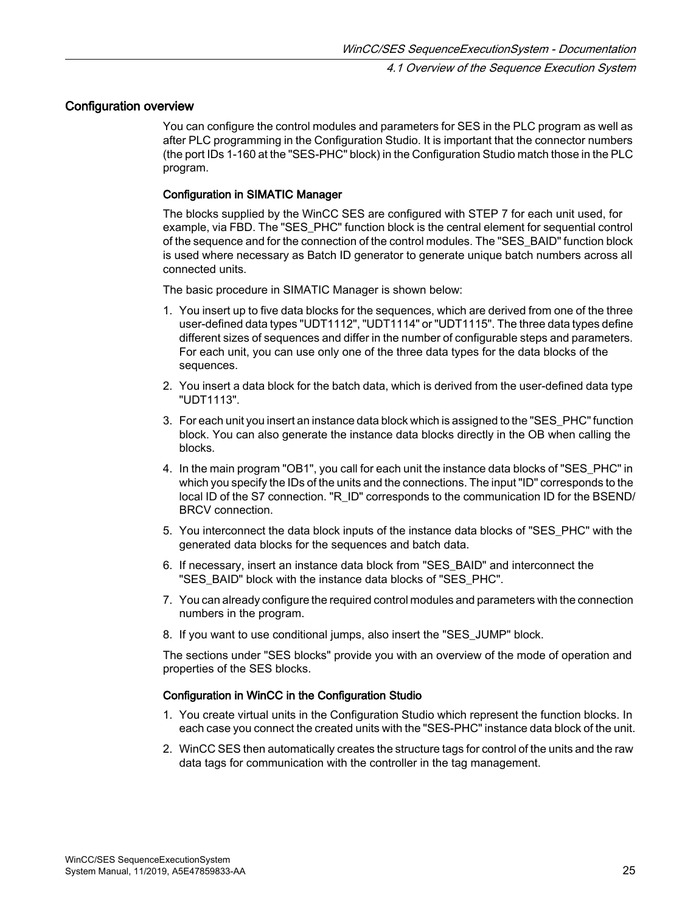## Configuration overview

You can configure the control modules and parameters for SES in the PLC program as well as after PLC programming in the Configuration Studio. It is important that the connector numbers (the port IDs 1-160 at the "SES-PHC" block) in the Configuration Studio match those in the PLC program.

### Configuration in SIMATIC Manager

The blocks supplied by the WinCC SES are configured with STEP 7 for each unit used, for example, via FBD. The "SES_PHC" function block is the central element for sequential control of the sequence and for the connection of the control modules. The "SES_BAID" function block is used where necessary as Batch ID generator to generate unique batch numbers across all connected units.

The basic procedure in SIMATIC Manager is shown below:

1. You insert up to five data blocks for the sequences, which are derived from one of the three user-defined data types "UDT1112", "UDT1114" or "UDT1115". The three data types define different sizes of sequences and differ in the number of configurable steps and parameters. For each unit, you can use only one of the three data types for the data blocks of the sequences.
2. You insert a data block for the batch data, which is derived from the user-defined data type "UDT1113".
3. For each unit you insert an instance data block which is assigned to the "SES_PHC" function block. You can also generate the instance data blocks directly in the OB when calling the blocks.
4. In the main program "OB1", you call for each unit the instance data blocks of "SES_PHC" in which you specify the IDs of the units and the connections. The input "ID" corresponds to the local ID of the S7 connection. "R_ID" corresponds to the communication ID for the BSEND/BRCV connection.
5. You interconnect the data block inputs of the instance data blocks of "SES_PHC" with the generated data blocks for the sequences and batch data.
6. If necessary, insert an instance data block from "SES_BAID" and interconnect the "SES_BAID" block with the instance data blocks of "SES_PHC".
7. You can already configure the required control modules and parameters with the connection numbers in the program.
8. If you want to use conditional jumps, also insert the "SES_JUMP" block.

The sections under "SES blocks" provide you with an overview of the mode of operation and properties of the SES blocks.

### Configuration in WinCC in the Configuration Studio

1. You create virtual units in the Configuration Studio which represent the function blocks. In each case you connect the created units with the "SES-PHC" instance data block of the unit.
2. WinCC SES then automatically creates the structure tags for control of the units and the raw data tags for communication with the controller in the tag management.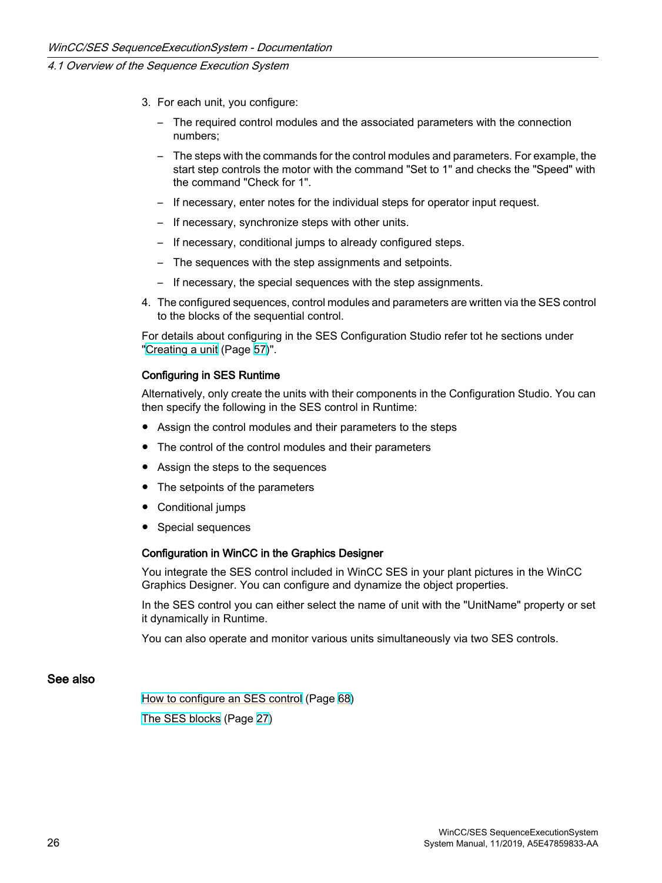3. For each unit, you configure:
   - The required control modules and the associated parameters with the connection numbers;
   - The steps with the commands for the control modules and parameters. For example, the start step controls the motor with the command "Set to 1" and checks the "Speed" with the command "Check for 1".
   - If necessary, enter notes for the individual steps for operator input request.
   - If necessary, synchronize steps with other units.
   - If necessary, conditional jumps to already configured steps.
   - The sequences with the step assignments and setpoints.
   - If necessary, the special sequences with the step assignments.
4. The configured sequences, control modules and parameters are written via the SES control to the blocks of the sequential control.

For details about configuring in the SES Configuration Studio refer tot he sections under "Creating a unit (Page 57)".

#### Configuring in SES Runtime

Alternatively, only create the units with their components in the Configuration Studio. You can then specify the following in the SES control in Runtime:

- Assign the control modules and their parameters to the steps
- The control of the control modules and their parameters
- Assign the steps to the sequences
- The setpoints of the parameters
- Conditional jumps
- Special sequences

#### Configuration in WinCC in the Graphics Designer

You integrate the SES control included in WinCC SES in your plant pictures in the WinCC Graphics Designer. You can configure and dynamize the object properties.

In the SES control you can either select the name of unit with the "UnitName" property or set it dynamically in Runtime.

You can also operate and monitor various units simultaneously via two SES controls.

### See also

How to configure an SES control (Page 68)

The SES blocks (Page 27)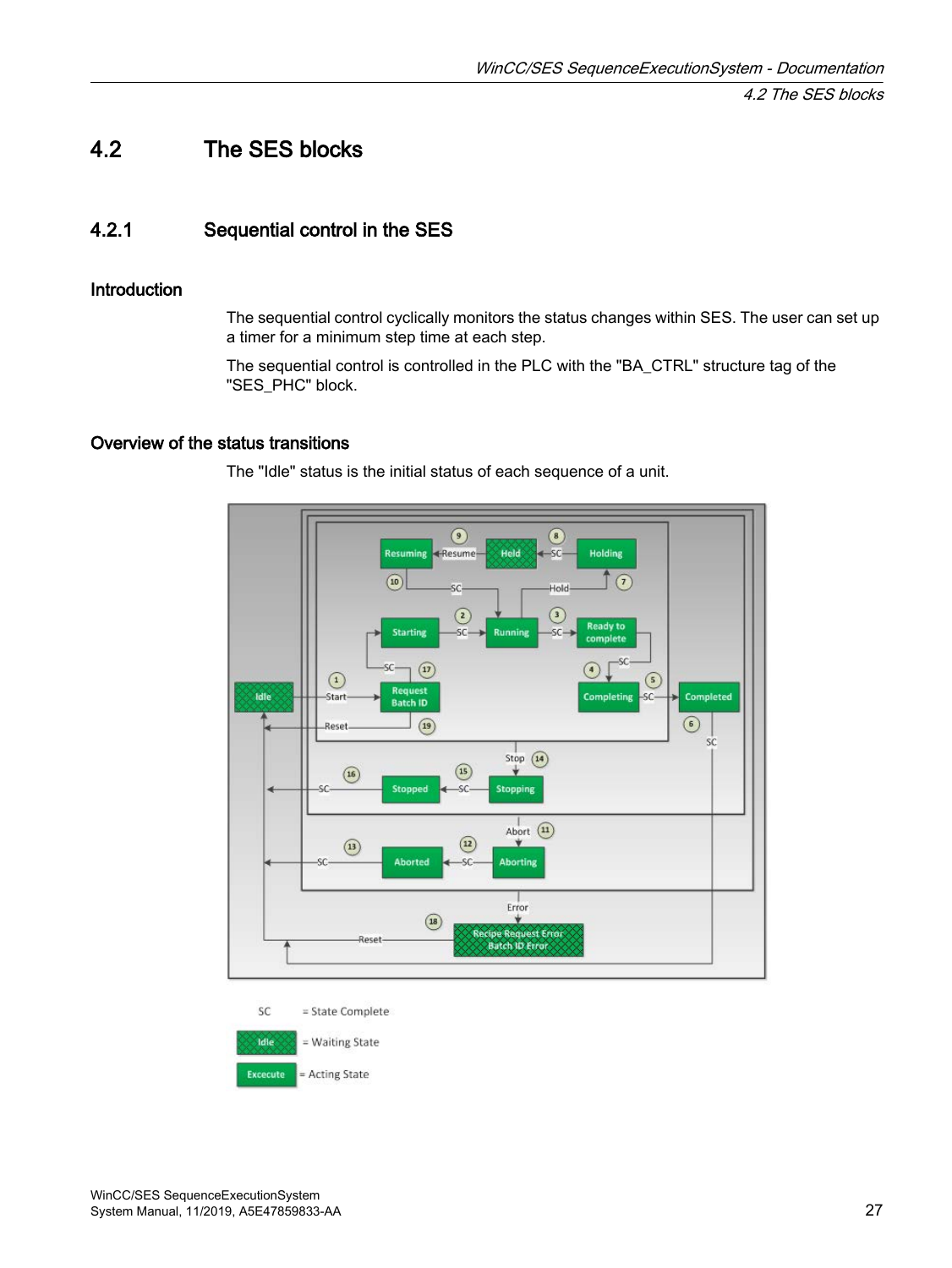## 4.2 The SES blocks

### 4.2.1 Sequential control in the SES

#### Introduction

The sequential control cyclically monitors the status changes within SES. The user can set up a timer for a minimum step time at each step.

The sequential control is controlled in the PLC with the "BA_CTRL" structure tag of the "SES_PHC" block.

#### Overview of the status transitions

The "Idle" status is the initial status of each sequence of a unit.

SC = State Complete

Idle = Waiting State

Excecute = Acting State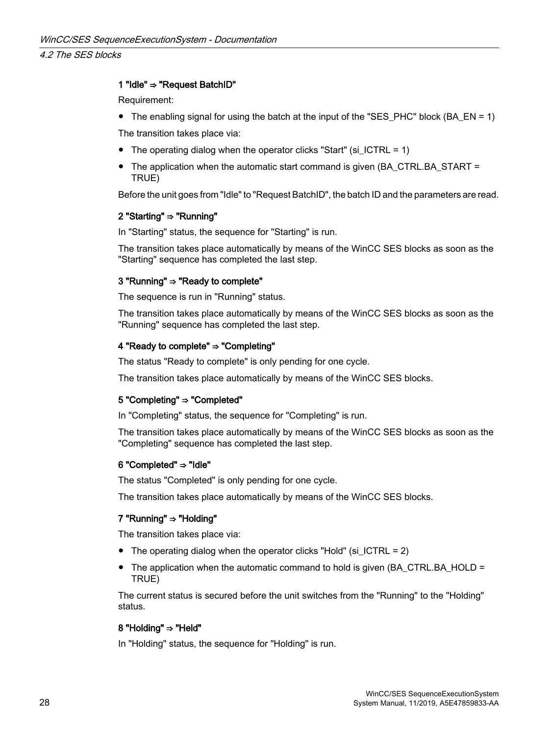#### 1 "Idle" ⇒ "Request BatchID"

Requirement:

- The enabling signal for using the batch at the input of the "SES_PHC" block (BA_EN = 1)

The transition takes place via:

- The operating dialog when the operator clicks "Start" (si_ICTRL = 1)
- The application when the automatic start command is given (BA_CTRL.BA_START = TRUE)

Before the unit goes from "Idle" to "Request BatchID", the batch ID and the parameters are read.

#### 2 "Starting" ⇒ "Running"

In "Starting" status, the sequence for "Starting" is run.

The transition takes place automatically by means of the WinCC SES blocks as soon as the "Starting" sequence has completed the last step.

#### 3 "Running" ⇒ "Ready to complete"

The sequence is run in "Running" status.

The transition takes place automatically by means of the WinCC SES blocks as soon as the "Running" sequence has completed the last step.

#### 4 "Ready to complete" ⇒ "Completing"

The status "Ready to complete" is only pending for one cycle.

The transition takes place automatically by means of the WinCC SES blocks.

#### 5 "Completing" ⇒ "Completed"

In "Completing" status, the sequence for "Completing" is run.

The transition takes place automatically by means of the WinCC SES blocks as soon as the "Completing" sequence has completed the last step.

#### 6 "Completed" ⇒ "Idle"

The status "Completed" is only pending for one cycle.

The transition takes place automatically by means of the WinCC SES blocks.

#### 7 "Running" ⇒ "Holding"

The transition takes place via:

- The operating dialog when the operator clicks "Hold" (si_ICTRL = 2)
- The application when the automatic command to hold is given (BA_CTRL.BA_HOLD = TRUE)

The current status is secured before the unit switches from the "Running" to the "Holding" status.

#### 8 "Holding" ⇒ "Held"

In "Holding" status, the sequence for "Holding" is run.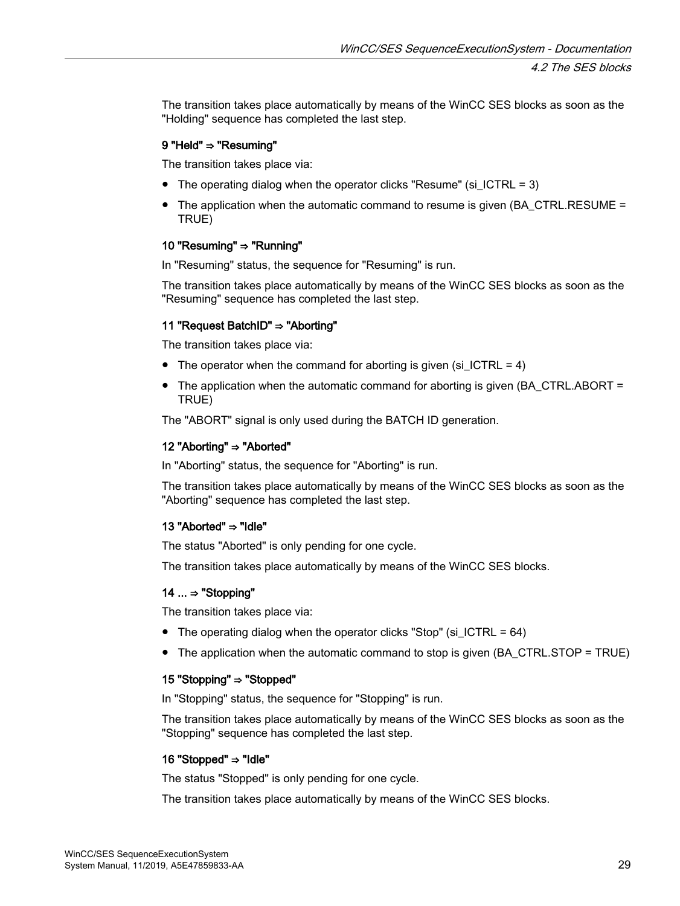The transition takes place automatically by means of the WinCC SES blocks as soon as the "Holding" sequence has completed the last step.

#### 9 "Held" ⇒ "Resuming"

The transition takes place via:

- The operating dialog when the operator clicks "Resume" (si_ICTRL = 3)
- The application when the automatic command to resume is given (BA_CTRL.RESUME = TRUE)

#### 10 "Resuming" ⇒ "Running"

In "Resuming" status, the sequence for "Resuming" is run.

The transition takes place automatically by means of the WinCC SES blocks as soon as the "Resuming" sequence has completed the last step.

#### 11 "Request BatchID" ⇒ "Aborting"

The transition takes place via:

- The operator when the command for aborting is given (si_ICTRL = 4)
- The application when the automatic command for aborting is given (BA_CTRL.ABORT = TRUE)

The "ABORT" signal is only used during the BATCH ID generation.

#### 12 "Aborting" ⇒ "Aborted"

In "Aborting" status, the sequence for "Aborting" is run.

The transition takes place automatically by means of the WinCC SES blocks as soon as the "Aborting" sequence has completed the last step.

#### 13 "Aborted" ⇒ "Idle"

The status "Aborted" is only pending for one cycle.

The transition takes place automatically by means of the WinCC SES blocks.

#### 14 ... ⇒ "Stopping"

The transition takes place via:

- The operating dialog when the operator clicks "Stop" (si_ICTRL = 64)
- The application when the automatic command to stop is given (BA_CTRL.STOP = TRUE)

#### 15 "Stopping" ⇒ "Stopped"

In "Stopping" status, the sequence for "Stopping" is run.

The transition takes place automatically by means of the WinCC SES blocks as soon as the "Stopping" sequence has completed the last step.

#### 16 "Stopped" ⇒ "Idle"

The status "Stopped" is only pending for one cycle.

The transition takes place automatically by means of the WinCC SES blocks.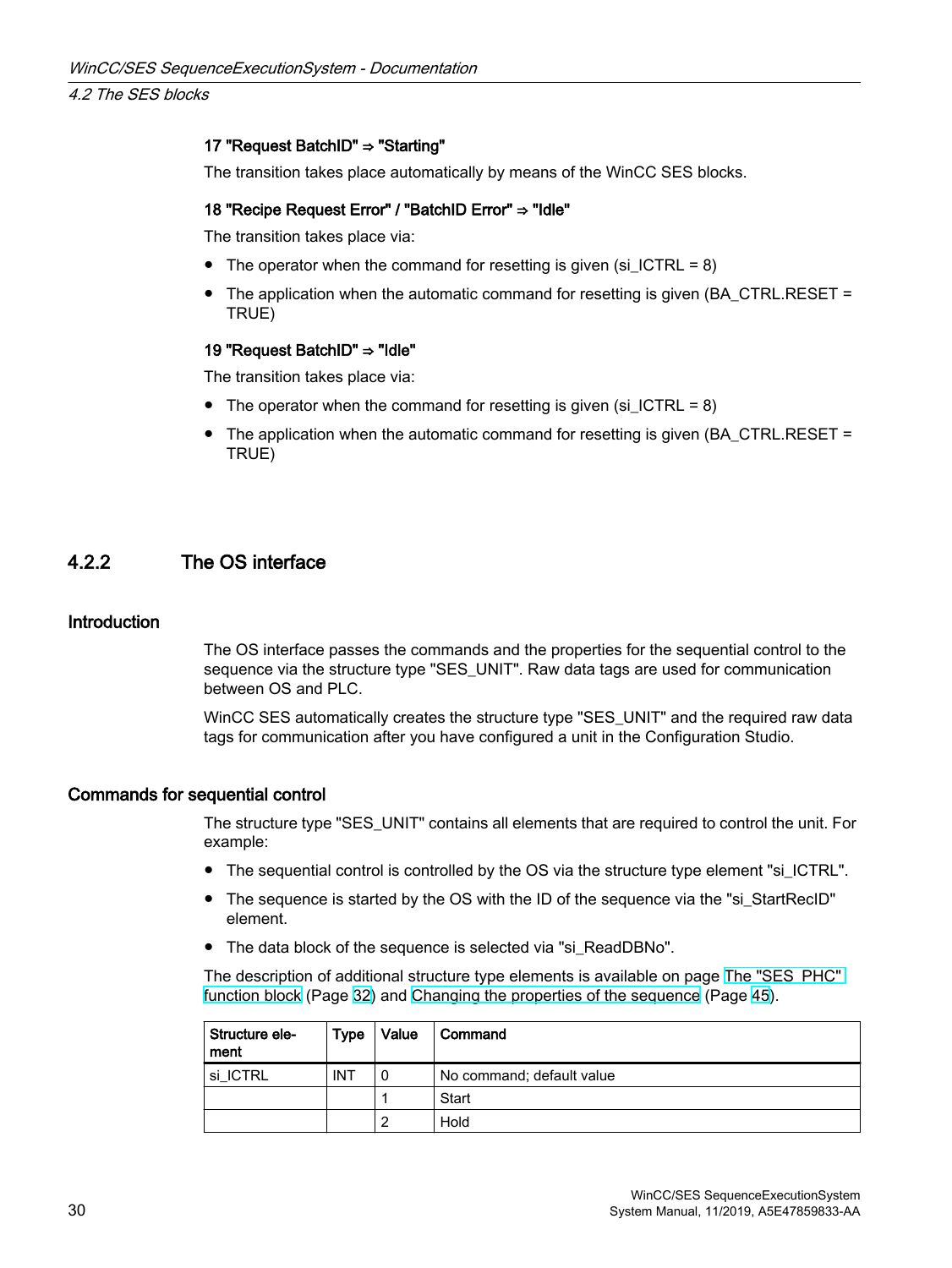#### 17 "Request BatchID" ⇒ "Starting"

The transition takes place automatically by means of the WinCC SES blocks.

#### 18 "Recipe Request Error" / "BatchID Error" ⇒ "Idle"

The transition takes place via:

- The operator when the command for resetting is given (si_ICTRL = 8)
- The application when the automatic command for resetting is given (BA_CTRL.RESET = TRUE)

#### 19 "Request BatchID" ⇒ "Idle"

The transition takes place via:

- The operator when the command for resetting is given (si_ICTRL = 8)
- The application when the automatic command for resetting is given (BA_CTRL.RESET = TRUE)

## 4.2.2 The OS interface

### Introduction

The OS interface passes the commands and the properties for the sequential control to the sequence via the structure type "SES_UNIT". Raw data tags are used for communication between OS and PLC.

WinCC SES automatically creates the structure type "SES_UNIT" and the required raw data tags for communication after you have configured a unit in the Configuration Studio.

### Commands for sequential control

The structure type "SES_UNIT" contains all elements that are required to control the unit. For example:

- The sequential control is controlled by the OS via the structure type element "si_ICTRL".
- The sequence is started by the OS with the ID of the sequence via the "si_StartRecID" element.
- The data block of the sequence is selected via "si_ReadDBNo".

The description of additional structure type elements is available on page The "SES_PHC" function block (Page 32) and Changing the properties of the sequence (Page 45).

| Structure element | Type | Value | Command |
|---|---|---|---|
| si_ICTRL | INT | 0 | No command; default value |
| | | 1 | Start |
| | | 2 | Hold |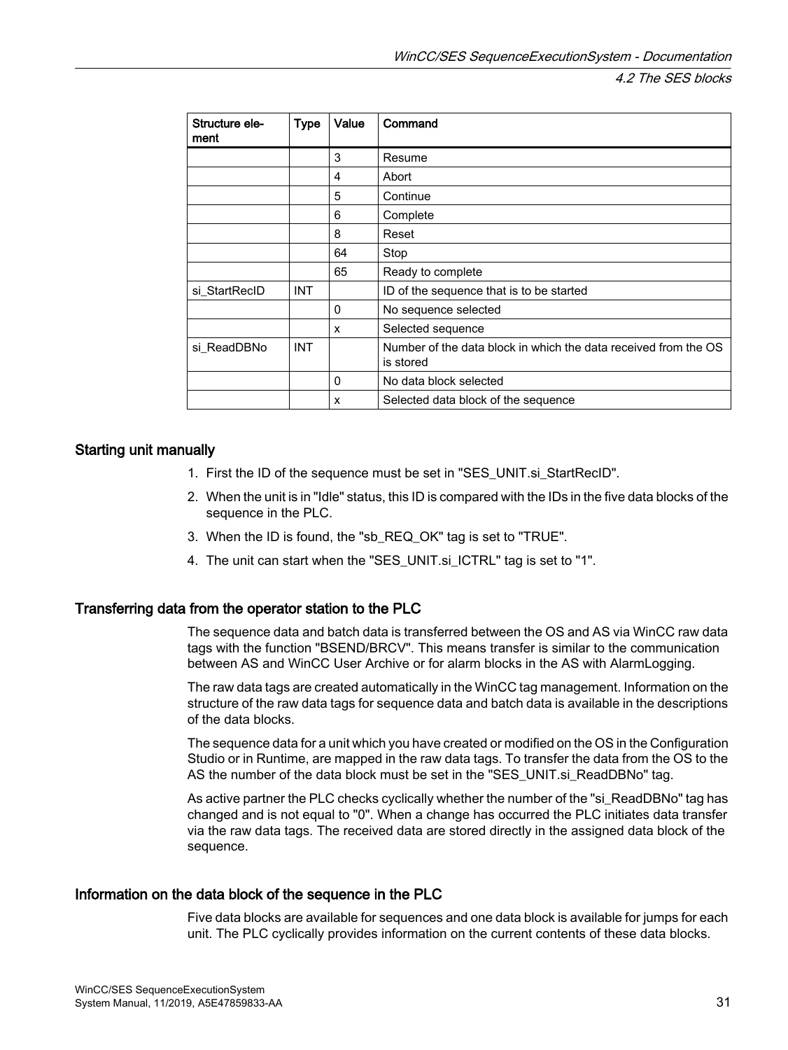| Structure element | Type | Value | Command |
|---|---|---|---|
| | | 3 | Resume |
| | | 4 | Abort |
| | | 5 | Continue |
| | | 6 | Complete |
| | | 8 | Reset |
| | | 64 | Stop |
| | | 65 | Ready to complete |
| si_StartRecID | INT | | ID of the sequence that is to be started |
| | | 0 | No sequence selected |
| | | x | Selected sequence |
| si_ReadDBNo | INT | | Number of the data block in which the data received from the OS is stored |
| | | 0 | No data block selected |
| | | x | Selected data block of the sequence |

### Starting unit manually

1. First the ID of the sequence must be set in "SES_UNIT.si_StartRecID".
2. When the unit is in "Idle" status, this ID is compared with the IDs in the five data blocks of the sequence in the PLC.
3. When the ID is found, the "sb_REQ_OK" tag is set to "TRUE".
4. The unit can start when the "SES_UNIT.si_ICTRL" tag is set to "1".

### Transferring data from the operator station to the PLC

The sequence data and batch data is transferred between the OS and AS via WinCC raw data tags with the function "BSEND/BRCV". This means transfer is similar to the communication between AS and WinCC User Archive or for alarm blocks in the AS with AlarmLogging.

The raw data tags are created automatically in the WinCC tag management. Information on the structure of the raw data tags for sequence data and batch data is available in the descriptions of the data blocks.

The sequence data for a unit which you have created or modified on the OS in the Configuration Studio or in Runtime, are mapped in the raw data tags. To transfer the data from the OS to the AS the number of the data block must be set in the "SES_UNIT.si_ReadDBNo" tag.

As active partner the PLC checks cyclically whether the number of the "si_ReadDBNo" tag has changed and is not equal to "0". When a change has occurred the PLC initiates data transfer via the raw data tags. The received data are stored directly in the assigned data block of the sequence.

### Information on the data block of the sequence in the PLC

Five data blocks are available for sequences and one data block is available for jumps for each unit. The PLC cyclically provides information on the current contents of these data blocks.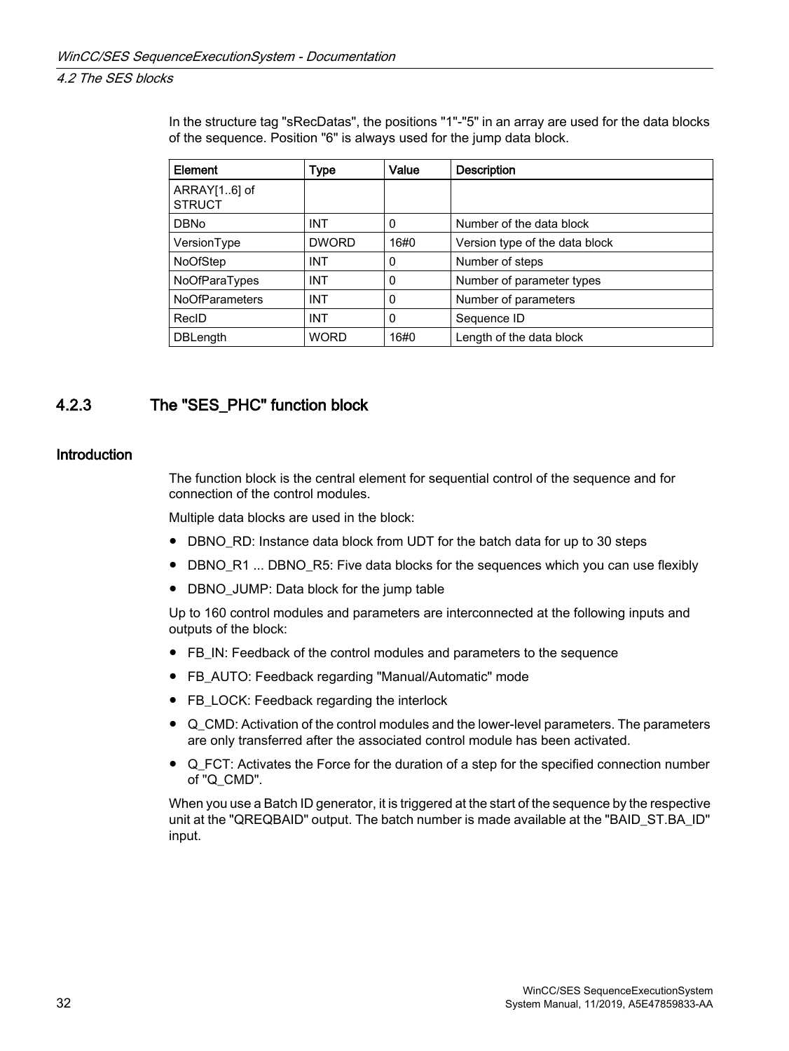In the structure tag "sRecDatas", the positions "1"-"5" in an array are used for the data blocks of the sequence. Position "6" is always used for the jump data block.

| Element | Type | Value | Description |
| --- | --- | --- | --- |
| ARRAY[1..6] of STRUCT | | | |
| DBNo | INT | 0 | Number of the data block |
| VersionType | DWORD | 16#0 | Version type of the data block |
| NoOfStep | INT | 0 | Number of steps |
| NoOfParaTypes | INT | 0 | Number of parameter types |
| NoOfParameters | INT | 0 | Number of parameters |
| RecID | INT | 0 | Sequence ID |
| DBLength | WORD | 16#0 | Length of the data block |

### 4.2.3 The "SES_PHC" function block

#### Introduction

The function block is the central element for sequential control of the sequence and for connection of the control modules.

Multiple data blocks are used in the block:

- DBNO_RD: Instance data block from UDT for the batch data for up to 30 steps
- DBNO_R1 ... DBNO_R5: Five data blocks for the sequences which you can use flexibly
- DBNO_JUMP: Data block for the jump table

Up to 160 control modules and parameters are interconnected at the following inputs and outputs of the block:

- FB_IN: Feedback of the control modules and parameters to the sequence
- FB_AUTO: Feedback regarding "Manual/Automatic" mode
- FB_LOCK: Feedback regarding the interlock
- Q_CMD: Activation of the control modules and the lower-level parameters. The parameters are only transferred after the associated control module has been activated.
- Q_FCT: Activates the Force for the duration of a step for the specified connection number of "Q_CMD".

When you use a Batch ID generator, it is triggered at the start of the sequence by the respective unit at the "QREQBAID" output. The batch number is made available at the "BAID_ST.BA_ID" input.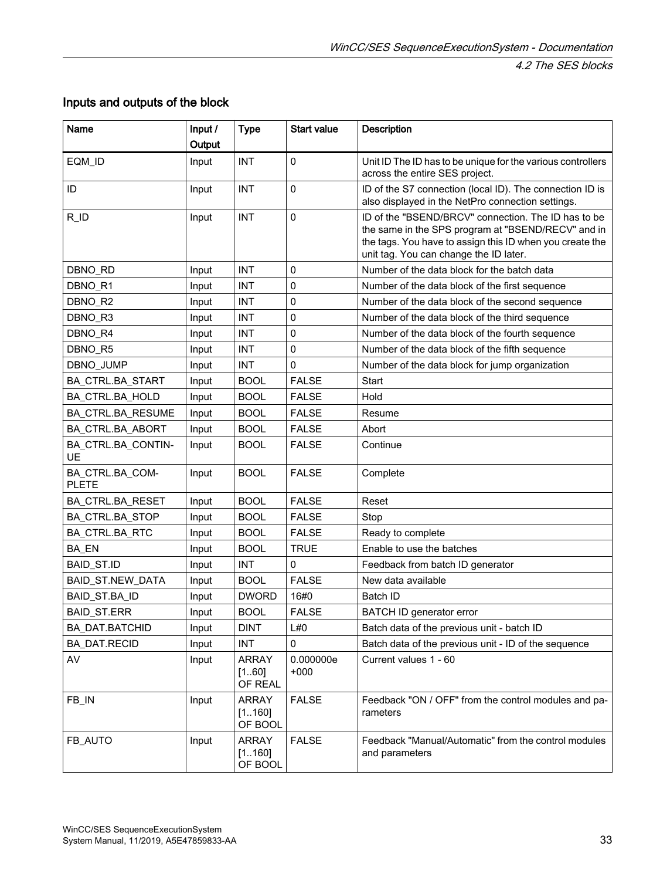### Inputs and outputs of the block

| Name | Input / Output | Type | Start value | Description |
|---|---|---|---|---|
| EQM_ID | Input | INT | 0 | Unit ID The ID has to be unique for the various controllers across the entire SES project. |
| ID | Input | INT | 0 | ID of the S7 connection (local ID). The connection ID is also displayed in the NetPro connection settings. |
| R_ID | Input | INT | 0 | ID of the "BSEND/BRCV" connection. The ID has to be the same in the SPS program at "BSEND/RECV" and in the tags. You have to assign this ID when you create the unit tag. You can change the ID later. |
| DBNO_RD | Input | INT | 0 | Number of the data block for the batch data |
| DBNO_R1 | Input | INT | 0 | Number of the data block of the first sequence |
| DBNO_R2 | Input | INT | 0 | Number of the data block of the second sequence |
| DBNO_R3 | Input | INT | 0 | Number of the data block of the third sequence |
| DBNO_R4 | Input | INT | 0 | Number of the data block of the fourth sequence |
| DBNO_R5 | Input | INT | 0 | Number of the data block of the fifth sequence |
| DBNO_JUMP | Input | INT | 0 | Number of the data block for jump organization |
| BA_CTRL.BA_START | Input | BOOL | FALSE | Start |
| BA_CTRL.BA_HOLD | Input | BOOL | FALSE | Hold |
| BA_CTRL.BA_RESUME | Input | BOOL | FALSE | Resume |
| BA_CTRL.BA_ABORT | Input | BOOL | FALSE | Abort |
| BA_CTRL.BA_CONTINUE | Input | BOOL | FALSE | Continue |
| BA_CTRL.BA_COMPLETE | Input | BOOL | FALSE | Complete |
| BA_CTRL.BA_RESET | Input | BOOL | FALSE | Reset |
| BA_CTRL.BA_STOP | Input | BOOL | FALSE | Stop |
| BA_CTRL.BA_RTC | Input | BOOL | FALSE | Ready to complete |
| BA_EN | Input | BOOL | TRUE | Enable to use the batches |
| BAID_ST.ID | Input | INT | 0 | Feedback from batch ID generator |
| BAID_ST.NEW_DATA | Input | BOOL | FALSE | New data available |
| BAID_ST.BA_ID | Input | DWORD | 16#0 | Batch ID |
| BAID_ST.ERR | Input | BOOL | FALSE | BATCH ID generator error |
| BA_DAT.BATCHID | Input | DINT | L#0 | Batch data of the previous unit - batch ID |
| BA_DAT.RECID | Input | INT | 0 | Batch data of the previous unit - ID of the sequence |
| AV | Input | ARRAY [1..60] OF REAL | 0.000000e +000 | Current values 1 - 60 |
| FB_IN | Input | ARRAY [1..160] OF BOOL | FALSE | Feedback "ON / OFF" from the control modules and parameters |
| FB_AUTO | Input | ARRAY [1..160] OF BOOL | FALSE | Feedback "Manual/Automatic" from the control modules and parameters |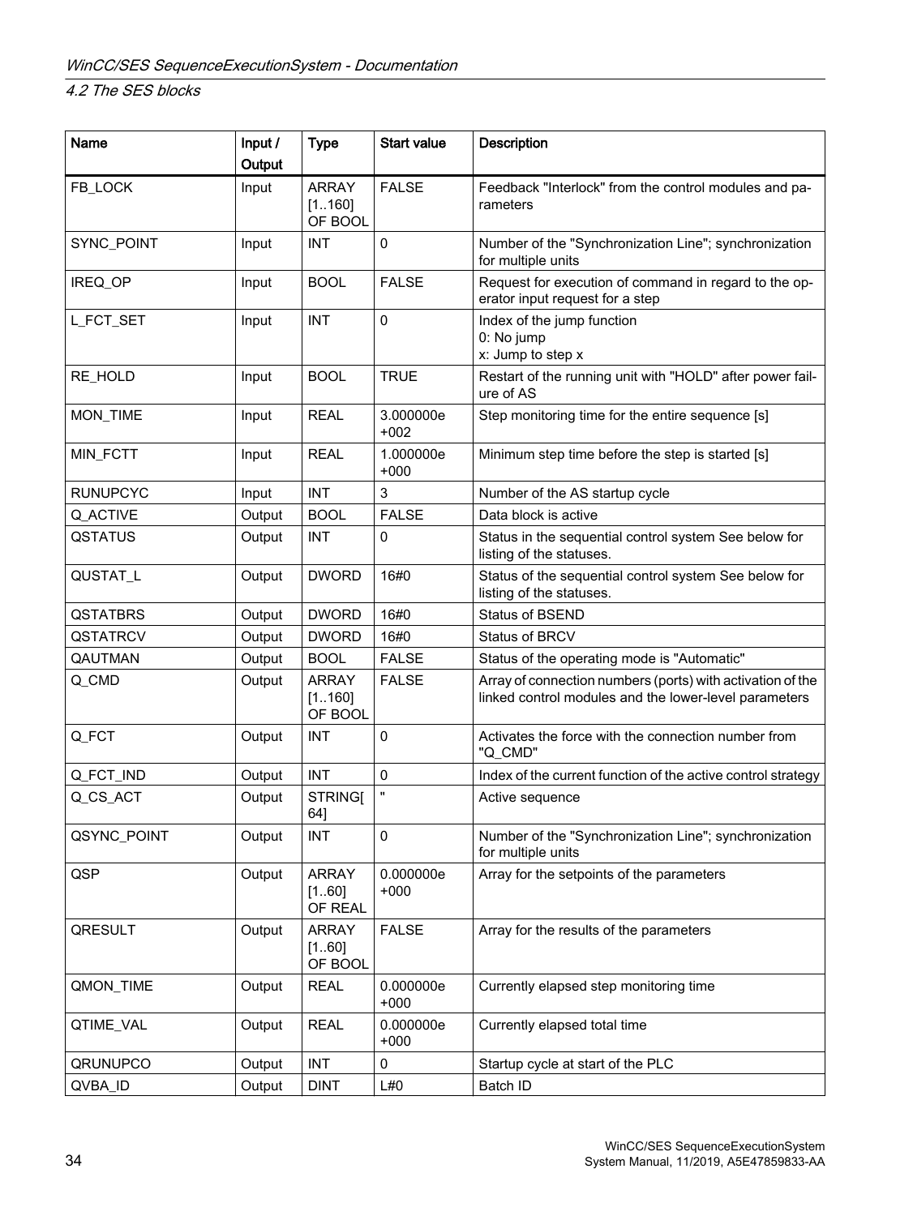| Name | Input / Output | Type | Start value | Description |
|---|---|---|---|---|
| FB_LOCK | Input | ARRAY [1..160] OF BOOL | FALSE | Feedback "Interlock" from the control modules and parameters |
| SYNC_POINT | Input | INT | 0 | Number of the "Synchronization Line"; synchronization for multiple units |
| IREQ_OP | Input | BOOL | FALSE | Request for execution of command in regard to the operator input request for a step |
| L_FCT_SET | Input | INT | 0 | Index of the jump function<br>0: No jump<br>x: Jump to step x |
| RE_HOLD | Input | BOOL | TRUE | Restart of the running unit with "HOLD" after power failure of AS |
| MON_TIME | Input | REAL | 3.000000e +002 | Step monitoring time for the entire sequence [s] |
| MIN_FCTT | Input | REAL | 1.000000e +000 | Minimum step time before the step is started [s] |
| RUNUPCYC | Input | INT | 3 | Number of the AS startup cycle |
| Q_ACTIVE | Output | BOOL | FALSE | Data block is active |
| QSTATUS | Output | INT | 0 | Status in the sequential control system See below for listing of the statuses. |
| QUSTAT_L | Output | DWORD | 16#0 | Status of the sequential control system See below for listing of the statuses. |
| QSTATBRS | Output | DWORD | 16#0 | Status of BSEND |
| QSTATRCV | Output | DWORD | 16#0 | Status of BRCV |
| QAUTMAN | Output | BOOL | FALSE | Status of the operating mode is "Automatic" |
| Q_CMD | Output | ARRAY [1..160] OF BOOL | FALSE | Array of connection numbers (ports) with activation of the linked control modules and the lower-level parameters |
| Q_FCT | Output | INT | 0 | Activates the force with the connection number from "Q_CMD" |
| Q_FCT_IND | Output | INT | 0 | Index of the current function of the active control strategy |
| Q_CS_ACT | Output | STRING[64] | '' | Active sequence |
| QSYNC_POINT | Output | INT | 0 | Number of the "Synchronization Line"; synchronization for multiple units |
| QSP | Output | ARRAY [1..60] OF REAL | 0.000000e +000 | Array for the setpoints of the parameters |
| QRESULT | Output | ARRAY [1..60] OF BOOL | FALSE | Array for the results of the parameters |
| QMON_TIME | Output | REAL | 0.000000e +000 | Currently elapsed step monitoring time |
| QTIME_VAL | Output | REAL | 0.000000e +000 | Currently elapsed total time |
| QRUNUPCO | Output | INT | 0 | Startup cycle at start of the PLC |
| QVBA_ID | Output | DINT | L#0 | Batch ID |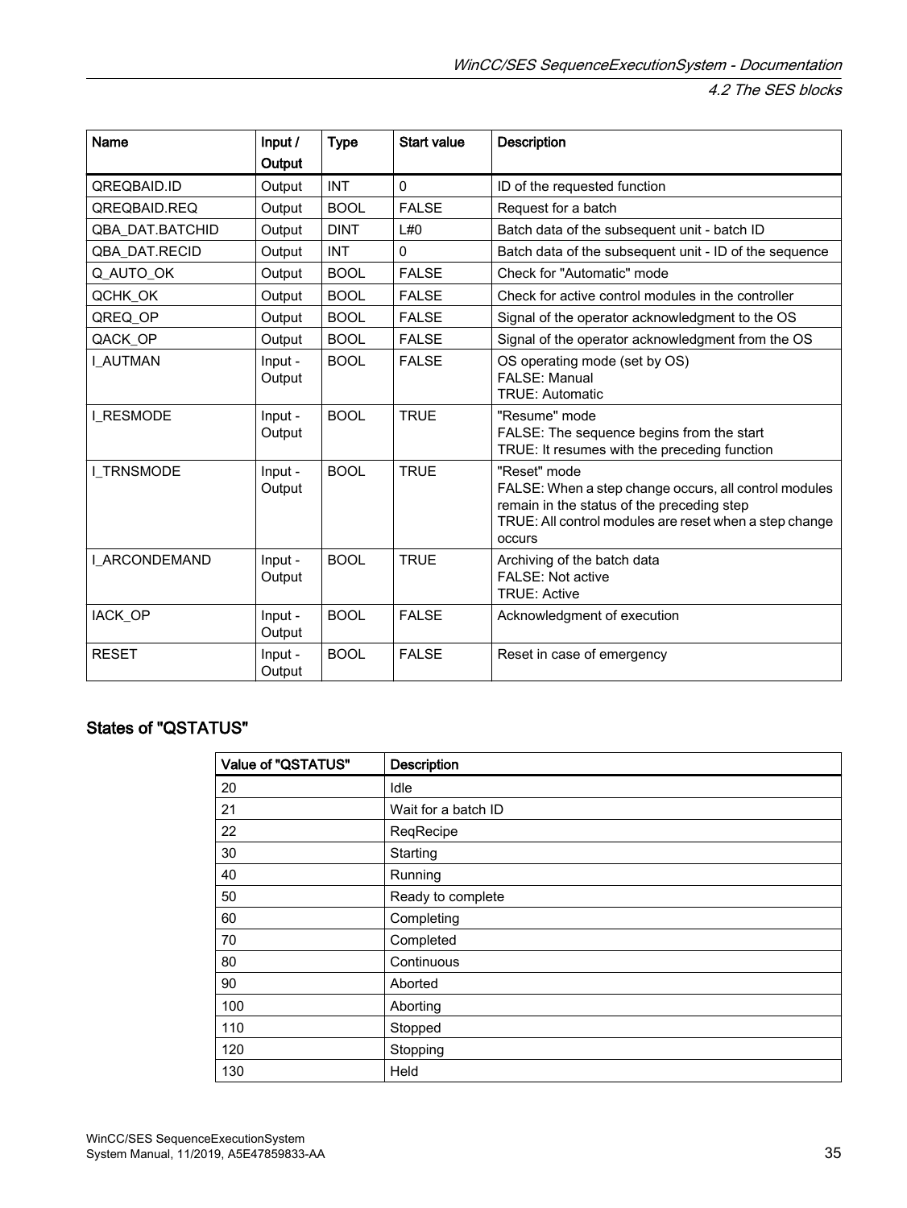| Name | Input / Output | Type | Start value | Description |
|---|---|---|---|---|
| QREQBAID.ID | Output | INT | 0 | ID of the requested function |
| QREQBAID.REQ | Output | BOOL | FALSE | Request for a batch |
| QBA_DAT.BATCHID | Output | DINT | L#0 | Batch data of the subsequent unit - batch ID |
| QBA_DAT.RECID | Output | INT | 0 | Batch data of the subsequent unit - ID of the sequence |
| Q_AUTO_OK | Output | BOOL | FALSE | Check for "Automatic" mode |
| QCHK_OK | Output | BOOL | FALSE | Check for active control modules in the controller |
| QREQ_OP | Output | BOOL | FALSE | Signal of the operator acknowledgment to the OS |
| QACK_OP | Output | BOOL | FALSE | Signal of the operator acknowledgment from the OS |
| I_AUTMAN | Input - Output | BOOL | FALSE | OS operating mode (set by OS)<br>FALSE: Manual<br>TRUE: Automatic |
| I_RESMODE | Input - Output | BOOL | TRUE | "Resume" mode<br>FALSE: The sequence begins from the start<br>TRUE: It resumes with the preceding function |
| I_TRNSMODE | Input - Output | BOOL | TRUE | "Reset" mode<br>FALSE: When a step change occurs, all control modules remain in the status of the preceding step<br>TRUE: All control modules are reset when a step change occurs |
| I_ARCONDEMAND | Input - Output | BOOL | TRUE | Archiving of the batch data<br>FALSE: Not active<br>TRUE: Active |
| IACK_OP | Input - Output | BOOL | FALSE | Acknowledgment of execution |
| RESET | Input - Output | BOOL | FALSE | Reset in case of emergency |

## States of "QSTATUS"

| Value of "QSTATUS" | Description |
|---|---|
| 20 | Idle |
| 21 | Wait for a batch ID |
| 22 | ReqRecipe |
| 30 | Starting |
| 40 | Running |
| 50 | Ready to complete |
| 60 | Completing |
| 70 | Completed |
| 80 | Continuous |
| 90 | Aborted |
| 100 | Aborting |
| 110 | Stopped |
| 120 | Stopping |
| 130 | Held |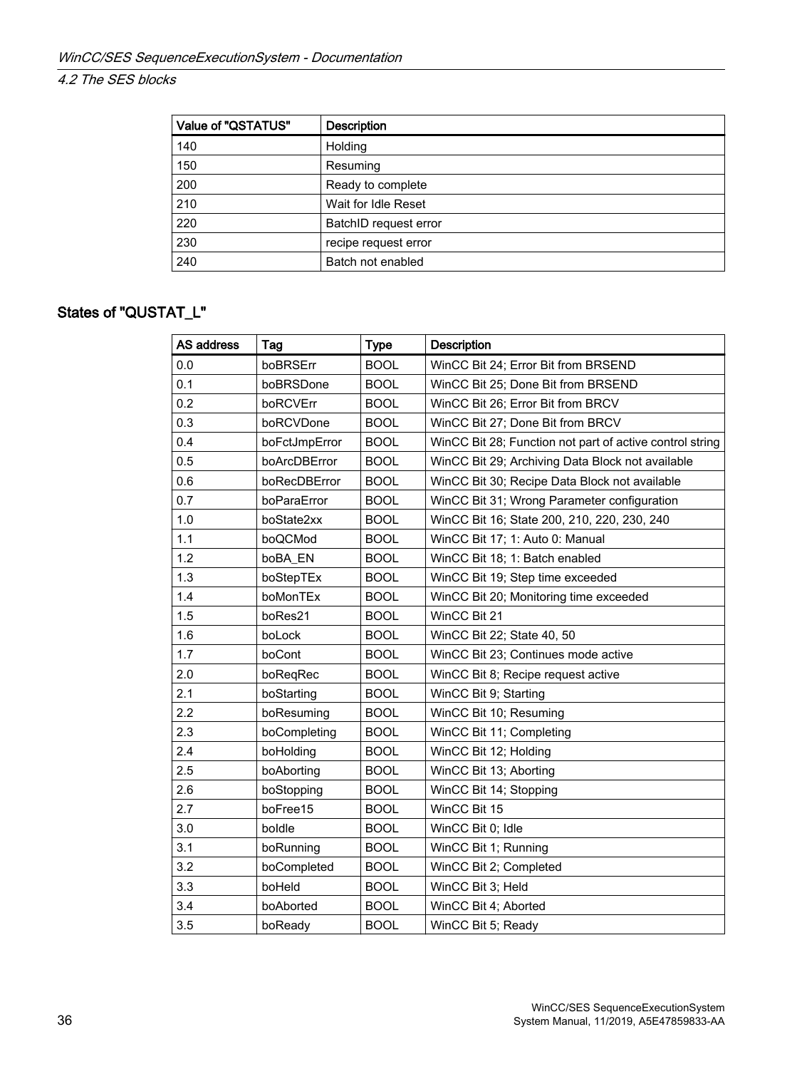| Value of "QSTATUS" | Description |
| --- | --- |
| 140 | Holding |
| 150 | Resuming |
| 200 | Ready to complete |
| 210 | Wait for Idle Reset |
| 220 | BatchID request error |
| 230 | recipe request error |
| 240 | Batch not enabled |

## States of "QUSTAT_L"

| AS address | Tag | Type | Description |
| --- | --- | --- | --- |
| 0.0 | boBRSErr | BOOL | WinCC Bit 24; Error Bit from BRSEND |
| 0.1 | boBRSDone | BOOL | WinCC Bit 25; Done Bit from BRSEND |
| 0.2 | boRCVErr | BOOL | WinCC Bit 26; Error Bit from BRCV |
| 0.3 | boRCVDone | BOOL | WinCC Bit 27; Done Bit from BRCV |
| 0.4 | boFctJmpError | BOOL | WinCC Bit 28; Function not part of active control string |
| 0.5 | boArcDBError | BOOL | WinCC Bit 29; Archiving Data Block not available |
| 0.6 | boRecDBError | BOOL | WinCC Bit 30; Recipe Data Block not available |
| 0.7 | boParaError | BOOL | WinCC Bit 31; Wrong Parameter configuration |
| 1.0 | boState2xx | BOOL | WinCC Bit 16; State 200, 210, 220, 230, 240 |
| 1.1 | boQCMod | BOOL | WinCC Bit 17; 1: Auto 0: Manual |
| 1.2 | boBA_EN | BOOL | WinCC Bit 18; 1: Batch enabled |
| 1.3 | boStepTEx | BOOL | WinCC Bit 19; Step time exceeded |
| 1.4 | boMonTEx | BOOL | WinCC Bit 20; Monitoring time exceeded |
| 1.5 | boRes21 | BOOL | WinCC Bit 21 |
| 1.6 | boLock | BOOL | WinCC Bit 22; State 40, 50 |
| 1.7 | boCont | BOOL | WinCC Bit 23; Continues mode active |
| 2.0 | boReqRec | BOOL | WinCC Bit 8; Recipe request active |
| 2.1 | boStarting | BOOL | WinCC Bit 9; Starting |
| 2.2 | boResuming | BOOL | WinCC Bit 10; Resuming |
| 2.3 | boCompleting | BOOL | WinCC Bit 11; Completing |
| 2.4 | boHolding | BOOL | WinCC Bit 12; Holding |
| 2.5 | boAborting | BOOL | WinCC Bit 13; Aborting |
| 2.6 | boStopping | BOOL | WinCC Bit 14; Stopping |
| 2.7 | boFree15 | BOOL | WinCC Bit 15 |
| 3.0 | boIdle | BOOL | WinCC Bit 0; Idle |
| 3.1 | boRunning | BOOL | WinCC Bit 1; Running |
| 3.2 | boCompleted | BOOL | WinCC Bit 2; Completed |
| 3.3 | boHeld | BOOL | WinCC Bit 3; Held |
| 3.4 | boAborted | BOOL | WinCC Bit 4; Aborted |
| 3.5 | boReady | BOOL | WinCC Bit 5; Ready |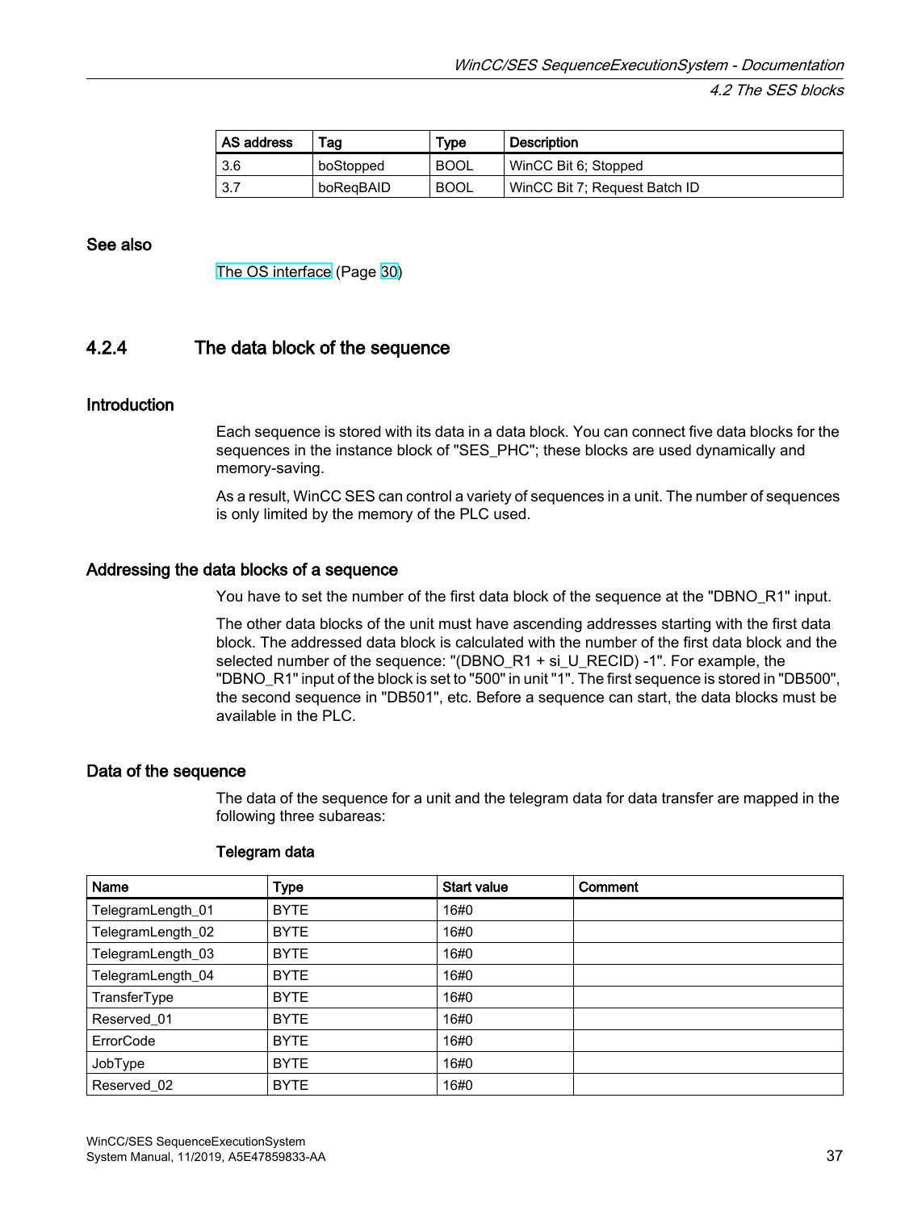| AS address | Tag | Type | Description |
| --- | --- | --- | --- |
| 3.6 | boStopped | BOOL | WinCC Bit 6; Stopped |
| 3.7 | boReqBAID | BOOL | WinCC Bit 7; Request Batch ID |

### See also

The OS interface (Page 30)

## 4.2.4 The data block of the sequence

### Introduction

Each sequence is stored with its data in a data block. You can connect five data blocks for the sequences in the instance block of "SES_PHC"; these blocks are used dynamically and memory-saving.

As a result, WinCC SES can control a variety of sequences in a unit. The number of sequences is only limited by the memory of the PLC used.

### Addressing the data blocks of a sequence

You have to set the number of the first data block of the sequence at the "DBNO_R1" input.

The other data blocks of the unit must have ascending addresses starting with the first data block. The addressed data block is calculated with the number of the first data block and the selected number of the sequence: "(DBNO_R1 + si_U_RECID) -1". For example, the "DBNO_R1" input of the block is set to "500" in unit "1". The first sequence is stored in "DB500", the second sequence in "DB501", etc. Before a sequence can start, the data blocks must be available in the PLC.

### Data of the sequence

The data of the sequence for a unit and the telegram data for data transfer are mapped in the following three subareas:

**Telegram data**

| Name | Type | Start value | Comment |
| --- | --- | --- | --- |
| TelegramLength_01 | BYTE | 16#0 | |
| TelegramLength_02 | BYTE | 16#0 | |
| TelegramLength_03 | BYTE | 16#0 | |
| TelegramLength_04 | BYTE | 16#0 | |
| TransferType | BYTE | 16#0 | |
| Reserved_01 | BYTE | 16#0 | |
| ErrorCode | BYTE | 16#0 | |
| JobType | BYTE | 16#0 | |
| Reserved_02 | BYTE | 16#0 | |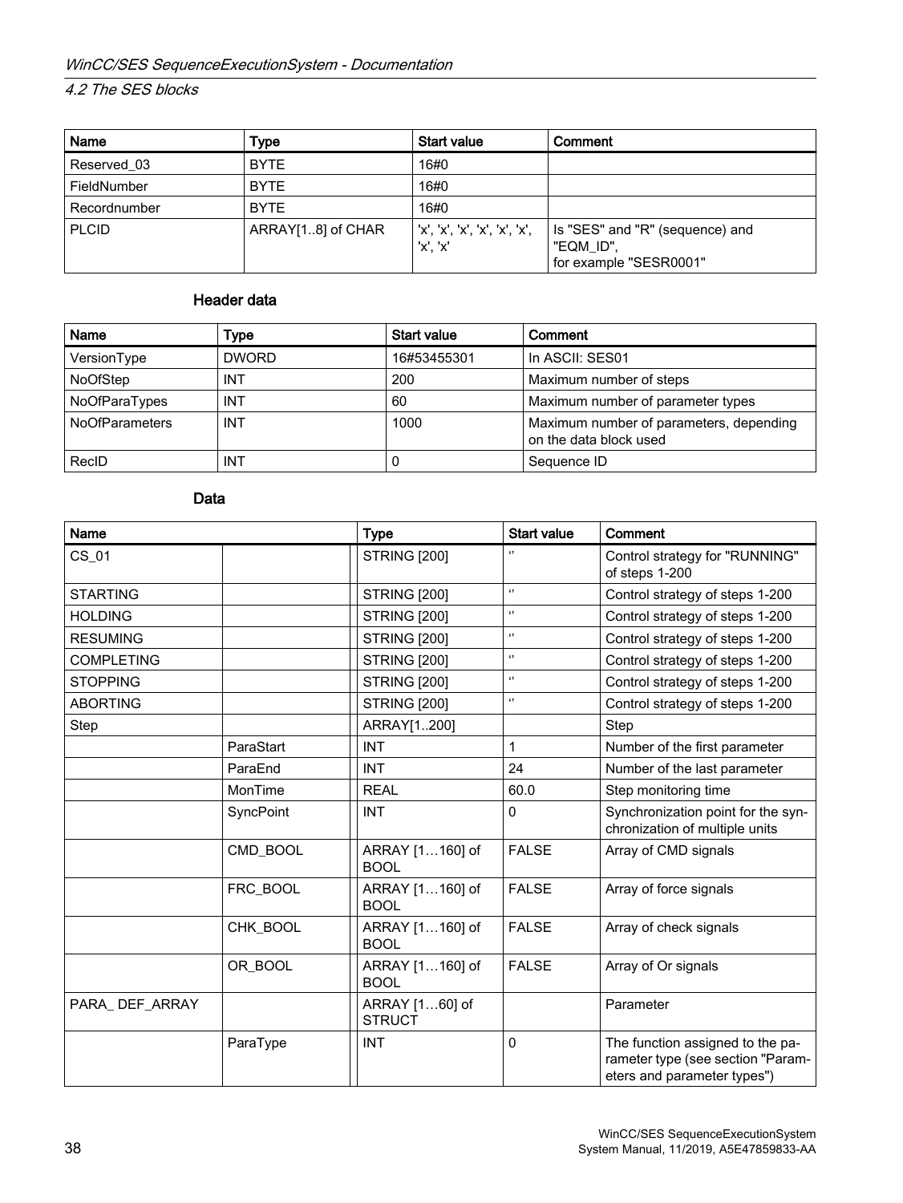| Name | Type | Start value | Comment |
|---|---|---|---|
| Reserved_03 | BYTE | 16#0 | |
| FieldNumber | BYTE | 16#0 | |
| Recordnumber | BYTE | 16#0 | |
| PLCID | ARRAY[1..8] of CHAR | 'x', 'x', 'x', 'x', 'x', 'x', 'x', 'x' | Is "SES" and "R" (sequence) and "EQM_ID", for example "SESR0001" |

#### Header data

| Name | Type | Start value | Comment |
|---|---|---|---|
| VersionType | DWORD | 16#53455301 | In ASCII: SES01 |
| NoOfStep | INT | 200 | Maximum number of steps |
| NoOfParaTypes | INT | 60 | Maximum number of parameter types |
| NoOfParameters | INT | 1000 | Maximum number of parameters, depending on the data block used |
| RecID | INT | 0 | Sequence ID |

#### Data

| Name | | Type | Start value | Comment |
|---|---|---|---|---|
| CS_01 | | STRING [200] | '' | Control strategy for "RUNNING" of steps 1-200 |
| STARTING | | STRING [200] | '' | Control strategy of steps 1-200 |
| HOLDING | | STRING [200] | '' | Control strategy of steps 1-200 |
| RESUMING | | STRING [200] | '' | Control strategy of steps 1-200 |
| COMPLETING | | STRING [200] | '' | Control strategy of steps 1-200 |
| STOPPING | | STRING [200] | '' | Control strategy of steps 1-200 |
| ABORTING | | STRING [200] | '' | Control strategy of steps 1-200 |
| Step | | ARRAY[1..200] | | Step |
| | ParaStart | INT | 1 | Number of the first parameter |
| | ParaEnd | INT | 24 | Number of the last parameter |
| | MonTime | REAL | 60.0 | Step monitoring time |
| | SyncPoint | INT | 0 | Synchronization point for the synchronization of multiple units |
| | CMD_BOOL | ARRAY [1…160] of BOOL | FALSE | Array of CMD signals |
| | FRC_BOOL | ARRAY [1…160] of BOOL | FALSE | Array of force signals |
| | CHK_BOOL | ARRAY [1…160] of BOOL | FALSE | Array of check signals |
| | OR_BOOL | ARRAY [1…160] of BOOL | FALSE | Array of Or signals |
| PARA_ DEF_ARRAY | | ARRAY [1…60] of STRUCT | | Parameter |
| | ParaType | INT | 0 | The function assigned to the parameter type (see section "Parameters and parameter types") |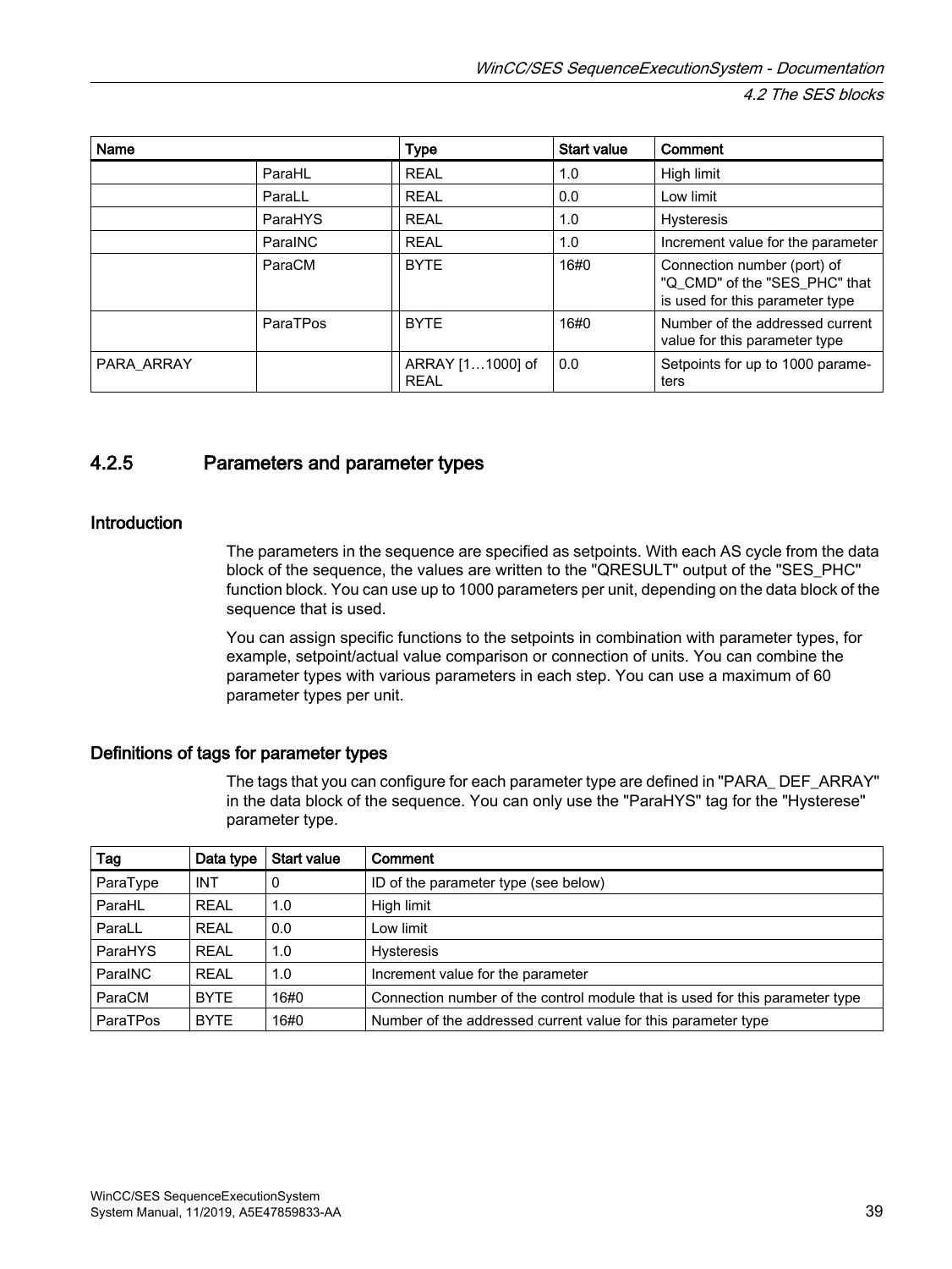| Name | | Type | Start value | Comment |
|---|---|---|---|---|
| | ParaHL | REAL | 1.0 | High limit |
| | ParaLL | REAL | 0.0 | Low limit |
| | ParaHYS | REAL | 1.0 | Hysteresis |
| | ParaINC | REAL | 1.0 | Increment value for the parameter |
| | ParaCM | BYTE | 16#0 | Connection number (port) of "Q_CMD" of the "SES_PHC" that is used for this parameter type |
| | ParaTPos | BYTE | 16#0 | Number of the addressed current value for this parameter type |
| PARA_ARRAY | | ARRAY [1…1000] of REAL | 0.0 | Setpoints for up to 1000 parameters |

### 4.2.5 Parameters and parameter types

#### Introduction

The parameters in the sequence are specified as setpoints. With each AS cycle from the data block of the sequence, the values are written to the "QRESULT" output of the "SES_PHC" function block. You can use up to 1000 parameters per unit, depending on the data block of the sequence that is used.

You can assign specific functions to the setpoints in combination with parameter types, for example, setpoint/actual value comparison or connection of units. You can combine the parameter types with various parameters in each step. You can use a maximum of 60 parameter types per unit.

#### Definitions of tags for parameter types

The tags that you can configure for each parameter type are defined in "PARA_ DEF_ARRAY" in the data block of the sequence. You can only use the "ParaHYS" tag for the "Hysterese" parameter type.

| Tag | Data type | Start value | Comment |
|---|---|---|---|
| ParaType | INT | 0 | ID of the parameter type (see below) |
| ParaHL | REAL | 1.0 | High limit |
| ParaLL | REAL | 0.0 | Low limit |
| ParaHYS | REAL | 1.0 | Hysteresis |
| ParaINC | REAL | 1.0 | Increment value for the parameter |
| ParaCM | BYTE | 16#0 | Connection number of the control module that is used for this parameter type |
| ParaTPos | BYTE | 16#0 | Number of the addressed current value for this parameter type |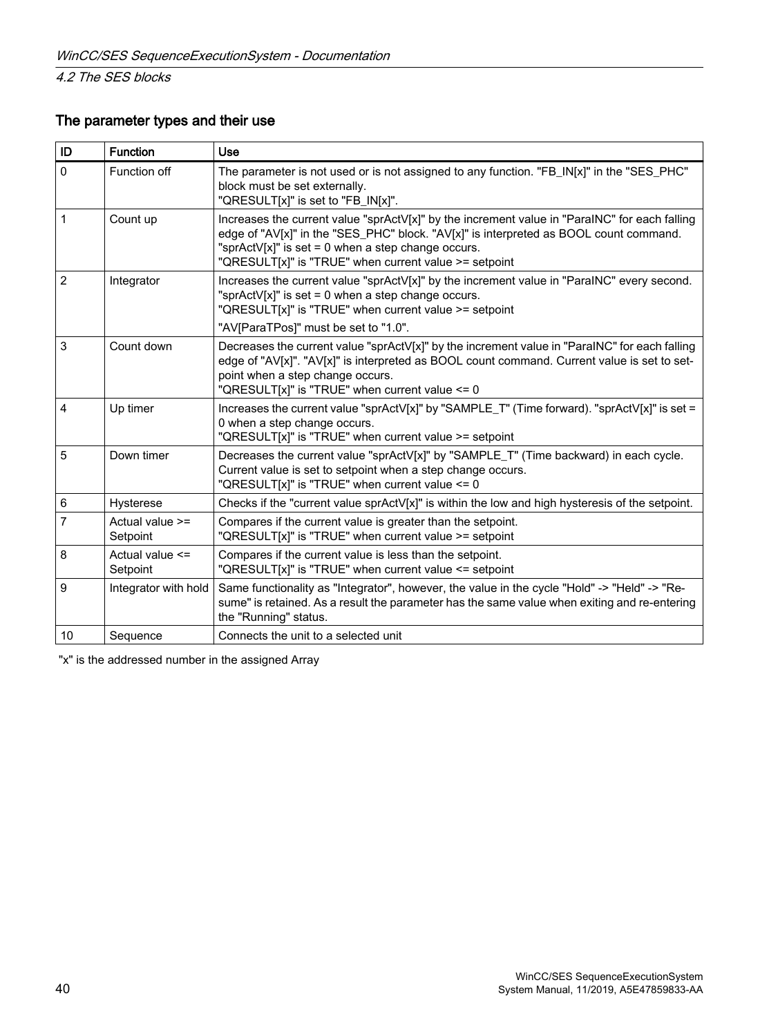### The parameter types and their use

| ID | Function | Use |
|---|---|---|
| 0 | Function off | The parameter is not used or is not assigned to any function. "FB_IN[x]" in the "SES_PHC" block must be set externally.<br>"QRESULT[x]" is set to "FB_IN[x]". |
| 1 | Count up | Increases the current value "sprActV[x]" by the increment value in "ParaINC" for each falling edge of "AV[x]" in the "SES_PHC" block. "AV[x]" is interpreted as BOOL count command.<br>"sprActV[x]" is set = 0 when a step change occurs.<br>"QRESULT[x]" is "TRUE" when current value >= setpoint |
| 2 | Integrator | Increases the current value "sprActV[x]" by the increment value in "ParaINC" every second.<br>"sprActV[x]" is set = 0 when a step change occurs.<br>"QRESULT[x]" is "TRUE" when current value >= setpoint<br>"AV[ParaTPos]" must be set to "1.0". |
| 3 | Count down | Decreases the current value "sprActV[x]" by the increment value in "ParaINC" for each falling edge of "AV[x]". "AV[x]" is interpreted as BOOL count command. Current value is set to setpoint when a step change occurs.<br>"QRESULT[x]" is "TRUE" when current value <= 0 |
| 4 | Up timer | Increases the current value "sprActV[x]" by "SAMPLE_T" (Time forward). "sprActV[x]" is set = 0 when a step change occurs.<br>"QRESULT[x]" is "TRUE" when current value >= setpoint |
| 5 | Down timer | Decreases the current value "sprActV[x]" by "SAMPLE_T" (Time backward) in each cycle. Current value is set to setpoint when a step change occurs.<br>"QRESULT[x]" is "TRUE" when current value <= 0 |
| 6 | Hysterese | Checks if the "current value sprActV[x]" is within the low and high hysteresis of the setpoint. |
| 7 | Actual value >= Setpoint | Compares if the current value is greater than the setpoint.<br>"QRESULT[x]" is "TRUE" when current value >= setpoint |
| 8 | Actual value <= Setpoint | Compares if the current value is less than the setpoint.<br>"QRESULT[x]" is "TRUE" when current value <= setpoint |
| 9 | Integrator with hold | Same functionality as "Integrator", however, the value in the cycle "Hold" -> "Held" -> "Resume" is retained. As a result the parameter has the same value when exiting and re-entering the "Running" status. |
| 10 | Sequence | Connects the unit to a selected unit |

"x" is the addressed number in the assigned Array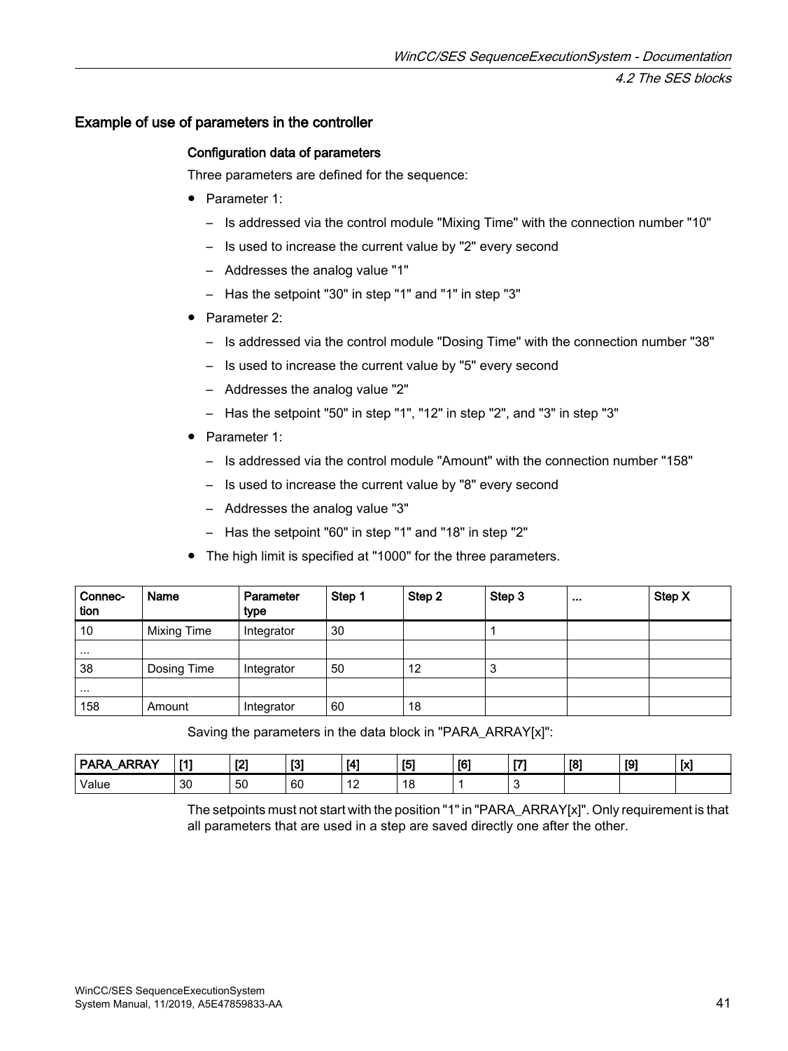### Example of use of parameters in the controller

#### Configuration data of parameters

Three parameters are defined for the sequence:

- Parameter 1:
  - Is addressed via the control module "Mixing Time" with the connection number "10"
  - Is used to increase the current value by "2" every second
  - Addresses the analog value "1"
  - Has the setpoint "30" in step "1" and "1" in step "3"
- Parameter 2:
  - Is addressed via the control module "Dosing Time" with the connection number "38"
  - Is used to increase the current value by "5" every second
  - Addresses the analog value "2"
  - Has the setpoint "50" in step "1", "12" in step "2", and "3" in step "3"
- Parameter 1:
  - Is addressed via the control module "Amount" with the connection number "158"
  - Is used to increase the current value by "8" every second
  - Addresses the analog value "3"
  - Has the setpoint "60" in step "1" and "18" in step "2"
- The high limit is specified at "1000" for the three parameters.

| Connection | Name | Parameter type | Step 1 | Step 2 | Step 3 | ... | Step X |
|---|---|---|---|---|---|---|---|
| 10 | Mixing Time | Integrator | 30 | | 1 | | |
| ... | | | | | | | |
| 38 | Dosing Time | Integrator | 50 | 12 | 3 | | |
| ... | | | | | | | |
| 158 | Amount | Integrator | 60 | 18 | | | |

Saving the parameters in the data block in "PARA_ARRAY[x]":

| PARA_ARRAY | [1] | [2] | [3] | [4] | [5] | [6] | [7] | [8] | [9] | [x] |
|---|---|---|---|---|---|---|---|---|---|---|
| Value | 30 | 50 | 60 | 12 | 18 | 1 | 3 | | | |

The setpoints must not start with the position "1" in "PARA_ARRAY[x]". Only requirement is that all parameters that are used in a step are saved directly one after the other.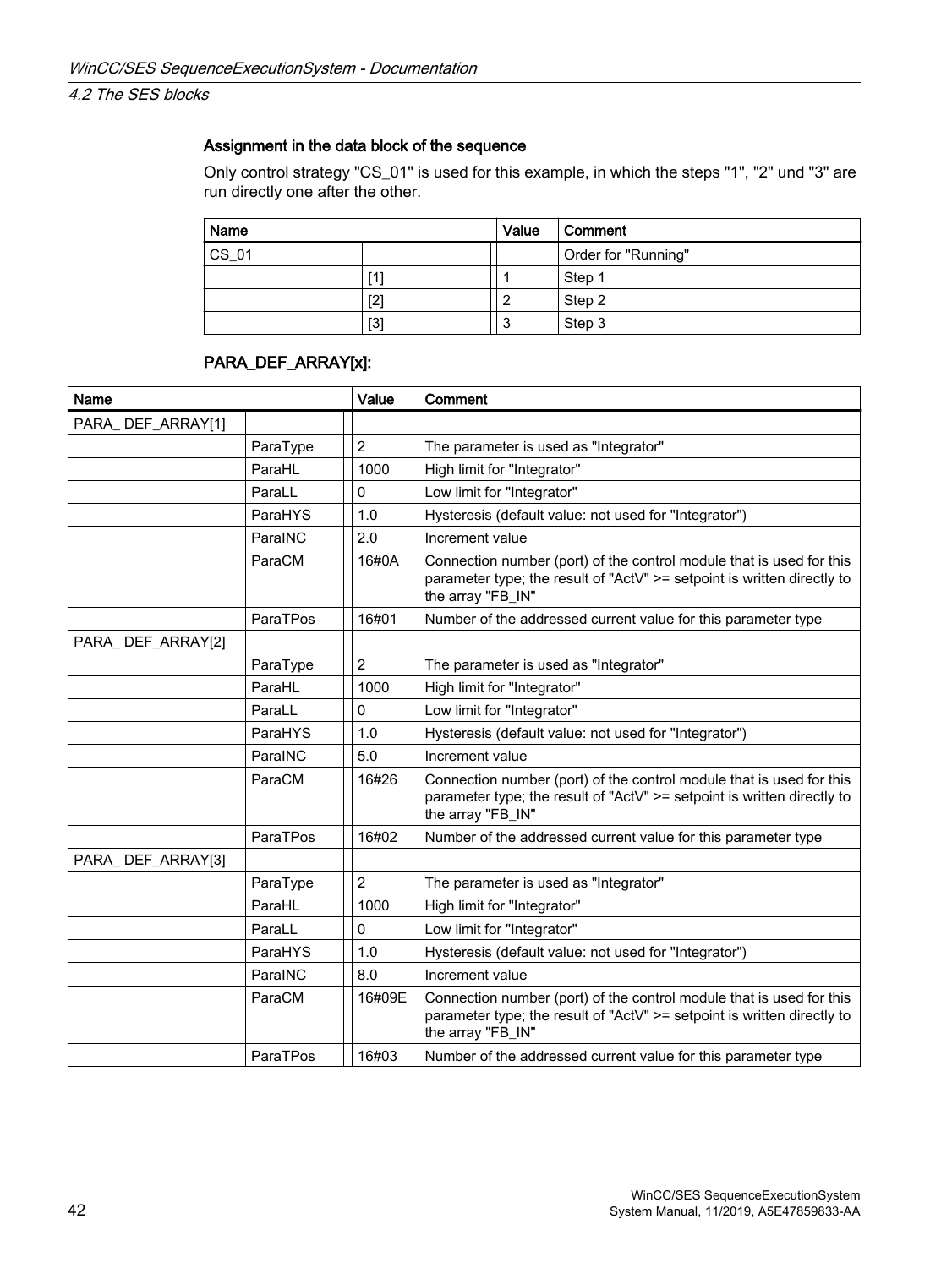#### Assignment in the data block of the sequence

Only control strategy "CS_01" is used for this example, in which the steps "1", "2" und "3" are run directly one after the other.

| Name | | | Value | Comment |
|---|---|---|---|---|
| CS_01 | | | | Order for "Running" |
| | [1] | | 1 | Step 1 |
| | [2] | | 2 | Step 2 |
| | [3] | | 3 | Step 3 |

#### PARA_DEF_ARRAY[x]:

| Name | | | Value | Comment |
|---|---|---|---|---|
| PARA_ DEF_ARRAY[1] | | | | |
| | ParaType | | 2 | The parameter is used as "Integrator" |
| | ParaHL | | 1000 | High limit for "Integrator" |
| | ParaLL | | 0 | Low limit for "Integrator" |
| | ParaHYS | | 1.0 | Hysteresis (default value: not used for "Integrator") |
| | ParaINC | | 2.0 | Increment value |
| | ParaCM | | 16#0A | Connection number (port) of the control module that is used for this parameter type; the result of "ActV" >= setpoint is written directly to the array "FB_IN" |
| | ParaTPos | | 16#01 | Number of the addressed current value for this parameter type |
| PARA_ DEF_ARRAY[2] | | | | |
| | ParaType | | 2 | The parameter is used as "Integrator" |
| | ParaHL | | 1000 | High limit for "Integrator" |
| | ParaLL | | 0 | Low limit for "Integrator" |
| | ParaHYS | | 1.0 | Hysteresis (default value: not used for "Integrator") |
| | ParaINC | | 5.0 | Increment value |
| | ParaCM | | 16#26 | Connection number (port) of the control module that is used for this parameter type; the result of "ActV" >= setpoint is written directly to the array "FB_IN" |
| | ParaTPos | | 16#02 | Number of the addressed current value for this parameter type |
| PARA_ DEF_ARRAY[3] | | | | |
| | ParaType | | 2 | The parameter is used as "Integrator" |
| | ParaHL | | 1000 | High limit for "Integrator" |
| | ParaLL | | 0 | Low limit for "Integrator" |
| | ParaHYS | | 1.0 | Hysteresis (default value: not used for "Integrator") |
| | ParaINC | | 8.0 | Increment value |
| | ParaCM | | 16#09E | Connection number (port) of the control module that is used for this parameter type; the result of "ActV" >= setpoint is written directly to the array "FB_IN" |
| | ParaTPos | | 16#03 | Number of the addressed current value for this parameter type |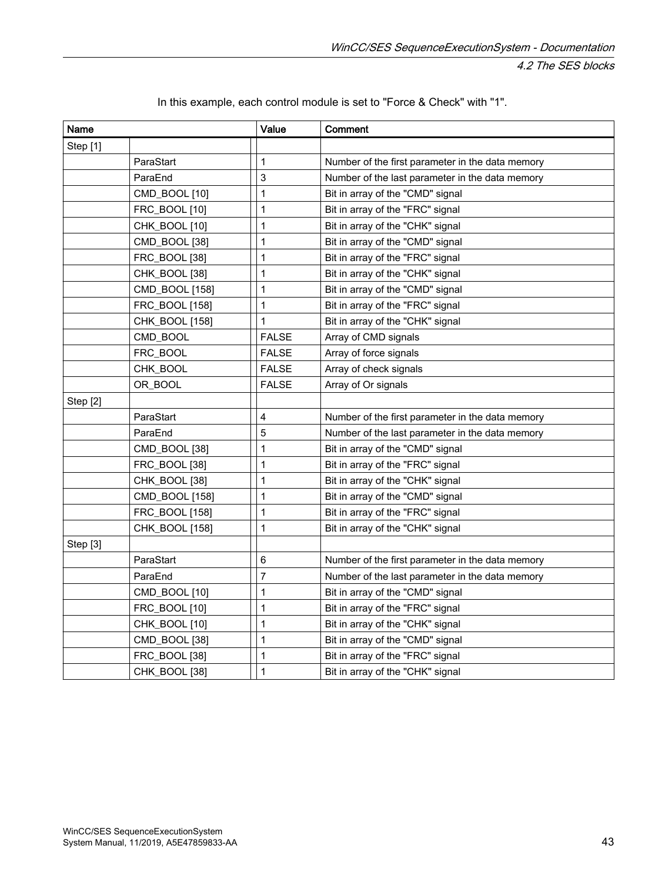In this example, each control module is set to "Force & Check" with "1".

| Name | | Value | Comment |
|---|---|---|---|
| Step [1] | | | |
| | ParaStart | 1 | Number of the first parameter in the data memory |
| | ParaEnd | 3 | Number of the last parameter in the data memory |
| | CMD_BOOL [10] | 1 | Bit in array of the "CMD" signal |
| | FRC_BOOL [10] | 1 | Bit in array of the "FRC" signal |
| | CHK_BOOL [10] | 1 | Bit in array of the "CHK" signal |
| | CMD_BOOL [38] | 1 | Bit in array of the "CMD" signal |
| | FRC_BOOL [38] | 1 | Bit in array of the "FRC" signal |
| | CHK_BOOL [38] | 1 | Bit in array of the "CHK" signal |
| | CMD_BOOL [158] | 1 | Bit in array of the "CMD" signal |
| | FRC_BOOL [158] | 1 | Bit in array of the "FRC" signal |
| | CHK_BOOL [158] | 1 | Bit in array of the "CHK" signal |
| | CMD_BOOL | FALSE | Array of CMD signals |
| | FRC_BOOL | FALSE | Array of force signals |
| | CHK_BOOL | FALSE | Array of check signals |
| | OR_BOOL | FALSE | Array of Or signals |
| Step [2] | | | |
| | ParaStart | 4 | Number of the first parameter in the data memory |
| | ParaEnd | 5 | Number of the last parameter in the data memory |
| | CMD_BOOL [38] | 1 | Bit in array of the "CMD" signal |
| | FRC_BOOL [38] | 1 | Bit in array of the "FRC" signal |
| | CHK_BOOL [38] | 1 | Bit in array of the "CHK" signal |
| | CMD_BOOL [158] | 1 | Bit in array of the "CMD" signal |
| | FRC_BOOL [158] | 1 | Bit in array of the "FRC" signal |
| | CHK_BOOL [158] | 1 | Bit in array of the "CHK" signal |
| Step [3] | | | |
| | ParaStart | 6 | Number of the first parameter in the data memory |
| | ParaEnd | 7 | Number of the last parameter in the data memory |
| | CMD_BOOL [10] | 1 | Bit in array of the "CMD" signal |
| | FRC_BOOL [10] | 1 | Bit in array of the "FRC" signal |
| | CHK_BOOL [10] | 1 | Bit in array of the "CHK" signal |
| | CMD_BOOL [38] | 1 | Bit in array of the "CMD" signal |
| | FRC_BOOL [38] | 1 | Bit in array of the "FRC" signal |
| | CHK_BOOL [38] | 1 | Bit in array of the "CHK" signal |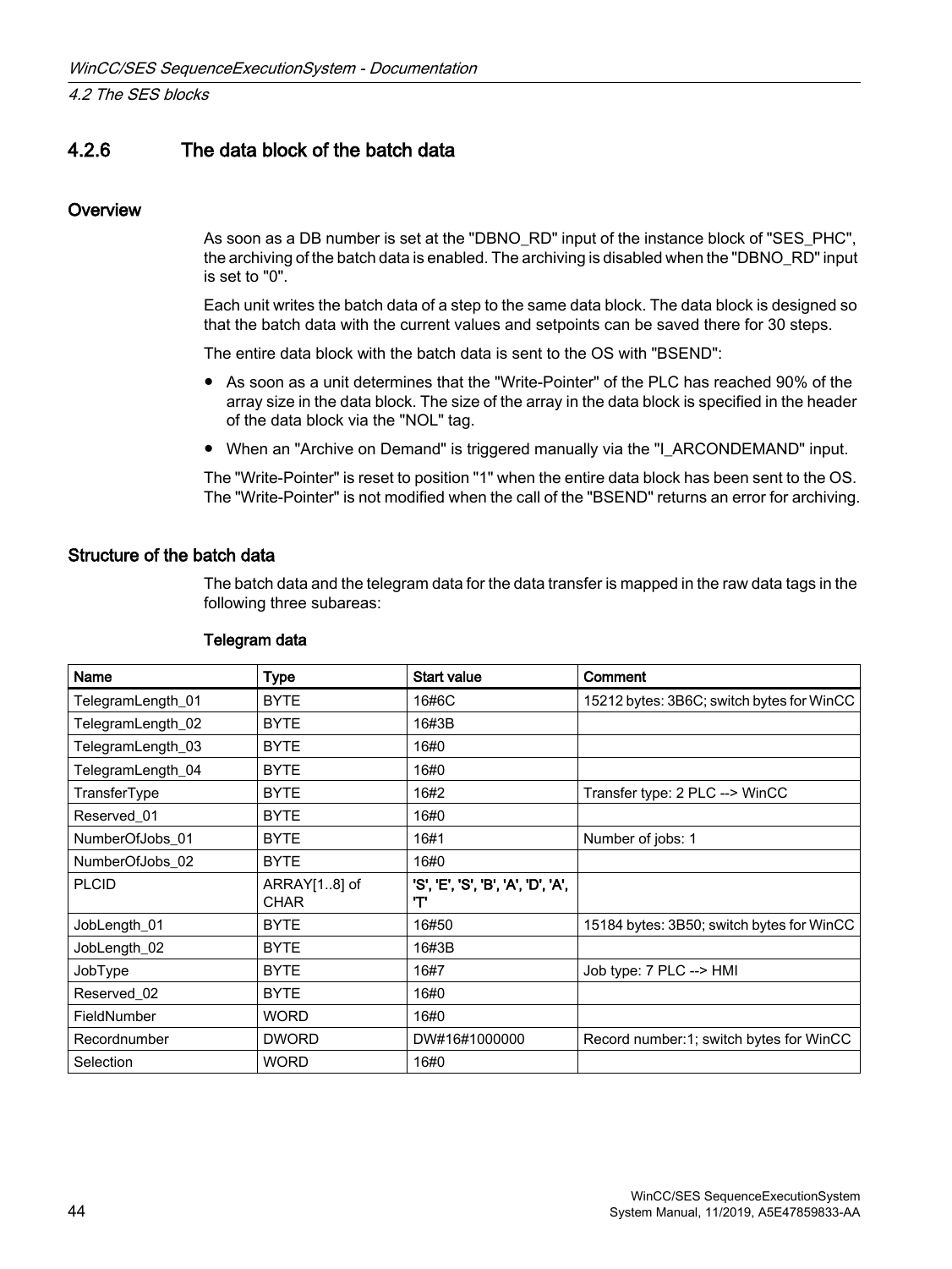### 4.2.6 The data block of the batch data

#### Overview

As soon as a DB number is set at the "DBNO_RD" input of the instance block of "SES_PHC", the archiving of the batch data is enabled. The archiving is disabled when the "DBNO_RD" input is set to "0".

Each unit writes the batch data of a step to the same data block. The data block is designed so that the batch data with the current values and setpoints can be saved there for 30 steps.

The entire data block with the batch data is sent to the OS with "BSEND":

- As soon as a unit determines that the "Write-Pointer" of the PLC has reached 90% of the array size in the data block. The size of the array in the data block is specified in the header of the data block via the "NOL" tag.
- When an "Archive on Demand" is triggered manually via the "I_ARCONDEMAND" input.

The "Write-Pointer" is reset to position "1" when the entire data block has been sent to the OS. The "Write-Pointer" is not modified when the call of the "BSEND" returns an error for archiving.

#### Structure of the batch data

The batch data and the telegram data for the data transfer is mapped in the raw data tags in the following three subareas:

**Telegram data**

| Name | Type | Start value | Comment |
|---|---|---|---|
| TelegramLength_01 | BYTE | 16#6C | 15212 bytes: 3B6C; switch bytes for WinCC |
| TelegramLength_02 | BYTE | 16#3B | |
| TelegramLength_03 | BYTE | 16#0 | |
| TelegramLength_04 | BYTE | 16#0 | |
| TransferType | BYTE | 16#2 | Transfer type: 2 PLC --> WinCC |
| Reserved_01 | BYTE | 16#0 | |
| NumberOfJobs_01 | BYTE | 16#1 | Number of jobs: 1 |
| NumberOfJobs_02 | BYTE | 16#0 | |
| PLCID | ARRAY[1..8] of CHAR | 'S', 'E', 'S', 'B', 'A', 'D', 'A', 'T' | |
| JobLength_01 | BYTE | 16#50 | 15184 bytes: 3B50; switch bytes for WinCC |
| JobLength_02 | BYTE | 16#3B | |
| JobType | BYTE | 16#7 | Job type: 7 PLC --> HMI |
| Reserved_02 | BYTE | 16#0 | |
| FieldNumber | WORD | 16#0 | |
| Recordnumber | DWORD | DW#16#1000000 | Record number:1; switch bytes for WinCC |
| Selection | WORD | 16#0 | |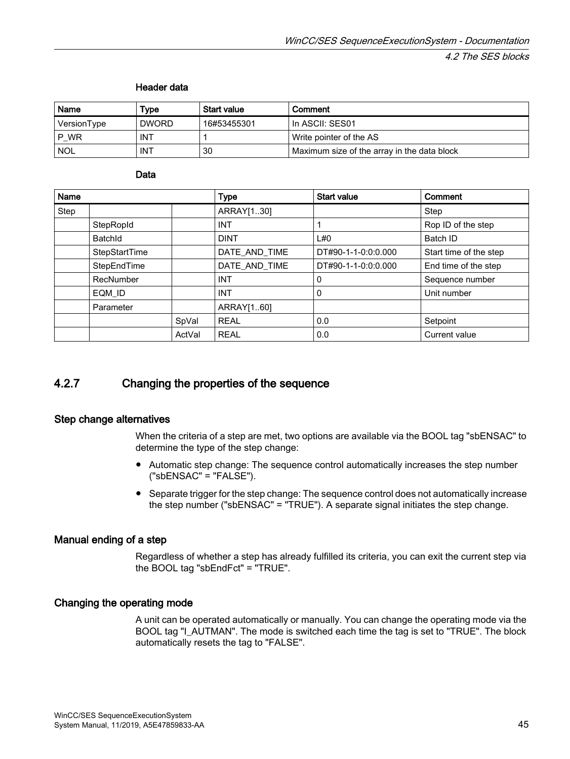**Header data**

| Name | Type | Start value | Comment |
|---|---|---|---|
| VersionType | DWORD | 16#53455301 | In ASCII: SES01 |
| P_WR | INT | 1 | Write pointer of the AS |
| NOL | INT | 30 | Maximum size of the array in the data block |

**Data**

| Name | | | Type | Start value | Comment |
|---|---|---|---|---|---|
| Step | | | ARRAY[1..30] | | Step |
| | StepRopId | | INT | 1 | Rop ID of the step |
| | BatchId | | DINT | L#0 | Batch ID |
| | StepStartTime | | DATE_AND_TIME | DT#90-1-1-0:0:0.000 | Start time of the step |
| | StepEndTime | | DATE_AND_TIME | DT#90-1-1-0:0:0.000 | End time of the step |
| | RecNumber | | INT | 0 | Sequence number |
| | EQM_ID | | INT | 0 | Unit number |
| | Parameter | | ARRAY[1..60] | | |
| | | SpVal | REAL | 0.0 | Setpoint |
| | | ActVal | REAL | 0.0 | Current value |

## 4.2.7 Changing the properties of the sequence

### Step change alternatives

When the criteria of a step are met, two options are available via the BOOL tag "sbENSAC" to determine the type of the step change:

- Automatic step change: The sequence control automatically increases the step number ("sbENSAC" = "FALSE").
- Separate trigger for the step change: The sequence control does not automatically increase the step number ("sbENSAC" = "TRUE"). A separate signal initiates the step change.

### Manual ending of a step

Regardless of whether a step has already fulfilled its criteria, you can exit the current step via the BOOL tag "sbEndFct" = "TRUE".

### Changing the operating mode

A unit can be operated automatically or manually. You can change the operating mode via the BOOL tag "I_AUTMAN". The mode is switched each time the tag is set to "TRUE". The block automatically resets the tag to "FALSE".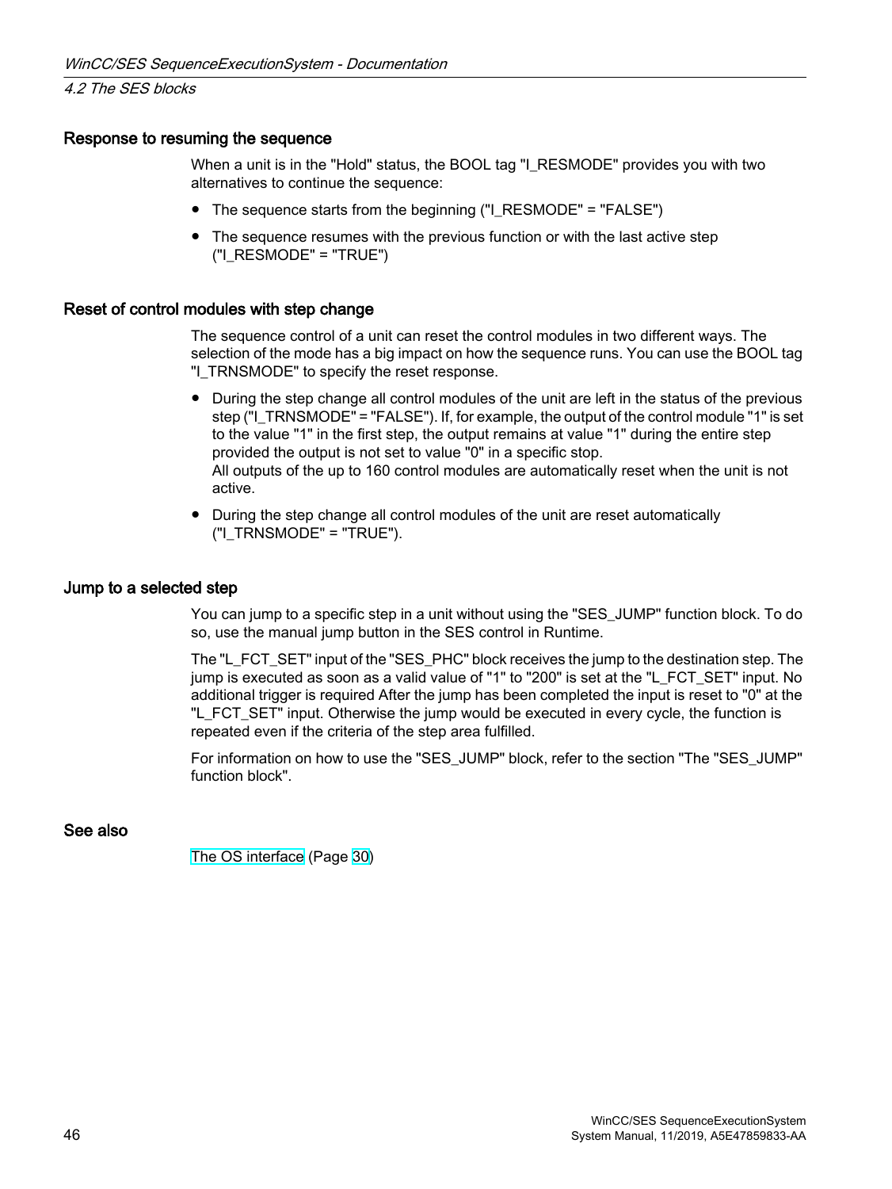### Response to resuming the sequence

When a unit is in the "Hold" status, the BOOL tag "I_RESMODE" provides you with two alternatives to continue the sequence:

- The sequence starts from the beginning ("I_RESMODE" = "FALSE")
- The sequence resumes with the previous function or with the last active step ("I_RESMODE" = "TRUE")

### Reset of control modules with step change

The sequence control of a unit can reset the control modules in two different ways. The selection of the mode has a big impact on how the sequence runs. You can use the BOOL tag "I_TRNSMODE" to specify the reset response.

- During the step change all control modules of the unit are left in the status of the previous step ("I_TRNSMODE" = "FALSE"). If, for example, the output of the control module "1" is set to the value "1" in the first step, the output remains at value "1" during the entire step provided the output is not set to value "0" in a specific stop.
  All outputs of the up to 160 control modules are automatically reset when the unit is not active.
- During the step change all control modules of the unit are reset automatically ("I_TRNSMODE" = "TRUE").

### Jump to a selected step

You can jump to a specific step in a unit without using the "SES_JUMP" function block. To do so, use the manual jump button in the SES control in Runtime.

The "L_FCT_SET" input of the "SES_PHC" block receives the jump to the destination step. The jump is executed as soon as a valid value of "1" to "200" is set at the "L_FCT_SET" input. No additional trigger is required After the jump has been completed the input is reset to "0" at the "L_FCT_SET" input. Otherwise the jump would be executed in every cycle, the function is repeated even if the criteria of the step area fulfilled.

For information on how to use the "SES_JUMP" block, refer to the section "The "SES_JUMP" function block".

### See also

The OS interface (Page 30)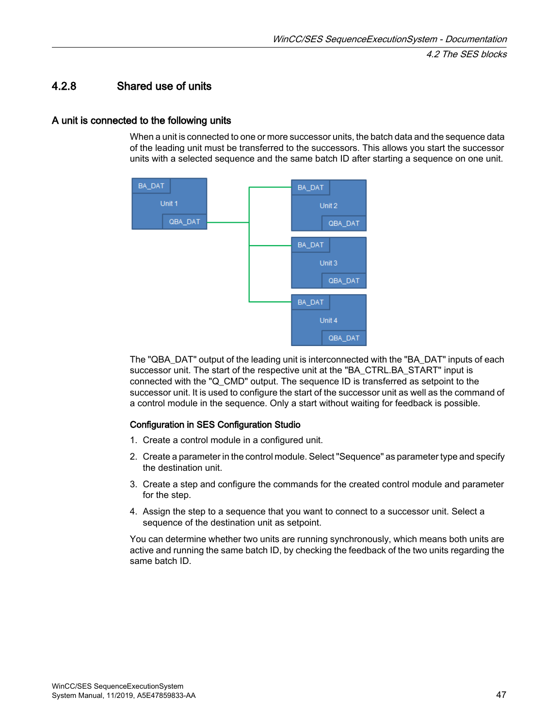## 4.2.8 Shared use of units

### A unit is connected to the following units

When a unit is connected to one or more successor units, the batch data and the sequence data of the leading unit must be transferred to the successors. This allows you start the successor units with a selected sequence and the same batch ID after starting a sequence on one unit.

The "QBA_DAT" output of the leading unit is interconnected with the "BA_DAT" inputs of each successor unit. The start of the respective unit at the "BA_CTRL.BA_START" input is connected with the "Q_CMD" output. The sequence ID is transferred as setpoint to the successor unit. It is used to configure the start of the successor unit as well as the command of a control module in the sequence. Only a start without waiting for feedback is possible.

#### Configuration in SES Configuration Studio

1. Create a control module in a configured unit.
2. Create a parameter in the control module. Select "Sequence" as parameter type and specify the destination unit.
3. Create a step and configure the commands for the created control module and parameter for the step.
4. Assign the step to a sequence that you want to connect to a successor unit. Select a sequence of the destination unit as setpoint.

You can determine whether two units are running synchronously, which means both units are active and running the same batch ID, by checking the feedback of the two units regarding the same batch ID.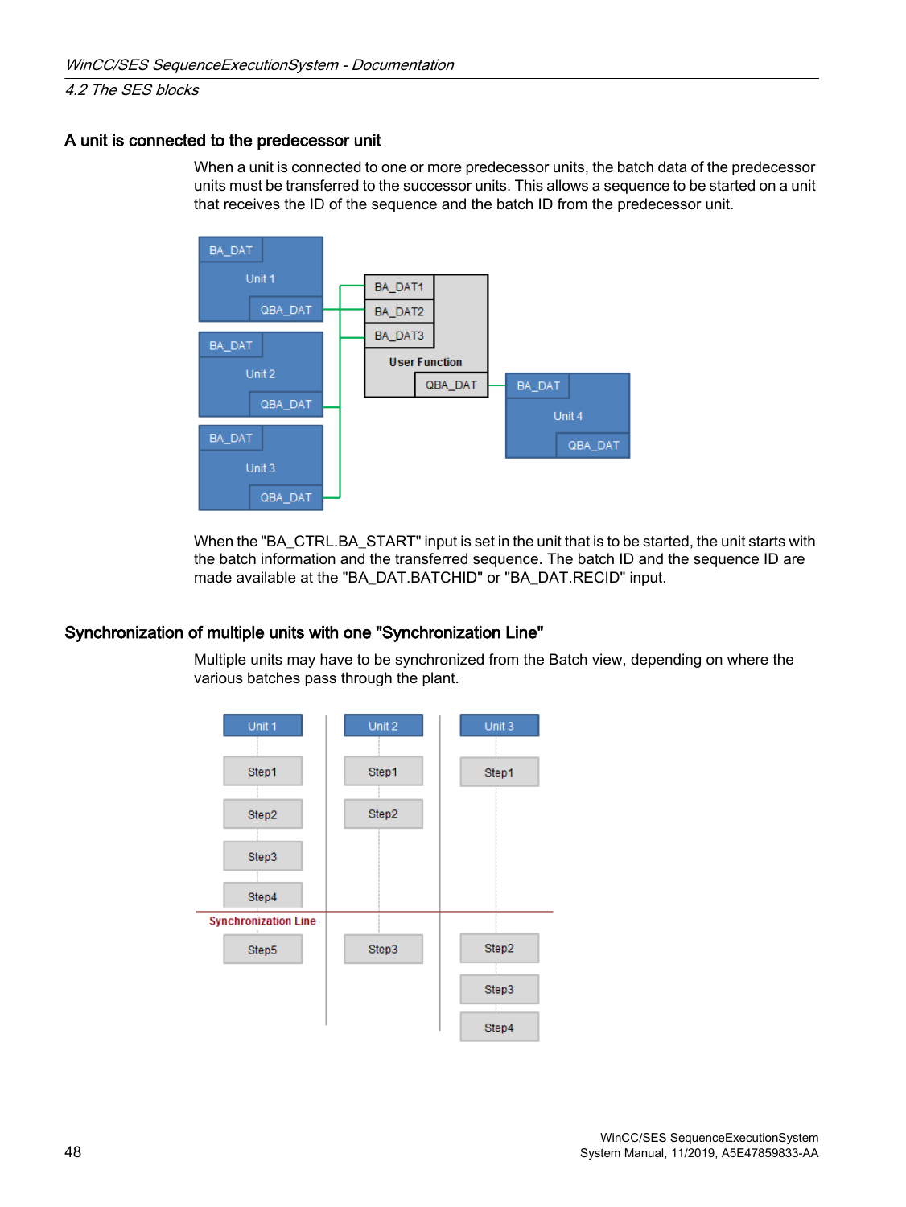### A unit is connected to the predecessor unit

When a unit is connected to one or more predecessor units, the batch data of the predecessor units must be transferred to the successor units. This allows a sequence to be started on a unit that receives the ID of the sequence and the batch ID from the predecessor unit.

When the "BA_CTRL.BA_START" input is set in the unit that is to be started, the unit starts with the batch information and the transferred sequence. The batch ID and the sequence ID are made available at the "BA_DAT.BATCHID" or "BA_DAT.RECID" input.

### Synchronization of multiple units with one "Synchronization Line"

Multiple units may have to be synchronized from the Batch view, depending on where the various batches pass through the plant.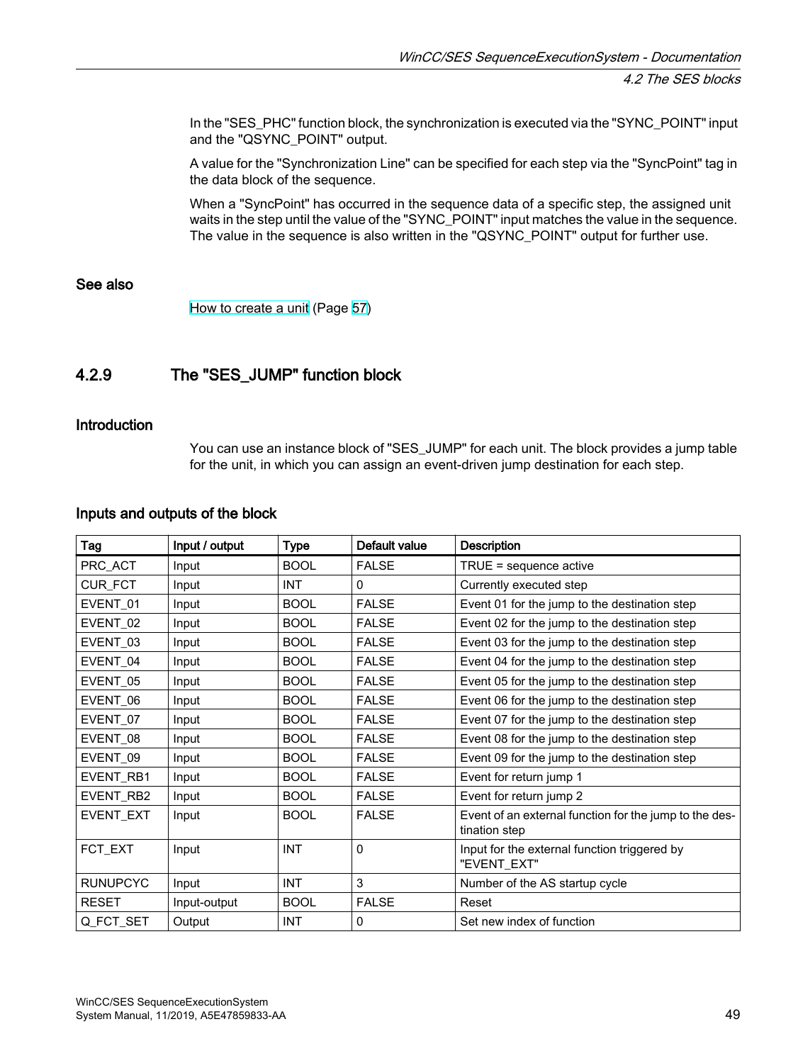In the "SES_PHC" function block, the synchronization is executed via the "SYNC_POINT" input and the "QSYNC_POINT" output.

A value for the "Synchronization Line" can be specified for each step via the "SyncPoint" tag in the data block of the sequence.

When a "SyncPoint" has occurred in the sequence data of a specific step, the assigned unit waits in the step until the value of the "SYNC_POINT" input matches the value in the sequence. The value in the sequence is also written in the "QSYNC_POINT" output for further use.

### See also

How to create a unit (Page 57)

## 4.2.9 The "SES_JUMP" function block

### Introduction

You can use an instance block of "SES_JUMP" for each unit. The block provides a jump table for the unit, in which you can assign an event-driven jump destination for each step.

### Inputs and outputs of the block

| Tag | Input / output | Type | Default value | Description |
|---|---|---|---|---|
| PRC_ACT | Input | BOOL | FALSE | TRUE = sequence active |
| CUR_FCT | Input | INT | 0 | Currently executed step |
| EVENT_01 | Input | BOOL | FALSE | Event 01 for the jump to the destination step |
| EVENT_02 | Input | BOOL | FALSE | Event 02 for the jump to the destination step |
| EVENT_03 | Input | BOOL | FALSE | Event 03 for the jump to the destination step |
| EVENT_04 | Input | BOOL | FALSE | Event 04 for the jump to the destination step |
| EVENT_05 | Input | BOOL | FALSE | Event 05 for the jump to the destination step |
| EVENT_06 | Input | BOOL | FALSE | Event 06 for the jump to the destination step |
| EVENT_07 | Input | BOOL | FALSE | Event 07 for the jump to the destination step |
| EVENT_08 | Input | BOOL | FALSE | Event 08 for the jump to the destination step |
| EVENT_09 | Input | BOOL | FALSE | Event 09 for the jump to the destination step |
| EVENT_RB1 | Input | BOOL | FALSE | Event for return jump 1 |
| EVENT_RB2 | Input | BOOL | FALSE | Event for return jump 2 |
| EVENT_EXT | Input | BOOL | FALSE | Event of an external function for the jump to the destination step |
| FCT_EXT | Input | INT | 0 | Input for the external function triggered by "EVENT_EXT" |
| RUNUPCYC | Input | INT | 3 | Number of the AS startup cycle |
| RESET | Input-output | BOOL | FALSE | Reset |
| Q_FCT_SET | Output | INT | 0 | Set new index of function |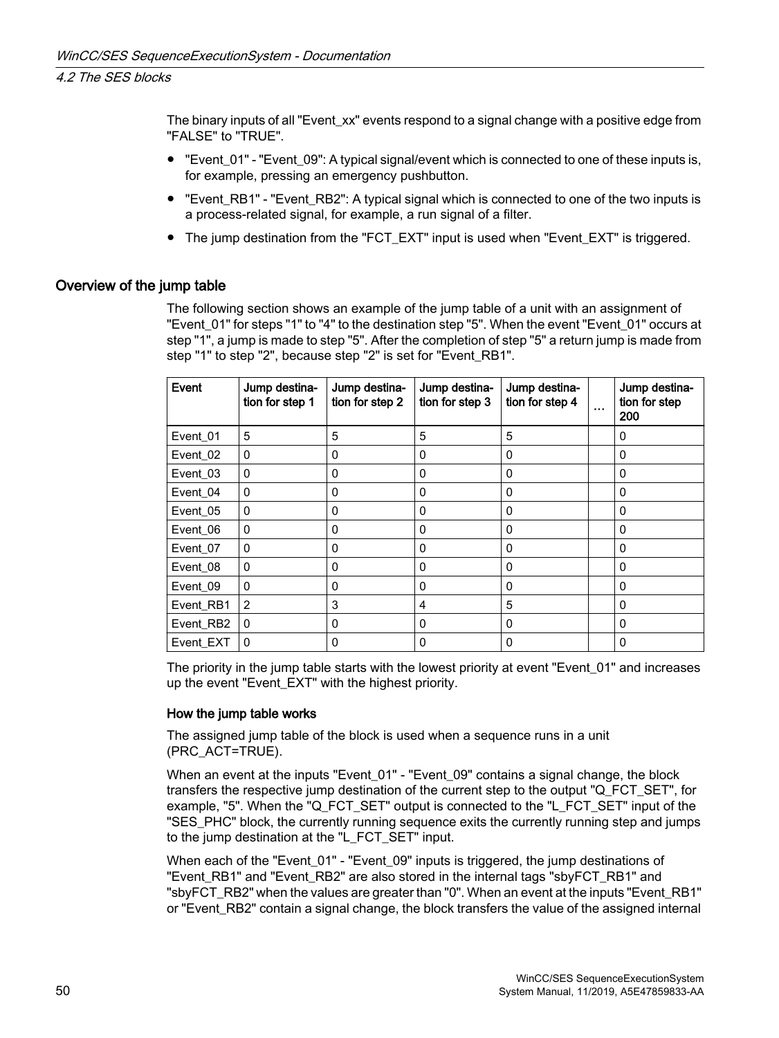The binary inputs of all "Event_xx" events respond to a signal change with a positive edge from "FALSE" to "TRUE".

- "Event_01" - "Event_09": A typical signal/event which is connected to one of these inputs is, for example, pressing an emergency pushbutton.
- "Event_RB1" - "Event_RB2": A typical signal which is connected to one of the two inputs is a process-related signal, for example, a run signal of a filter.
- The jump destination from the "FCT_EXT" input is used when "Event_EXT" is triggered.

## Overview of the jump table

The following section shows an example of the jump table of a unit with an assignment of "Event_01" for steps "1" to "4" to the destination step "5". When the event "Event_01" occurs at step "1", a jump is made to step "5". After the completion of step "5" a return jump is made from step "1" to step "2", because step "2" is set for "Event_RB1".

| Event | Jump destination for step 1 | Jump destination for step 2 | Jump destination for step 3 | Jump destination for step 4 | ... | Jump destination for step 200 |
|---|---|---|---|---|---|---|
| Event_01 | 5 | 5 | 5 | 5 | | 0 |
| Event_02 | 0 | 0 | 0 | 0 | | 0 |
| Event_03 | 0 | 0 | 0 | 0 | | 0 |
| Event_04 | 0 | 0 | 0 | 0 | | 0 |
| Event_05 | 0 | 0 | 0 | 0 | | 0 |
| Event_06 | 0 | 0 | 0 | 0 | | 0 |
| Event_07 | 0 | 0 | 0 | 0 | | 0 |
| Event_08 | 0 | 0 | 0 | 0 | | 0 |
| Event_09 | 0 | 0 | 0 | 0 | | 0 |
| Event_RB1 | 2 | 3 | 4 | 5 | | 0 |
| Event_RB2 | 0 | 0 | 0 | 0 | | 0 |
| Event_EXT | 0 | 0 | 0 | 0 | | 0 |

The priority in the jump table starts with the lowest priority at event "Event_01" and increases up the event "Event_EXT" with the highest priority.

### How the jump table works

The assigned jump table of the block is used when a sequence runs in a unit (PRC_ACT=TRUE).

When an event at the inputs "Event_01" - "Event_09" contains a signal change, the block transfers the respective jump destination of the current step to the output "Q_FCT_SET", for example, "5". When the "Q_FCT_SET" output is connected to the "L_FCT_SET" input of the "SES_PHC" block, the currently running sequence exits the currently running step and jumps to the jump destination at the "L_FCT_SET" input.

When each of the "Event_01" - "Event_09" inputs is triggered, the jump destinations of "Event_RB1" and "Event_RB2" are also stored in the internal tags "sbyFCT_RB1" and "sbyFCT_RB2" when the values are greater than "0". When an event at the inputs "Event_RB1" or "Event_RB2" contain a signal change, the block transfers the value of the assigned internal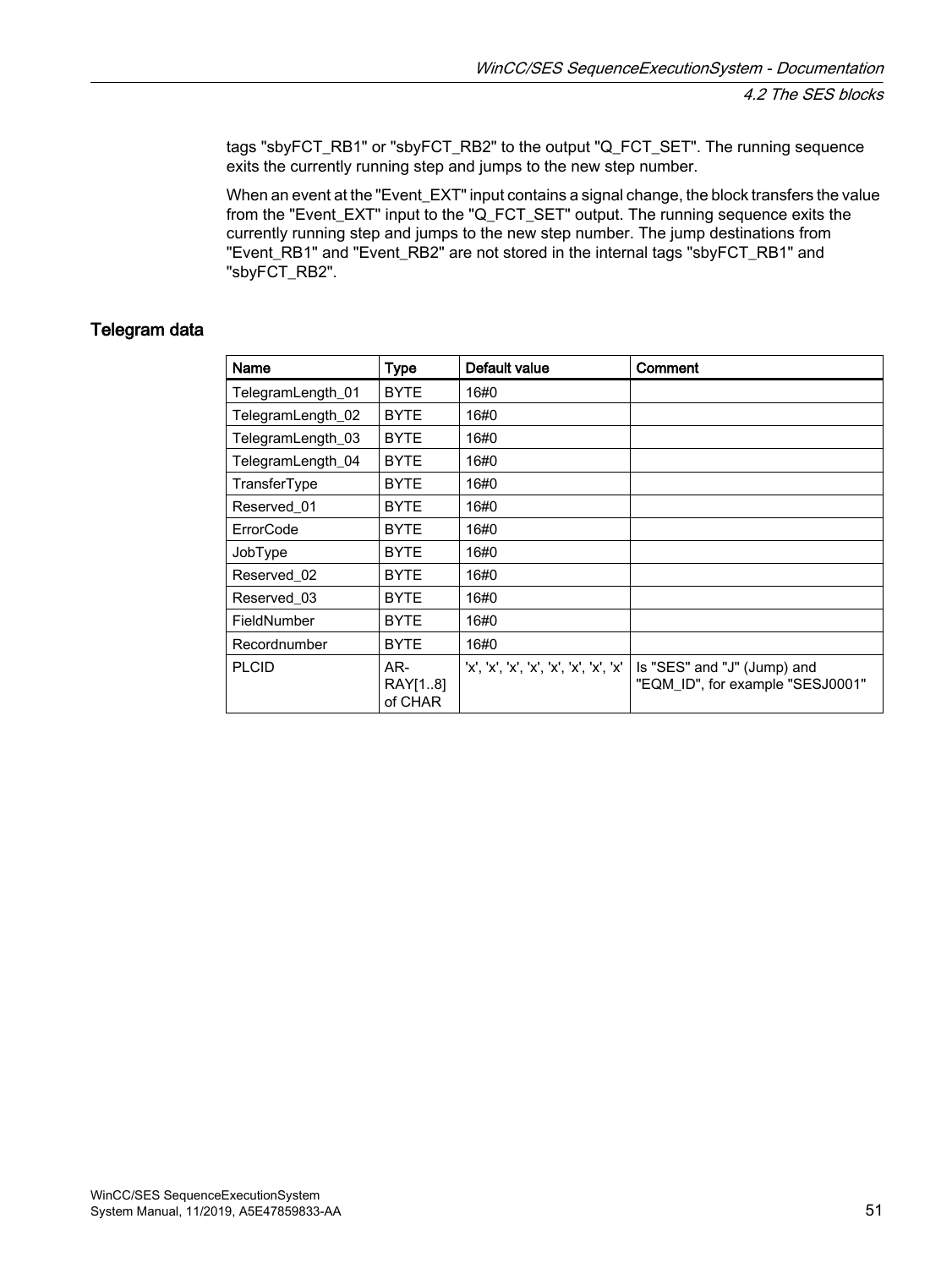tags "sbyFCT_RB1" or "sbyFCT_RB2" to the output "Q_FCT_SET". The running sequence exits the currently running step and jumps to the new step number.

When an event at the "Event_EXT" input contains a signal change, the block transfers the value from the "Event_EXT" input to the "Q_FCT_SET" output. The running sequence exits the currently running step and jumps to the new step number. The jump destinations from "Event_RB1" and "Event_RB2" are not stored in the internal tags "sbyFCT_RB1" and "sbyFCT_RB2".

### Telegram data

| Name | Type | Default value | Comment |
|---|---|---|---|
| TelegramLength_01 | BYTE | 16#0 | |
| TelegramLength_02 | BYTE | 16#0 | |
| TelegramLength_03 | BYTE | 16#0 | |
| TelegramLength_04 | BYTE | 16#0 | |
| TransferType | BYTE | 16#0 | |
| Reserved_01 | BYTE | 16#0 | |
| ErrorCode | BYTE | 16#0 | |
| JobType | BYTE | 16#0 | |
| Reserved_02 | BYTE | 16#0 | |
| Reserved_03 | BYTE | 16#0 | |
| FieldNumber | BYTE | 16#0 | |
| Recordnumber | BYTE | 16#0 | |
| PLCID | ARRAY[1..8] of CHAR | 'x', 'x', 'x', 'x', 'x', 'x', 'x', 'x' | Is "SES" and "J" (Jump) and "EQM_ID", for example "SESJ0001" |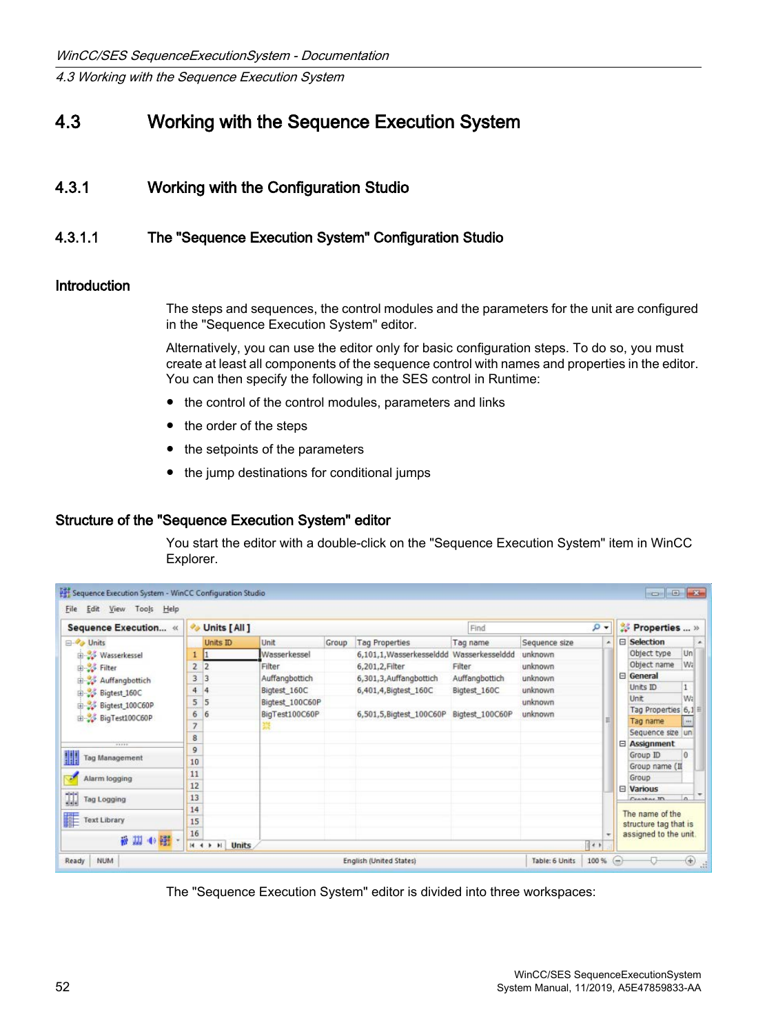## 4.3 Working with the Sequence Execution System

### 4.3.1 Working with the Configuration Studio

#### 4.3.1.1 The "Sequence Execution System" Configuration Studio

**Introduction**

The steps and sequences, the control modules and the parameters for the unit are configured in the "Sequence Execution System" editor.

Alternatively, you can use the editor only for basic configuration steps. To do so, you must create at least all components of the sequence control with names and properties in the editor. You can then specify the following in the SES control in Runtime:

- the control of the control modules, parameters and links
- the order of the steps
- the setpoints of the parameters
- the jump destinations for conditional jumps

**Structure of the "Sequence Execution System" editor**

You start the editor with a double-click on the "Sequence Execution System" item in WinCC Explorer.

The "Sequence Execution System" editor is divided into three workspaces: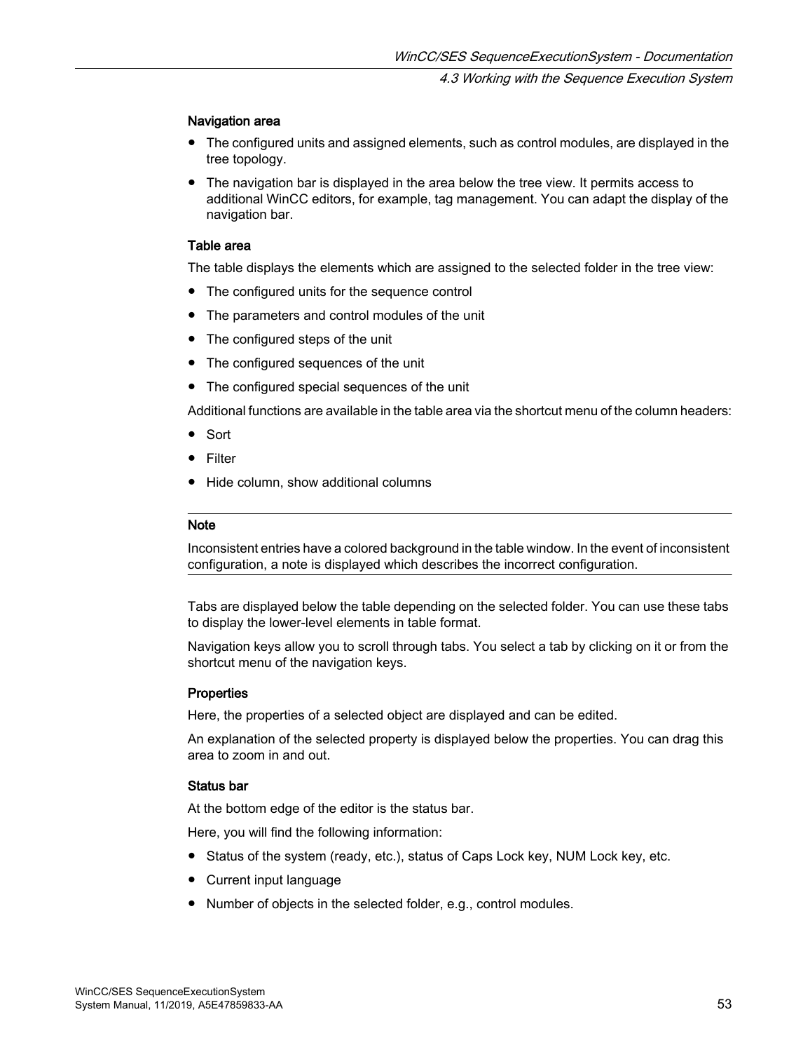#### Navigation area

- The configured units and assigned elements, such as control modules, are displayed in the tree topology.
- The navigation bar is displayed in the area below the tree view. It permits access to additional WinCC editors, for example, tag management. You can adapt the display of the navigation bar.

#### Table area

The table displays the elements which are assigned to the selected folder in the tree view:

- The configured units for the sequence control
- The parameters and control modules of the unit
- The configured steps of the unit
- The configured sequences of the unit
- The configured special sequences of the unit

Additional functions are available in the table area via the shortcut menu of the column headers:

- Sort
- Filter
- Hide column, show additional columns

---

**Note**

Inconsistent entries have a colored background in the table window. In the event of inconsistent configuration, a note is displayed which describes the incorrect configuration.

---

Tabs are displayed below the table depending on the selected folder. You can use these tabs to display the lower-level elements in table format.

Navigation keys allow you to scroll through tabs. You select a tab by clicking on it or from the shortcut menu of the navigation keys.

#### Properties

Here, the properties of a selected object are displayed and can be edited.

An explanation of the selected property is displayed below the properties. You can drag this area to zoom in and out.

#### Status bar

At the bottom edge of the editor is the status bar.

Here, you will find the following information:

- Status of the system (ready, etc.), status of Caps Lock key, NUM Lock key, etc.
- Current input language
- Number of objects in the selected folder, e.g., control modules.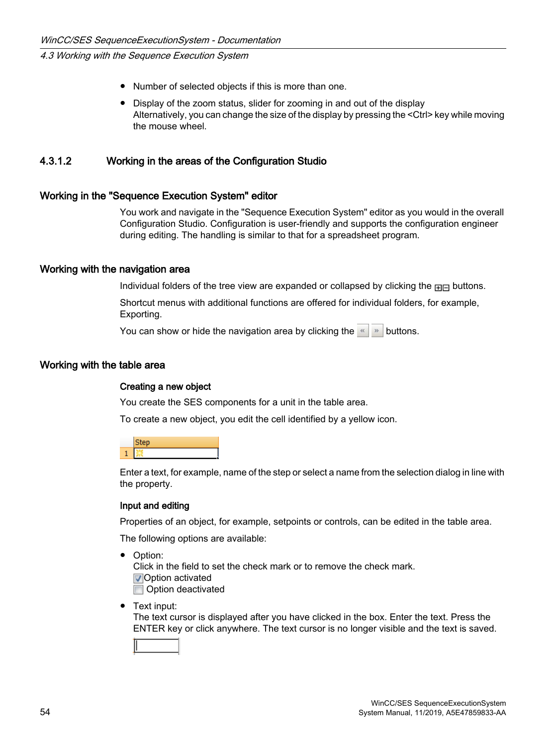- Number of selected objects if this is more than one.
- Display of the zoom status, slider for zooming in and out of the display
  Alternatively, you can change the size of the display by pressing the <Ctrl> key while moving the mouse wheel.

### 4.3.1.2 Working in the areas of the Configuration Studio

#### Working in the "Sequence Execution System" editor

You work and navigate in the "Sequence Execution System" editor as you would in the overall Configuration Studio. Configuration is user-friendly and supports the configuration engineer during editing. The handling is similar to that for a spreadsheet program.

#### Working with the navigation area

Individual folders of the tree view are expanded or collapsed by clicking the ⊞⊟ buttons.

Shortcut menus with additional functions are offered for individual folders, for example, Exporting.

You can show or hide the navigation area by clicking the « » buttons.

#### Working with the table area

**Creating a new object**

You create the SES components for a unit in the table area.

To create a new object, you edit the cell identified by a yellow icon.

| | Step |
|---|---|
| 1 | |

Enter a text, for example, name of the step or select a name from the selection dialog in line with the property.

**Input and editing**

Properties of an object, for example, setpoints or controls, can be edited in the table area.

The following options are available:

- Option:
  Click in the field to set the check mark or to remove the check mark.
  ☑ Option activated
  ☐ Option deactivated
- Text input:
  The text cursor is displayed after you have clicked in the box. Enter the text. Press the ENTER key or click anywhere. The text cursor is no longer visible and the text is saved.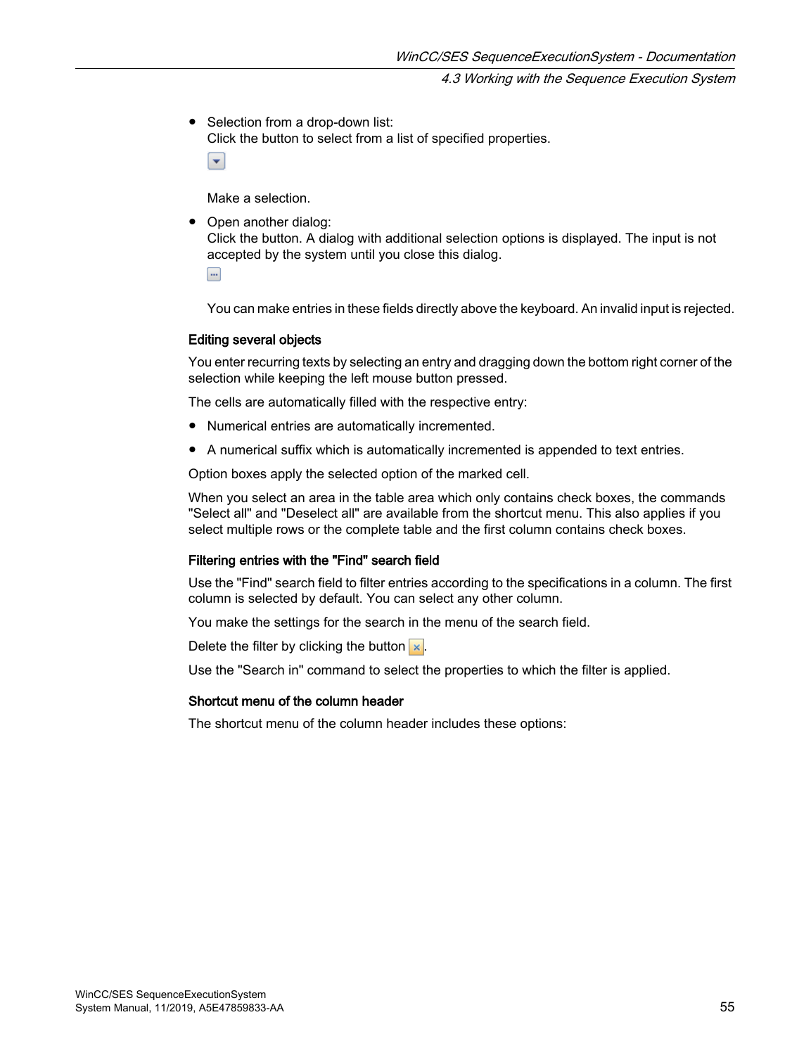- Selection from a drop-down list:
  Click the button to select from a list of specified properties.

  Make a selection.
- Open another dialog:
  Click the button. A dialog with additional selection options is displayed. The input is not accepted by the system until you close this dialog.

  You can make entries in these fields directly above the keyboard. An invalid input is rejected.

### Editing several objects

You enter recurring texts by selecting an entry and dragging down the bottom right corner of the selection while keeping the left mouse button pressed.

The cells are automatically filled with the respective entry:

- Numerical entries are automatically incremented.
- A numerical suffix which is automatically incremented is appended to text entries.

Option boxes apply the selected option of the marked cell.

When you select an area in the table area which only contains check boxes, the commands "Select all" and "Deselect all" are available from the shortcut menu. This also applies if you select multiple rows or the complete table and the first column contains check boxes.

### Filtering entries with the "Find" search field

Use the "Find" search field to filter entries according to the specifications in a column. The first column is selected by default. You can select any other column.

You make the settings for the search in the menu of the search field.

Delete the filter by clicking the button.

Use the "Search in" command to select the properties to which the filter is applied.

### Shortcut menu of the column header

The shortcut menu of the column header includes these options: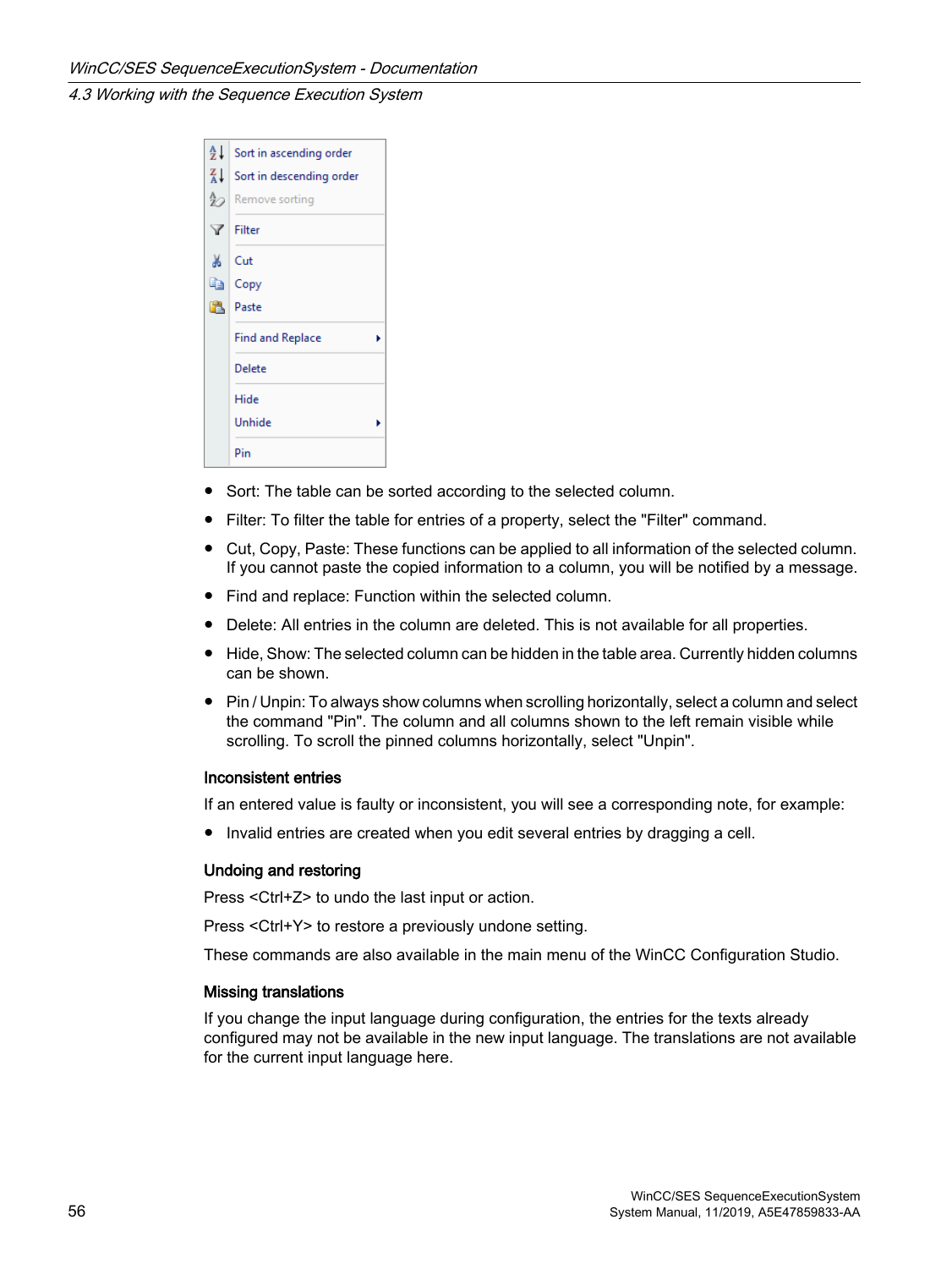- Sort: The table can be sorted according to the selected column.
- Filter: To filter the table for entries of a property, select the "Filter" command.
- Cut, Copy, Paste: These functions can be applied to all information of the selected column. If you cannot paste the copied information to a column, you will be notified by a message.
- Find and replace: Function within the selected column.
- Delete: All entries in the column are deleted. This is not available for all properties.
- Hide, Show: The selected column can be hidden in the table area. Currently hidden columns can be shown.
- Pin / Unpin: To always show columns when scrolling horizontally, select a column and select the command "Pin". The column and all columns shown to the left remain visible while scrolling. To scroll the pinned columns horizontally, select "Unpin".

#### Inconsistent entries

If an entered value is faulty or inconsistent, you will see a corresponding note, for example:

- Invalid entries are created when you edit several entries by dragging a cell.

#### Undoing and restoring

Press <Ctrl+Z> to undo the last input or action.

Press <Ctrl+Y> to restore a previously undone setting.

These commands are also available in the main menu of the WinCC Configuration Studio.

#### Missing translations

If you change the input language during configuration, the entries for the texts already configured may not be available in the new input language. The translations are not available for the current input language here.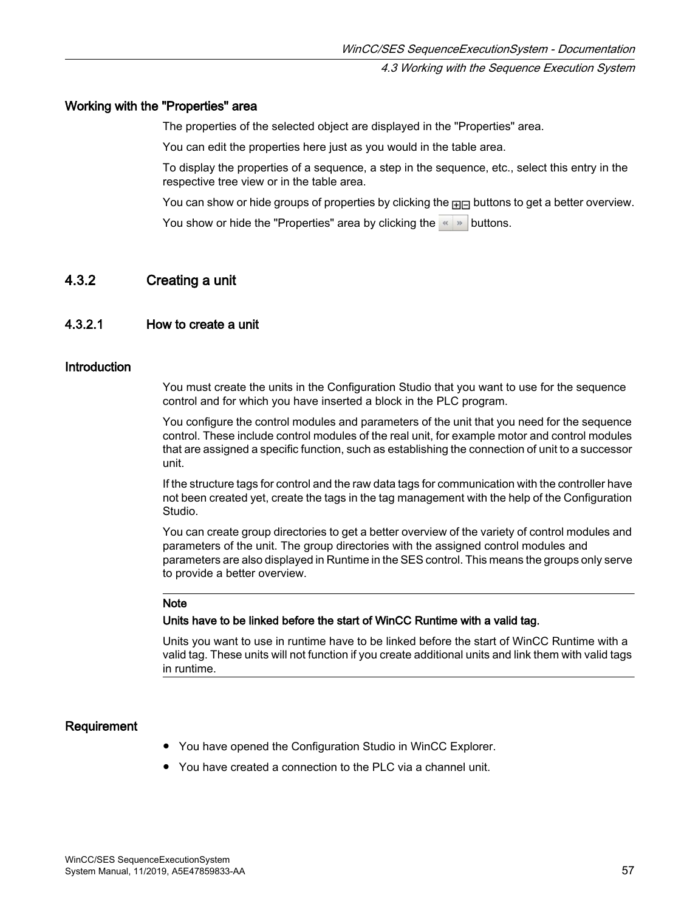### Working with the "Properties" area

The properties of the selected object are displayed in the "Properties" area.

You can edit the properties here just as you would in the table area.

To display the properties of a sequence, a step in the sequence, etc., select this entry in the respective tree view or in the table area.

You can show or hide groups of properties by clicking the ⊞⊟ buttons to get a better overview.

You show or hide the "Properties" area by clicking the « » buttons.

## 4.3.2 Creating a unit

### 4.3.2.1 How to create a unit

### Introduction

You must create the units in the Configuration Studio that you want to use for the sequence control and for which you have inserted a block in the PLC program.

You configure the control modules and parameters of the unit that you need for the sequence control. These include control modules of the real unit, for example motor and control modules that are assigned a specific function, such as establishing the connection of unit to a successor unit.

If the structure tags for control and the raw data tags for communication with the controller have not been created yet, create the tags in the tag management with the help of the Configuration Studio.

You can create group directories to get a better overview of the variety of control modules and parameters of the unit. The group directories with the assigned control modules and parameters are also displayed in Runtime in the SES control. This means the groups only serve to provide a better overview.

---

**Note**

**Units have to be linked before the start of WinCC Runtime with a valid tag.**

Units you want to use in runtime have to be linked before the start of WinCC Runtime with a valid tag. These units will not function if you create additional units and link them with valid tags in runtime.

---

### Requirement

- You have opened the Configuration Studio in WinCC Explorer.
- You have created a connection to the PLC via a channel unit.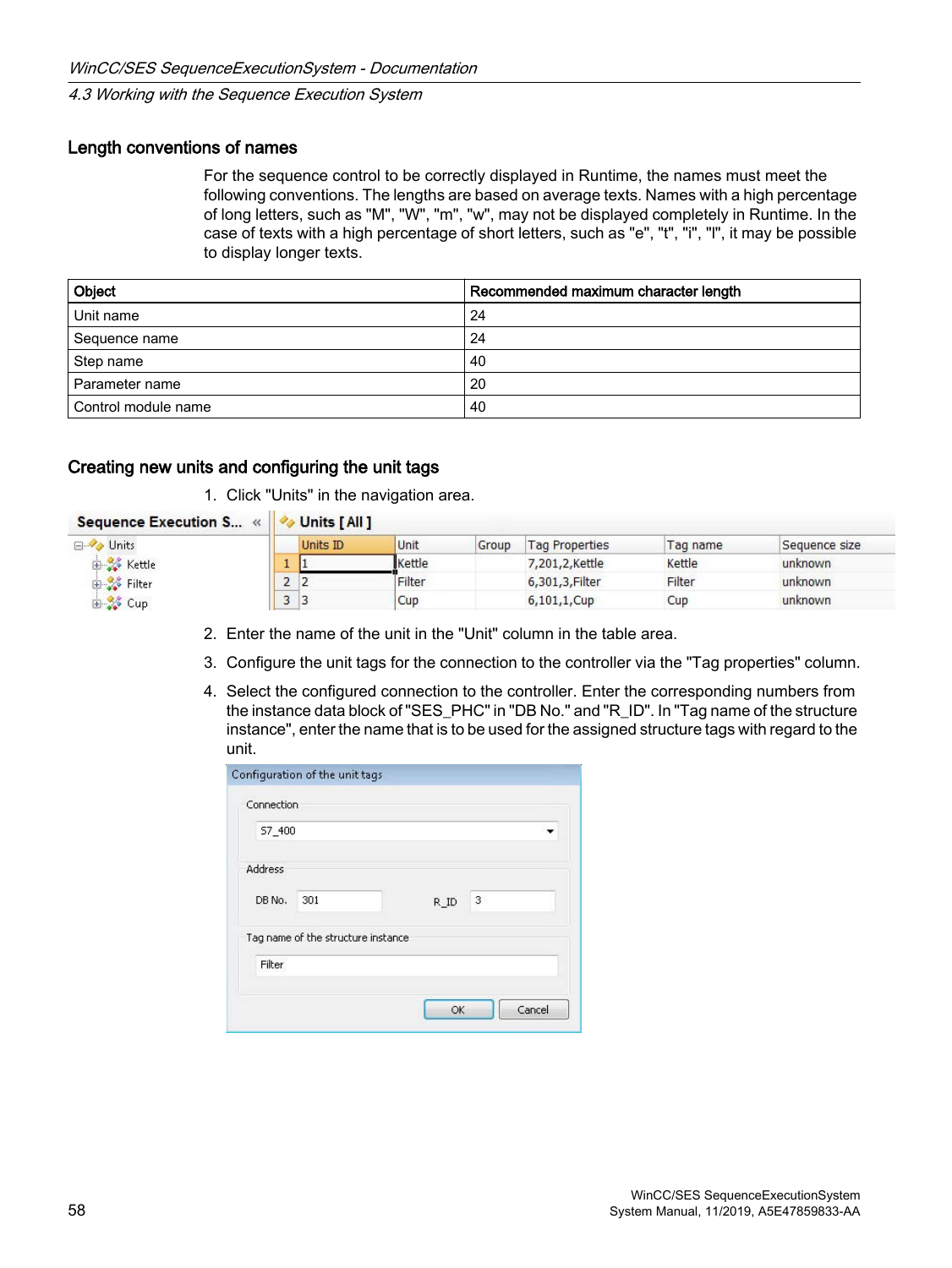### Length conventions of names

For the sequence control to be correctly displayed in Runtime, the names must meet the following conventions. The lengths are based on average texts. Names with a high percentage of long letters, such as "M", "W", "m", "w", may not be displayed completely in Runtime. In the case of texts with a high percentage of short letters, such as "e", "t", "i", "l", it may be possible to display longer texts.

| Object | Recommended maximum character length |
|---|---|
| Unit name | 24 |
| Sequence name | 24 |
| Step name | 40 |
| Parameter name | 20 |
| Control module name | 40 |

### Creating new units and configuring the unit tags

1. Click "Units" in the navigation area.

2. Enter the name of the unit in the "Unit" column in the table area.
3. Configure the unit tags for the connection to the controller via the "Tag properties" column.
4. Select the configured connection to the controller. Enter the corresponding numbers from the instance data block of "SES_PHC" in "DB No." and "R_ID". In "Tag name of the structure instance", enter the name that is to be used for the assigned structure tags with regard to the unit.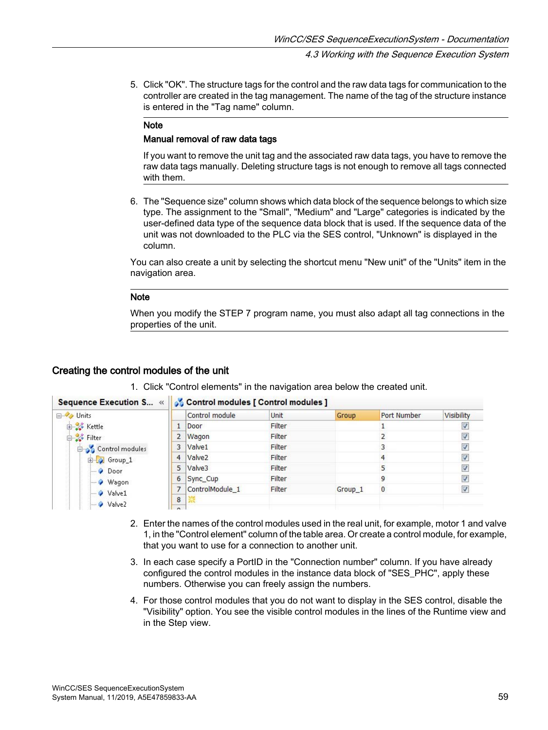5. Click "OK". The structure tags for the control and the raw data tags for communication to the controller are created in the tag management. The name of the tag of the structure instance is entered in the "Tag name" column.

   **Note**

   **Manual removal of raw data tags**

   If you want to remove the unit tag and the associated raw data tags, you have to remove the raw data tags manually. Deleting structure tags is not enough to remove all tags connected with them.

6. The "Sequence size" column shows which data block of the sequence belongs to which size type. The assignment to the "Small", "Medium" and "Large" categories is indicated by the user-defined data type of the sequence data block that is used. If the sequence data of the unit was not downloaded to the PLC via the SES control, "Unknown" is displayed in the column.

You can also create a unit by selecting the shortcut menu "New unit" of the "Units" item in the navigation area.

**Note**

When you modify the STEP 7 program name, you must also adapt all tag connections in the properties of the unit.

## Creating the control modules of the unit

1. Click "Control elements" in the navigation area below the created unit.

| | Control module | Unit | Group | Port Number | Visibility |
|---|---|---|---|---|---|
| 1 | Door | Filter | | 1 | ☑ |
| 2 | Wagon | Filter | | 2 | ☑ |
| 3 | Valve1 | Filter | | 3 | ☑ |
| 4 | Valve2 | Filter | | 4 | ☑ |
| 5 | Valve3 | Filter | | 5 | ☑ |
| 6 | Sync_Cup | Filter | | 9 | ☑ |
| 7 | ControlModule_1 | Filter | Group_1 | 0 | ☑ |
| 8 | | | | | |

2. Enter the names of the control modules used in the real unit, for example, motor 1 and valve 1, in the "Control element" column of the table area. Or create a control module, for example, that you want to use for a connection to another unit.
3. In each case specify a PortID in the "Connection number" column. If you have already configured the control modules in the instance data block of "SES_PHC", apply these numbers. Otherwise you can freely assign the numbers.
4. For those control modules that you do not want to display in the SES control, disable the "Visibility" option. You see the visible control modules in the lines of the Runtime view and in the Step view.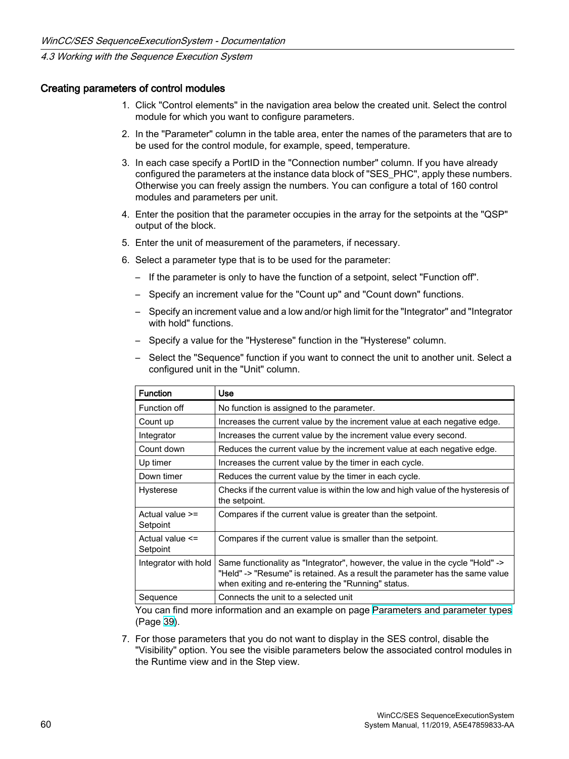### Creating parameters of control modules

1. Click "Control elements" in the navigation area below the created unit. Select the control module for which you want to configure parameters.
2. In the "Parameter" column in the table area, enter the names of the parameters that are to be used for the control module, for example, speed, temperature.
3. In each case specify a PortID in the "Connection number" column. If you have already configured the parameters at the instance data block of "SES_PHC", apply these numbers. Otherwise you can freely assign the numbers. You can configure a total of 160 control modules and parameters per unit.
4. Enter the position that the parameter occupies in the array for the setpoints at the "QSP" output of the block.
5. Enter the unit of measurement of the parameters, if necessary.
6. Select a parameter type that is to be used for the parameter:
   – If the parameter is only to have the function of a setpoint, select "Function off".
   – Specify an increment value for the "Count up" and "Count down" functions.
   – Specify an increment value and a low and/or high limit for the "Integrator" and "Integrator with hold" functions.
   – Specify a value for the "Hysterese" function in the "Hysterese" column.
   – Select the "Sequence" function if you want to connect the unit to another unit. Select a configured unit in the "Unit" column.

| Function | Use |
|---|---|
| Function off | No function is assigned to the parameter. |
| Count up | Increases the current value by the increment value at each negative edge. |
| Integrator | Increases the current value by the increment value every second. |
| Count down | Reduces the current value by the increment value at each negative edge. |
| Up timer | Increases the current value by the timer in each cycle. |
| Down timer | Reduces the current value by the timer in each cycle. |
| Hysterese | Checks if the current value is within the low and high value of the hysteresis of the setpoint. |
| Actual value >= Setpoint | Compares if the current value is greater than the setpoint. |
| Actual value <= Setpoint | Compares if the current value is smaller than the setpoint. |
| Integrator with hold | Same functionality as "Integrator", however, the value in the cycle "Hold" -> "Held" -> "Resume" is retained. As a result the parameter has the same value when exiting and re-entering the "Running" status. |
| Sequence | Connects the unit to a selected unit |

   You can find more information and an example on page Parameters and parameter types (Page 39).

7. For those parameters that you do not want to display in the SES control, disable the "Visibility" option. You see the visible parameters below the associated control modules in the Runtime view and in the Step view.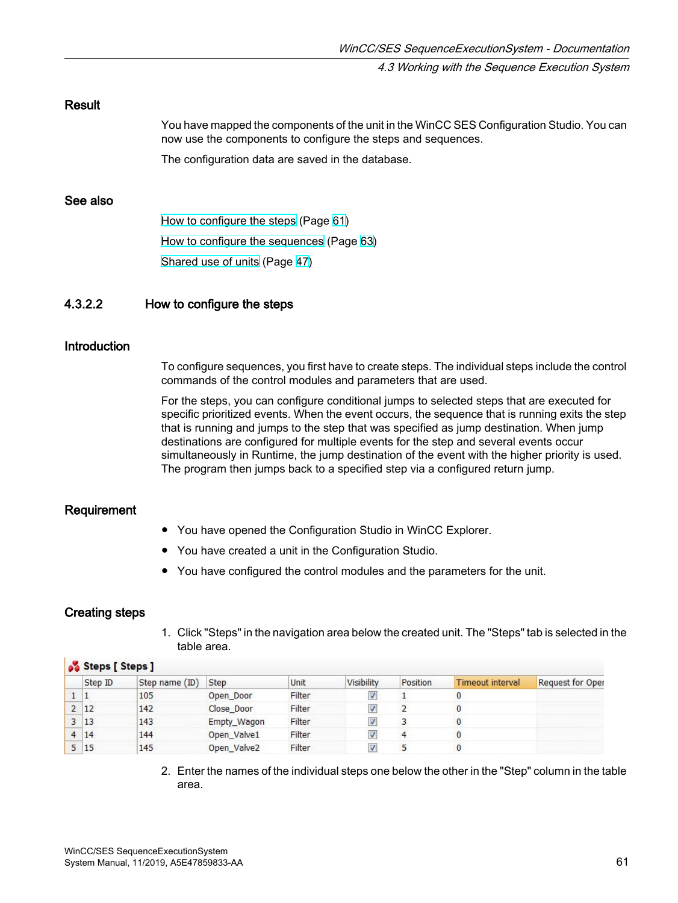### Result

You have mapped the components of the unit in the WinCC SES Configuration Studio. You can now use the components to configure the steps and sequences.

The configuration data are saved in the database.

### See also

How to configure the steps (Page 61)

How to configure the sequences (Page 63)

Shared use of units (Page 47)

## 4.3.2.2 How to configure the steps

### Introduction

To configure sequences, you first have to create steps. The individual steps include the control commands of the control modules and parameters that are used.

For the steps, you can configure conditional jumps to selected steps that are executed for specific prioritized events. When the event occurs, the sequence that is running exits the step that is running and jumps to the step that was specified as jump destination. When jump destinations are configured for multiple events for the step and several events occur simultaneously in Runtime, the jump destination of the event with the higher priority is used. The program then jumps back to a specified step via a configured return jump.

### Requirement

- You have opened the Configuration Studio in WinCC Explorer.
- You have created a unit in the Configuration Studio.
- You have configured the control modules and the parameters for the unit.

### Creating steps

1. Click "Steps" in the navigation area below the created unit. The "Steps" tab is selected in the table area.

**Steps [ Steps ]**

| | Step ID | Step name (ID) | Step | Unit | Visibility | Position | Timeout interval | Request for Oper |
|---|---|---|---|---|---|---|---|---|
| 1 | 1 | 105 | Open_Door | Filter | ☑ | 1 | 0 | |
| 2 | 12 | 142 | Close_Door | Filter | ☑ | 2 | 0 | |
| 3 | 13 | 143 | Empty_Wagon | Filter | ☑ | 3 | 0 | |
| 4 | 14 | 144 | Open_Valve1 | Filter | ☑ | 4 | 0 | |
| 5 | 15 | 145 | Open_Valve2 | Filter | ☑ | 5 | 0 | |

2. Enter the names of the individual steps one below the other in the "Step" column in the table area.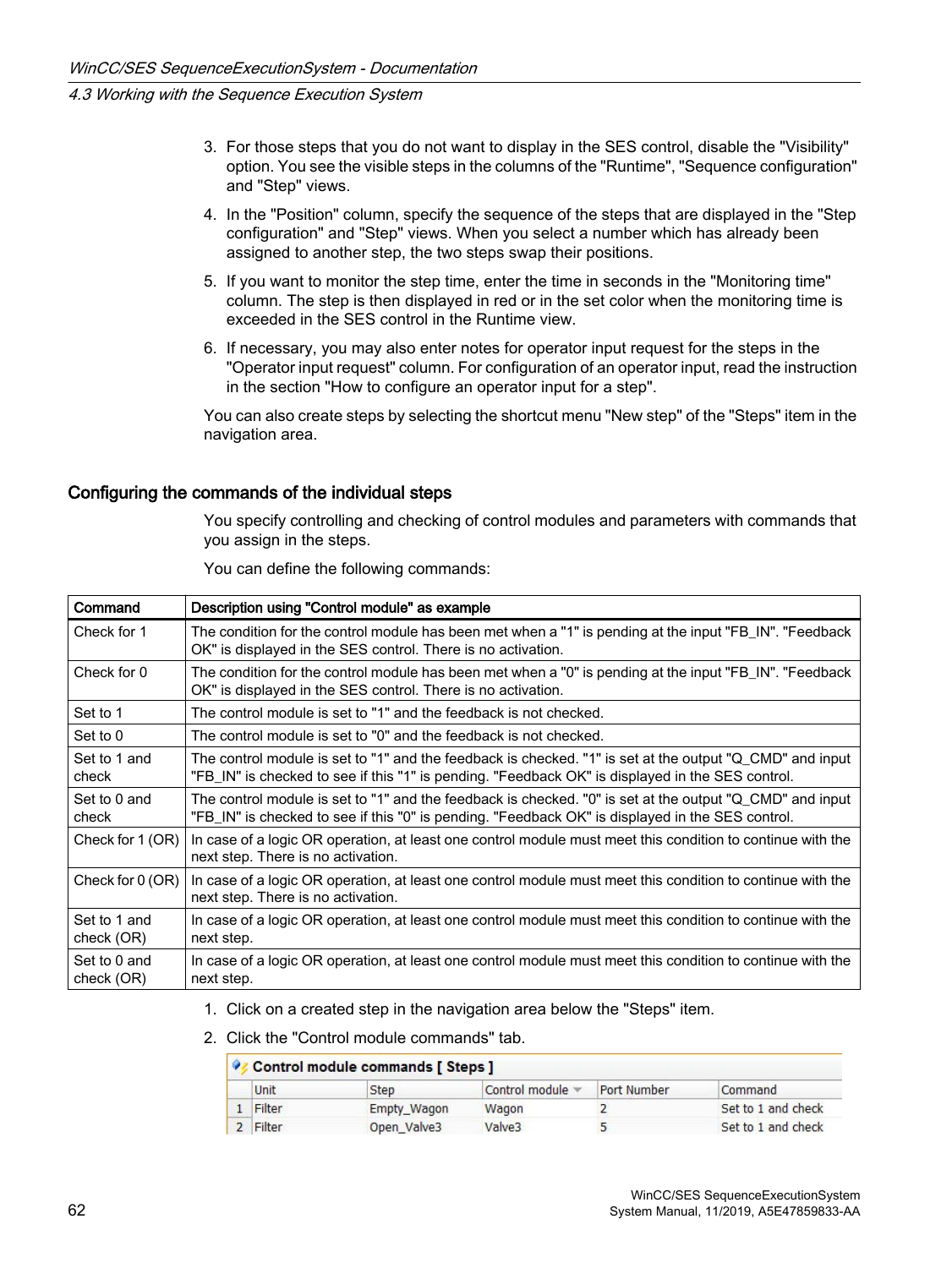3. For those steps that you do not want to display in the SES control, disable the "Visibility" option. You see the visible steps in the columns of the "Runtime", "Sequence configuration" and "Step" views.
4. In the "Position" column, specify the sequence of the steps that are displayed in the "Step configuration" and "Step" views. When you select a number which has already been assigned to another step, the two steps swap their positions.
5. If you want to monitor the step time, enter the time in seconds in the "Monitoring time" column. The step is then displayed in red or in the set color when the monitoring time is exceeded in the SES control in the Runtime view.
6. If necessary, you may also enter notes for operator input request for the steps in the "Operator input request" column. For configuration of an operator input, read the instruction in the section "How to configure an operator input for a step".

You can also create steps by selecting the shortcut menu "New step" of the "Steps" item in the navigation area.

### Configuring the commands of the individual steps

You specify controlling and checking of control modules and parameters with commands that you assign in the steps.

You can define the following commands:

| Command | Description using "Control module" as example |
|---|---|
| Check for 1 | The condition for the control module has been met when a "1" is pending at the input "FB_IN". "Feedback OK" is displayed in the SES control. There is no activation. |
| Check for 0 | The condition for the control module has been met when a "0" is pending at the input "FB_IN". "Feedback OK" is displayed in the SES control. There is no activation. |
| Set to 1 | The control module is set to "1" and the feedback is not checked. |
| Set to 0 | The control module is set to "0" and the feedback is not checked. |
| Set to 1 and check | The control module is set to "1" and the feedback is checked. "1" is set at the output "Q_CMD" and input "FB_IN" is checked to see if this "1" is pending. "Feedback OK" is displayed in the SES control. |
| Set to 0 and check | The control module is set to "1" and the feedback is checked. "0" is set at the output "Q_CMD" and input "FB_IN" is checked to see if this "0" is pending. "Feedback OK" is displayed in the SES control. |
| Check for 1 (OR) | In case of a logic OR operation, at least one control module must meet this condition to continue with the next step. There is no activation. |
| Check for 0 (OR) | In case of a logic OR operation, at least one control module must meet this condition to continue with the next step. There is no activation. |
| Set to 1 and check (OR) | In case of a logic OR operation, at least one control module must meet this condition to continue with the next step. |
| Set to 0 and check (OR) | In case of a logic OR operation, at least one control module must meet this condition to continue with the next step. |

1. Click on a created step in the navigation area below the "Steps" item.
2. Click the "Control module commands" tab.

**Control module commands [ Steps ]**

| | Unit | Step | Control module | Port Number | Command |
|---|---|---|---|---|---|
| 1 | Filter | Empty_Wagon | Wagon | 2 | Set to 1 and check |
| 2 | Filter | Open_Valve3 | Valve3 | 5 | Set to 1 and check |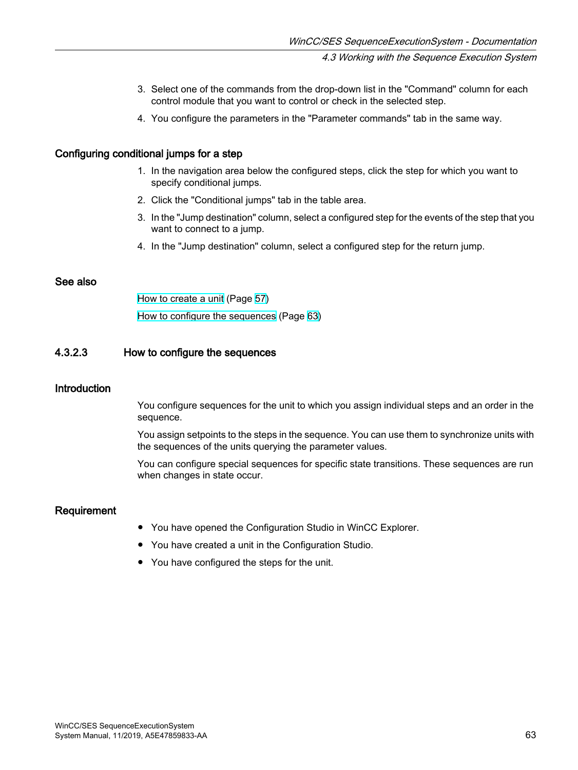3. Select one of the commands from the drop-down list in the "Command" column for each control module that you want to control or check in the selected step.
4. You configure the parameters in the "Parameter commands" tab in the same way.

### Configuring conditional jumps for a step

1. In the navigation area below the configured steps, click the step for which you want to specify conditional jumps.
2. Click the "Conditional jumps" tab in the table area.
3. In the "Jump destination" column, select a configured step for the events of the step that you want to connect to a jump.
4. In the "Jump destination" column, select a configured step for the return jump.

### See also

How to create a unit (Page 57)

How to configure the sequences (Page 63)

## 4.3.2.3 How to configure the sequences

### Introduction

You configure sequences for the unit to which you assign individual steps and an order in the sequence.

You assign setpoints to the steps in the sequence. You can use them to synchronize units with the sequences of the units querying the parameter values.

You can configure special sequences for specific state transitions. These sequences are run when changes in state occur.

### Requirement

- You have opened the Configuration Studio in WinCC Explorer.
- You have created a unit in the Configuration Studio.
- You have configured the steps for the unit.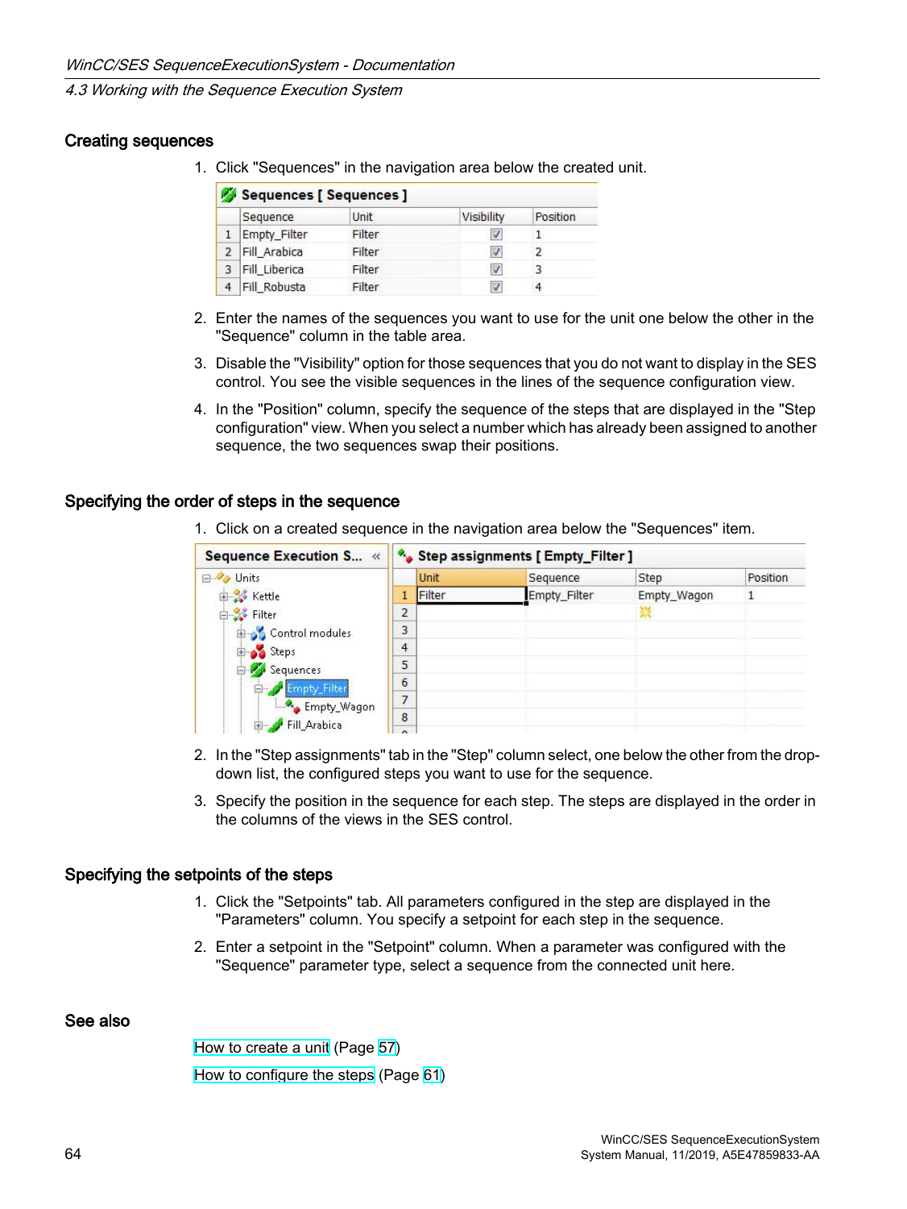## Creating sequences

1. Click "Sequences" in the navigation area below the created unit.

**Sequences [ Sequences ]**

| | Sequence | Unit | Visibility | Position |
|---|---|---|---|---|
| 1 | Empty_Filter | Filter | ☑ | 1 |
| 2 | Fill_Arabica | Filter | ☑ | 2 |
| 3 | Fill_Liberica | Filter | ☑ | 3 |
| 4 | Fill_Robusta | Filter | ☑ | 4 |

2. Enter the names of the sequences you want to use for the unit one below the other in the "Sequence" column in the table area.
3. Disable the "Visibility" option for those sequences that you do not want to display in the SES control. You see the visible sequences in the lines of the sequence configuration view.
4. In the "Position" column, specify the sequence of the steps that are displayed in the "Step configuration" view. When you select a number which has already been assigned to another sequence, the two sequences swap their positions.

## Specifying the order of steps in the sequence

1. Click on a created sequence in the navigation area below the "Sequences" item.

**Sequence Execution S...**

- Units
  - Kettle
  - Filter
    - Control modules
    - Steps
    - Sequences
      - Empty_Filter
        - Empty_Wagon
      - Fill_Arabica

**Step assignments [ Empty_Filter ]**

| | Unit | Sequence | Step | Position |
|---|---|---|---|---|
| 1 | Filter | Empty_Filter | Empty_Wagon | 1 |
| 2 | | | | |
| 3 | | | | |
| 4 | | | | |
| 5 | | | | |
| 6 | | | | |
| 7 | | | | |
| 8 | | | | |

2. In the "Step assignments" tab in the "Step" column select, one below the other from the drop-down list, the configured steps you want to use for the sequence.
3. Specify the position in the sequence for each step. The steps are displayed in the order in the columns of the views in the SES control.

## Specifying the setpoints of the steps

1. Click the "Setpoints" tab. All parameters configured in the step are displayed in the "Parameters" column. You specify a setpoint for each step in the sequence.
2. Enter a setpoint in the "Setpoint" column. When a parameter was configured with the "Sequence" parameter type, select a sequence from the connected unit here.

## See also

How to create a unit (Page 57)

How to configure the steps (Page 61)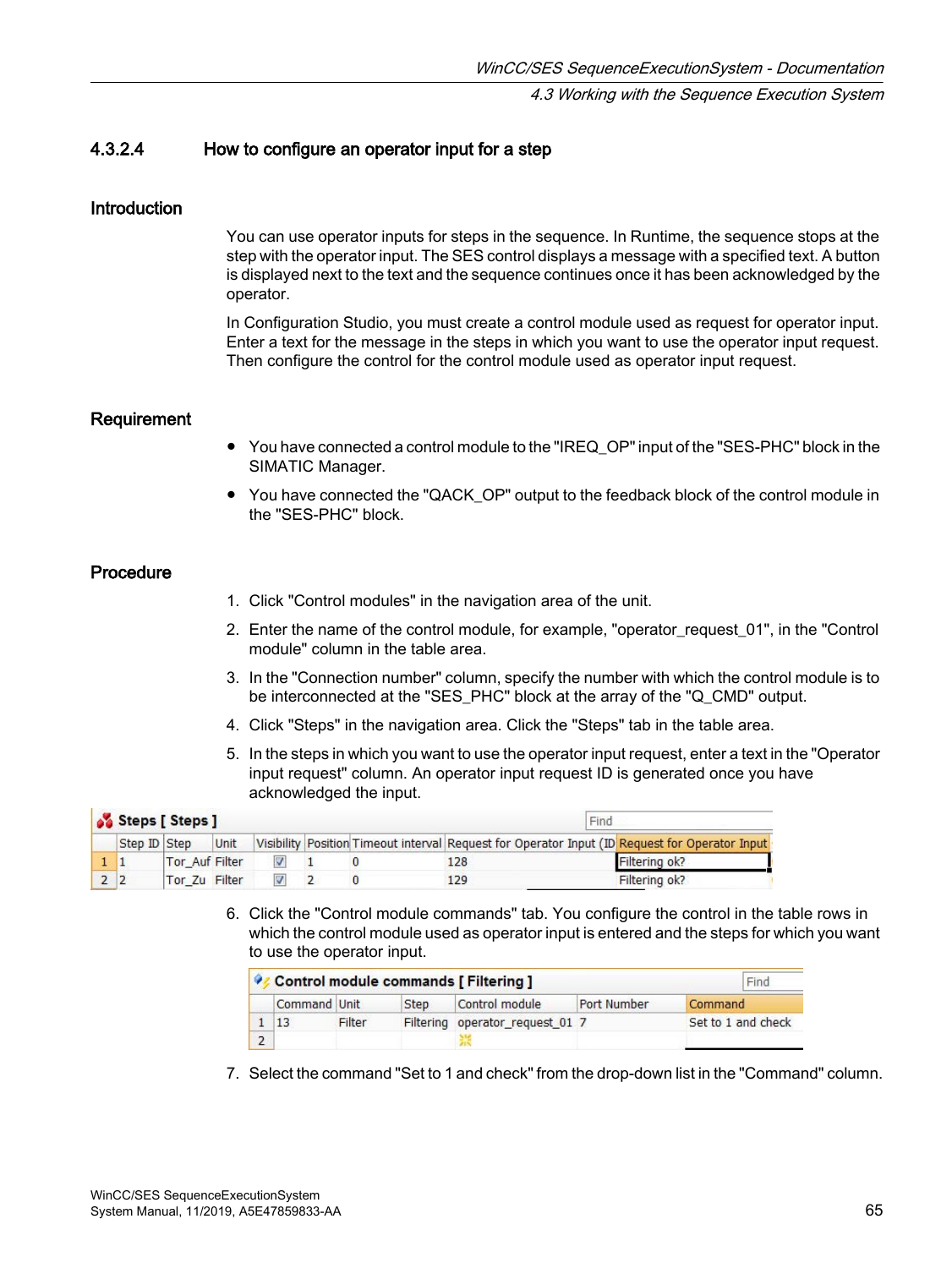### 4.3.2.4 How to configure an operator input for a step

#### Introduction

You can use operator inputs for steps in the sequence. In Runtime, the sequence stops at the step with the operator input. The SES control displays a message with a specified text. A button is displayed next to the text and the sequence continues once it has been acknowledged by the operator.

In Configuration Studio, you must create a control module used as request for operator input. Enter a text for the message in the steps in which you want to use the operator input request. Then configure the control for the control module used as operator input request.

#### Requirement

- You have connected a control module to the "IREQ_OP" input of the "SES-PHC" block in the SIMATIC Manager.
- You have connected the "QACK_OP" output to the feedback block of the control module in the "SES-PHC" block.

#### Procedure

1. Click "Control modules" in the navigation area of the unit.
2. Enter the name of the control module, for example, "operator_request_01", in the "Control module" column in the table area.
3. In the "Connection number" column, specify the number with which the control module is to be interconnected at the "SES_PHC" block at the array of the "Q_CMD" output.
4. Click "Steps" in the navigation area. Click the "Steps" tab in the table area.
5. In the steps in which you want to use the operator input request, enter a text in the "Operator input request" column. An operator input request ID is generated once you have acknowledged the input.

**Steps [ Steps ]**

| | Step ID | Step | Unit | Visibility | Position | Timeout interval | Request for Operator Input (ID | Request for Operator Input |
|---|---|---|---|---|---|---|---|---|
| 1 | 1 | Tor_Auf | Filter | ☑ | 1 | 0 | 128 | Filtering ok? |
| 2 | 2 | Tor_Zu | Filter | ☑ | 2 | 0 | 129 | Filtering ok? |

6. Click the "Control module commands" tab. You configure the control in the table rows in which the control module used as operator input is entered and the steps for which you want to use the operator input.

**Control module commands [ Filtering ]**

| | Command | Unit | Step | Control module | Port Number | Command |
|---|---|---|---|---|---|---|
| 1 | 13 | Filter | Filtering | operator_request_01 | 7 | Set to 1 and check |
| 2 | | | | | | |

7. Select the command "Set to 1 and check" from the drop-down list in the "Command" column.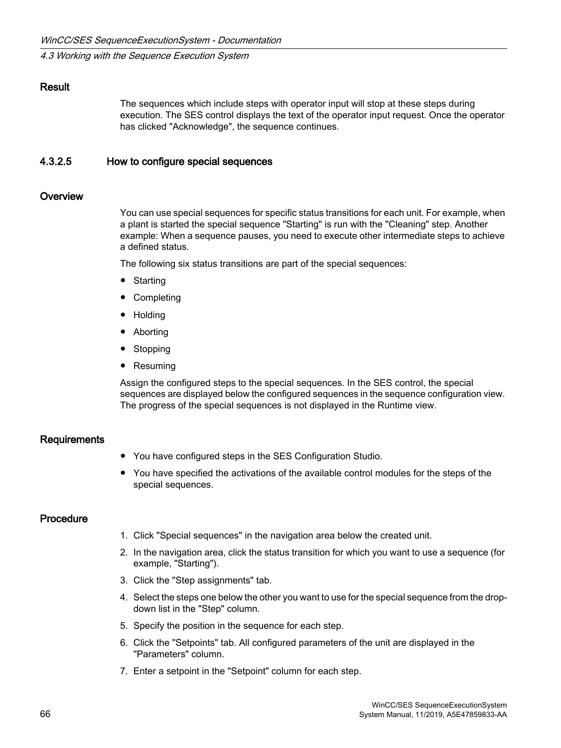### Result

The sequences which include steps with operator input will stop at these steps during execution. The SES control displays the text of the operator input request. Once the operator has clicked "Acknowledge", the sequence continues.

## 4.3.2.5 How to configure special sequences

### Overview

You can use special sequences for specific status transitions for each unit. For example, when a plant is started the special sequence "Starting" is run with the "Cleaning" step. Another example: When a sequence pauses, you need to execute other intermediate steps to achieve a defined status.

The following six status transitions are part of the special sequences:

- Starting
- Completing
- Holding
- Aborting
- Stopping
- Resuming

Assign the configured steps to the special sequences. In the SES control, the special sequences are displayed below the configured sequences in the sequence configuration view. The progress of the special sequences is not displayed in the Runtime view.

### Requirements

- You have configured steps in the SES Configuration Studio.
- You have specified the activations of the available control modules for the steps of the special sequences.

### Procedure

1. Click "Special sequences" in the navigation area below the created unit.
2. In the navigation area, click the status transition for which you want to use a sequence (for example, "Starting").
3. Click the "Step assignments" tab.
4. Select the steps one below the other you want to use for the special sequence from the drop-down list in the "Step" column.
5. Specify the position in the sequence for each step.
6. Click the "Setpoints" tab. All configured parameters of the unit are displayed in the "Parameters" column.
7. Enter a setpoint in the "Setpoint" column for each step.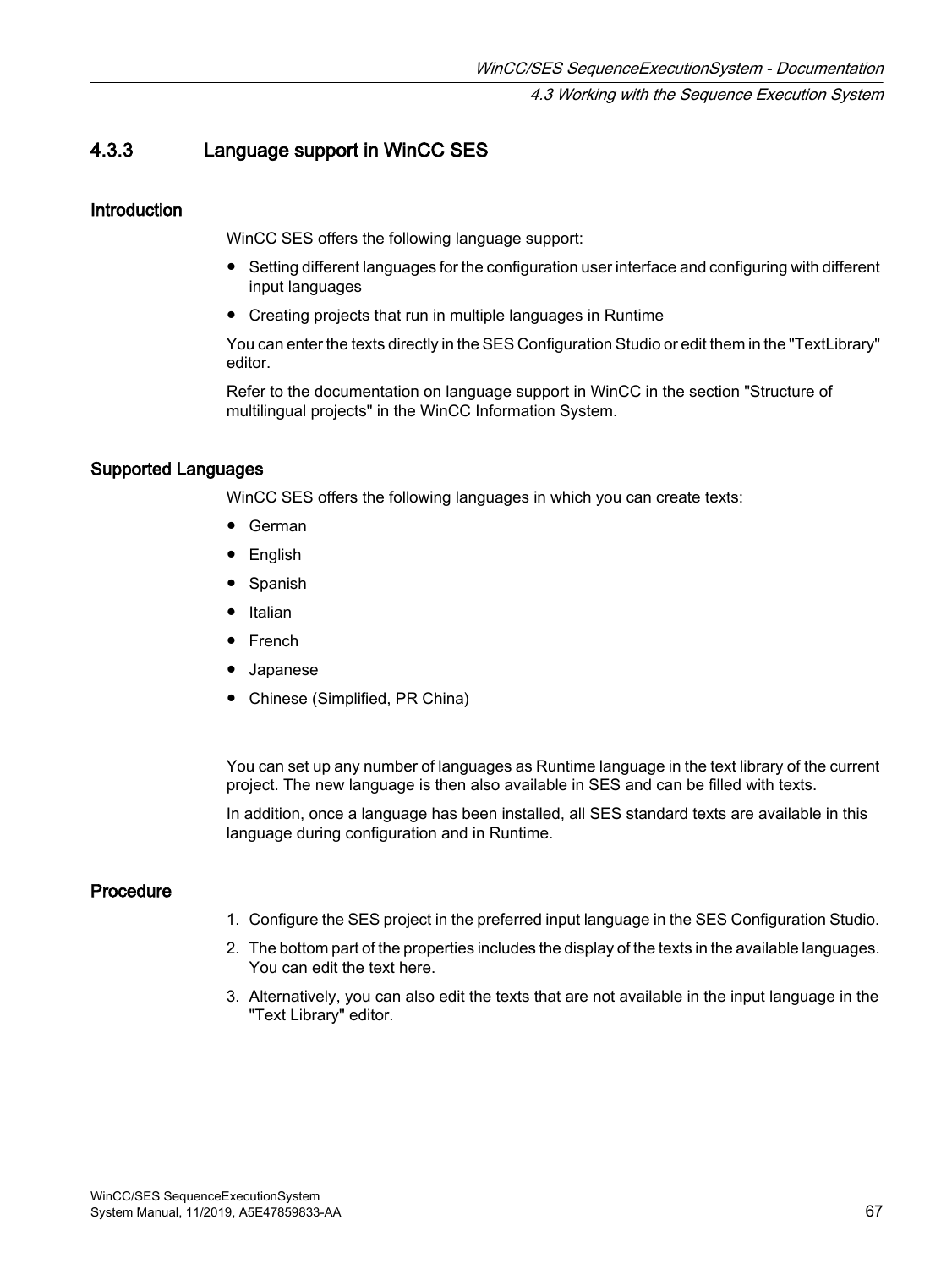### 4.3.3 Language support in WinCC SES

#### Introduction

WinCC SES offers the following language support:

- Setting different languages for the configuration user interface and configuring with different input languages
- Creating projects that run in multiple languages in Runtime

You can enter the texts directly in the SES Configuration Studio or edit them in the "TextLibrary" editor.

Refer to the documentation on language support in WinCC in the section "Structure of multilingual projects" in the WinCC Information System.

#### Supported Languages

WinCC SES offers the following languages in which you can create texts:

- German
- English
- Spanish
- Italian
- French
- Japanese
- Chinese (Simplified, PR China)

You can set up any number of languages as Runtime language in the text library of the current project. The new language is then also available in SES and can be filled with texts.

In addition, once a language has been installed, all SES standard texts are available in this language during configuration and in Runtime.

#### Procedure

1. Configure the SES project in the preferred input language in the SES Configuration Studio.
2. The bottom part of the properties includes the display of the texts in the available languages. You can edit the text here.
3. Alternatively, you can also edit the texts that are not available in the input language in the "Text Library" editor.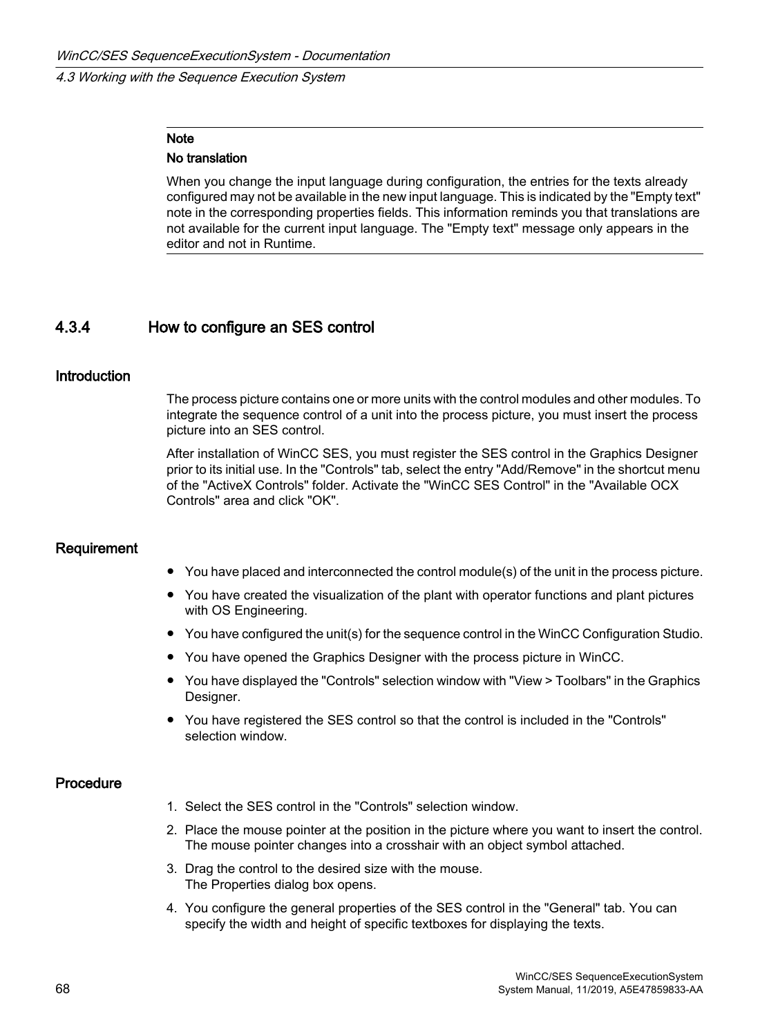**Note**

**No translation**

When you change the input language during configuration, the entries for the texts already configured may not be available in the new input language. This is indicated by the "Empty text" note in the corresponding properties fields. This information reminds you that translations are not available for the current input language. The "Empty text" message only appears in the editor and not in Runtime.

### 4.3.4 How to configure an SES control

#### Introduction

The process picture contains one or more units with the control modules and other modules. To integrate the sequence control of a unit into the process picture, you must insert the process picture into an SES control.

After installation of WinCC SES, you must register the SES control in the Graphics Designer prior to its initial use. In the "Controls" tab, select the entry "Add/Remove" in the shortcut menu of the "ActiveX Controls" folder. Activate the "WinCC SES Control" in the "Available OCX Controls" area and click "OK".

#### Requirement

- You have placed and interconnected the control module(s) of the unit in the process picture.
- You have created the visualization of the plant with operator functions and plant pictures with OS Engineering.
- You have configured the unit(s) for the sequence control in the WinCC Configuration Studio.
- You have opened the Graphics Designer with the process picture in WinCC.
- You have displayed the "Controls" selection window with "View > Toolbars" in the Graphics Designer.
- You have registered the SES control so that the control is included in the "Controls" selection window.

#### Procedure

1. Select the SES control in the "Controls" selection window.
2. Place the mouse pointer at the position in the picture where you want to insert the control. The mouse pointer changes into a crosshair with an object symbol attached.
3. Drag the control to the desired size with the mouse.
   The Properties dialog box opens.
4. You configure the general properties of the SES control in the "General" tab. You can specify the width and height of specific textboxes for displaying the texts.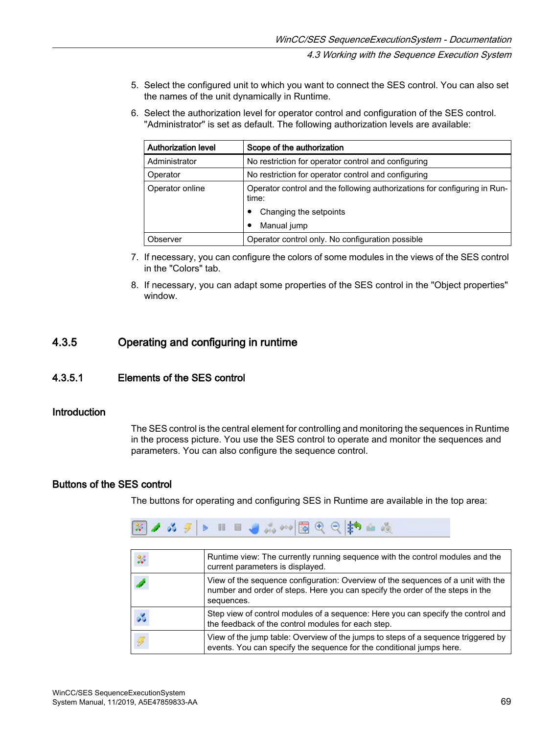5. Select the configured unit to which you want to connect the SES control. You can also set the names of the unit dynamically in Runtime.
6. Select the authorization level for operator control and configuration of the SES control. "Administrator" is set as default. The following authorization levels are available:

| Authorization level | Scope of the authorization |
|---|---|
| Administrator | No restriction for operator control and configuring |
| Operator | No restriction for operator control and configuring |
| Operator online | Operator control and the following authorizations for configuring in Runtime:<br>• Changing the setpoints<br>• Manual jump |
| Observer | Operator control only. No configuration possible |

7. If necessary, you can configure the colors of some modules in the views of the SES control in the "Colors" tab.
8. If necessary, you can adapt some properties of the SES control in the "Object properties" window.

## 4.3.5 Operating and configuring in runtime

### 4.3.5.1 Elements of the SES control

#### Introduction

The SES control is the central element for controlling and monitoring the sequences in Runtime in the process picture. You use the SES control to operate and monitor the sequences and parameters. You can also configure the sequence control.

#### Buttons of the SES control

The buttons for operating and configuring SES in Runtime are available in the top area:

| | |
|---|---|
| | Runtime view: The currently running sequence with the control modules and the current parameters is displayed. |
| | View of the sequence configuration: Overview of the sequences of a unit with the number and order of steps. Here you can specify the order of the steps in the sequences. |
| | Step view of control modules of a sequence: Here you can specify the control and the feedback of the control modules for each step. |
| | View of the jump table: Overview of the jumps to steps of a sequence triggered by events. You can specify the sequence for the conditional jumps here. |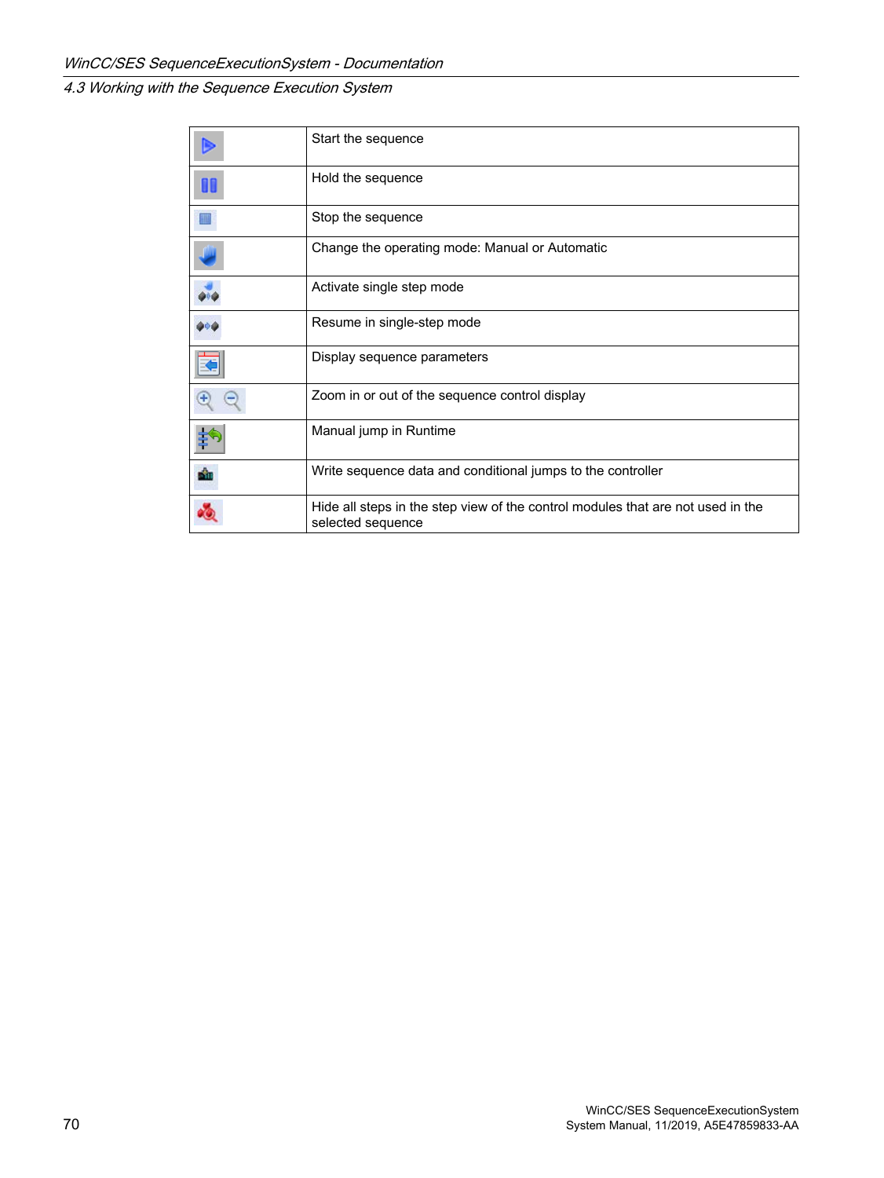| | |
|---|---|
| | Start the sequence |
| | Hold the sequence |
| | Stop the sequence |
| | Change the operating mode: Manual or Automatic |
| | Activate single step mode |
| | Resume in single-step mode |
| | Display sequence parameters |
| | Zoom in or out of the sequence control display |
| | Manual jump in Runtime |
| | Write sequence data and conditional jumps to the controller |
| | Hide all steps in the step view of the control modules that are not used in the selected sequence |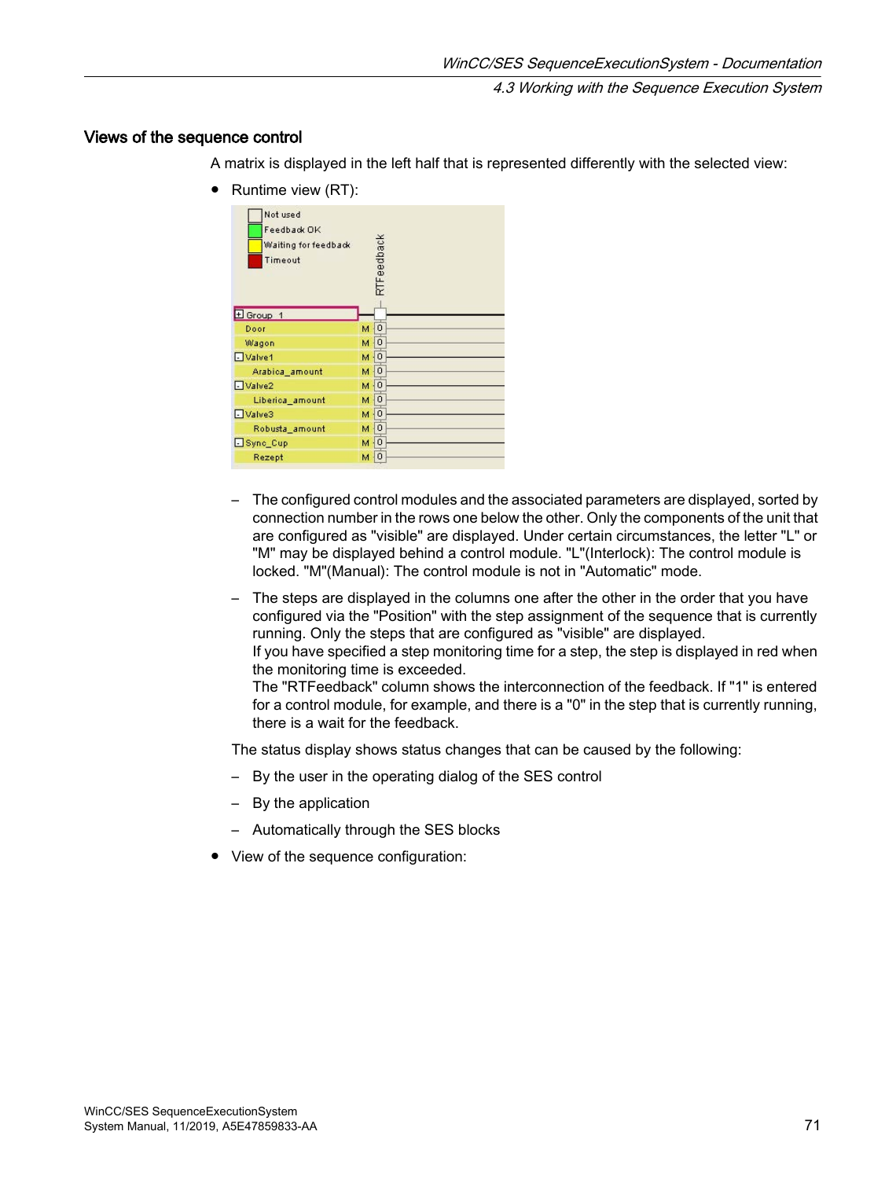## Views of the sequence control

A matrix is displayed in the left half that is represented differently with the selected view:

- Runtime view (RT):

  – The configured control modules and the associated parameters are displayed, sorted by connection number in the rows one below the other. Only the components of the unit that are configured as "visible" are displayed. Under certain circumstances, the letter "L" or "M" may be displayed behind a control module. "L"(Interlock): The control module is locked. "M"(Manual): The control module is not in "Automatic" mode.

  – The steps are displayed in the columns one after the other in the order that you have configured via the "Position" with the step assignment of the sequence that is currently running. Only the steps that are configured as "visible" are displayed.
  If you have specified a step monitoring time for a step, the step is displayed in red when the monitoring time is exceeded.
  The "RTFeedback" column shows the interconnection of the feedback. If "1" is entered for a control module, for example, and there is a "0" in the step that is currently running, there is a wait for the feedback.

  The status display shows status changes that can be caused by the following:

  – By the user in the operating dialog of the SES control

  – By the application

  – Automatically through the SES blocks

- View of the sequence configuration: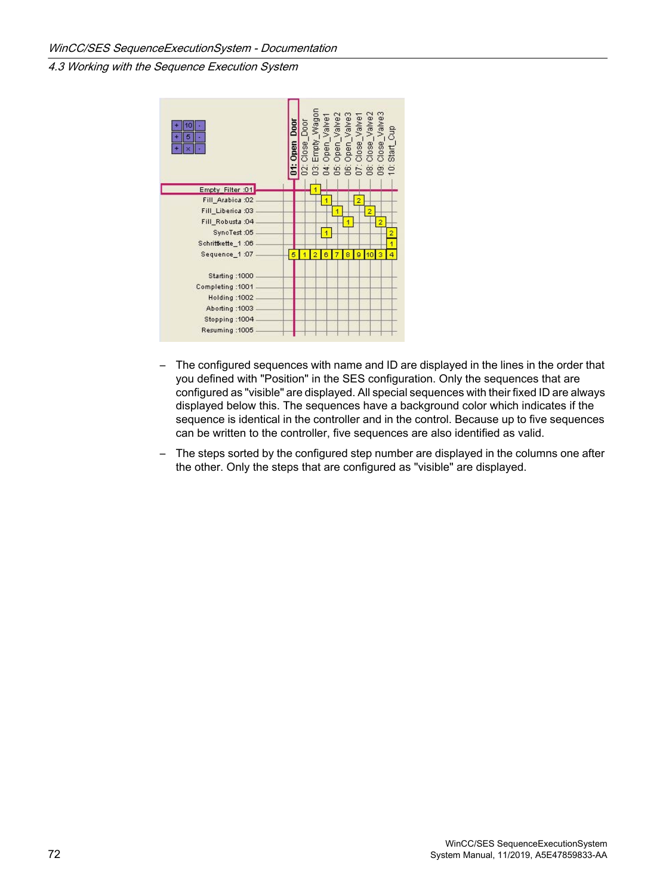– The configured sequences with name and ID are displayed in the lines in the order that you defined with "Position" in the SES configuration. Only the sequences that are configured as "visible" are displayed. All special sequences with their fixed ID are always displayed below this. The sequences have a background color which indicates if the sequence is identical in the controller and in the control. Because up to five sequences can be written to the controller, five sequences are also identified as valid.

– The steps sorted by the configured step number are displayed in the columns one after the other. Only the steps that are configured as "visible" are displayed.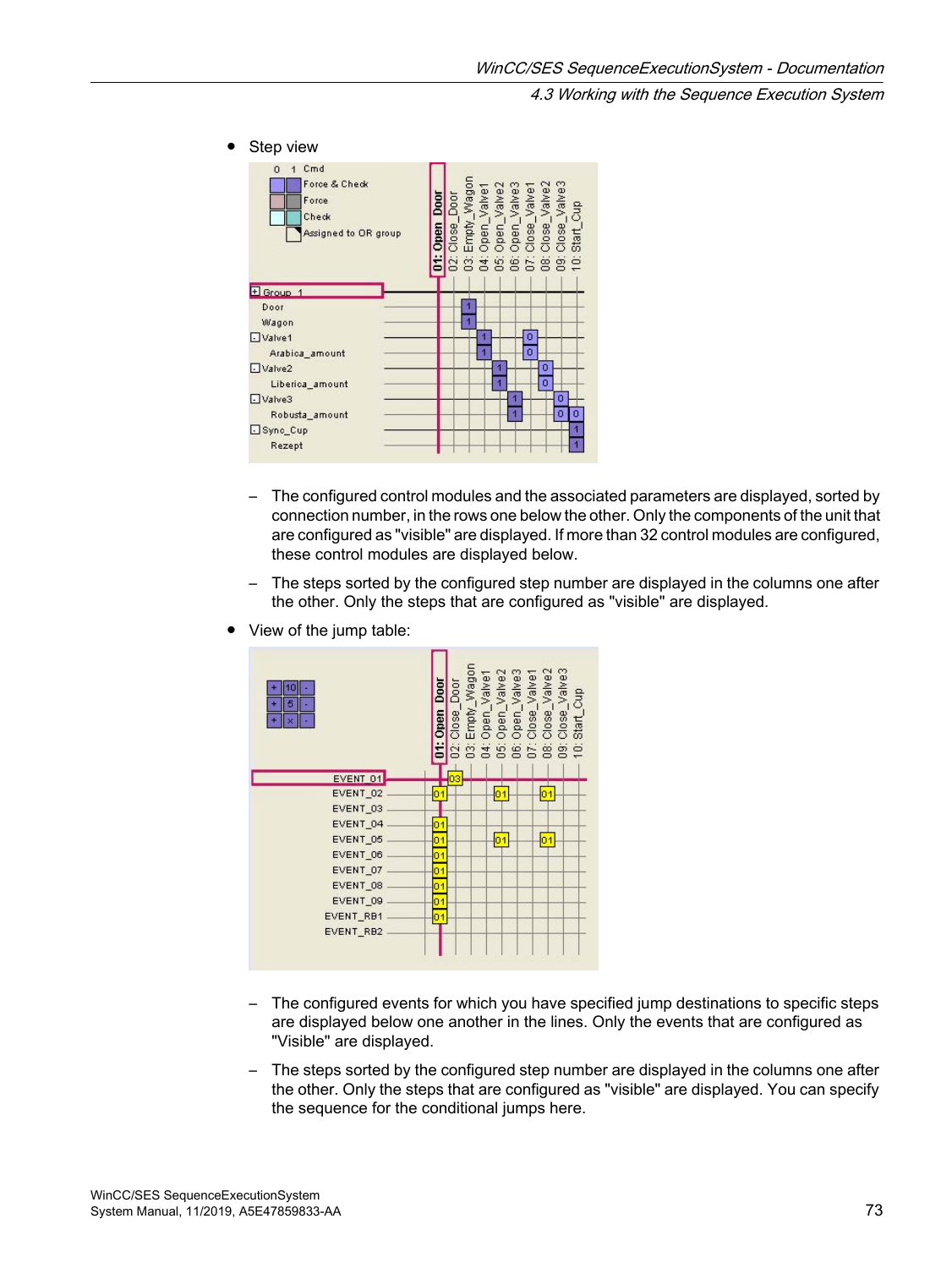- Step view

  – The configured control modules and the associated parameters are displayed, sorted by connection number, in the rows one below the other. Only the components of the unit that are configured as "visible" are displayed. If more than 32 control modules are configured, these control modules are displayed below.

  – The steps sorted by the configured step number are displayed in the columns one after the other. Only the steps that are configured as "visible" are displayed.

- View of the jump table:

  – The configured events for which you have specified jump destinations to specific steps are displayed below one another in the lines. Only the events that are configured as "Visible" are displayed.

  – The steps sorted by the configured step number are displayed in the columns one after the other. Only the steps that are configured as "visible" are displayed. You can specify the sequence for the conditional jumps here.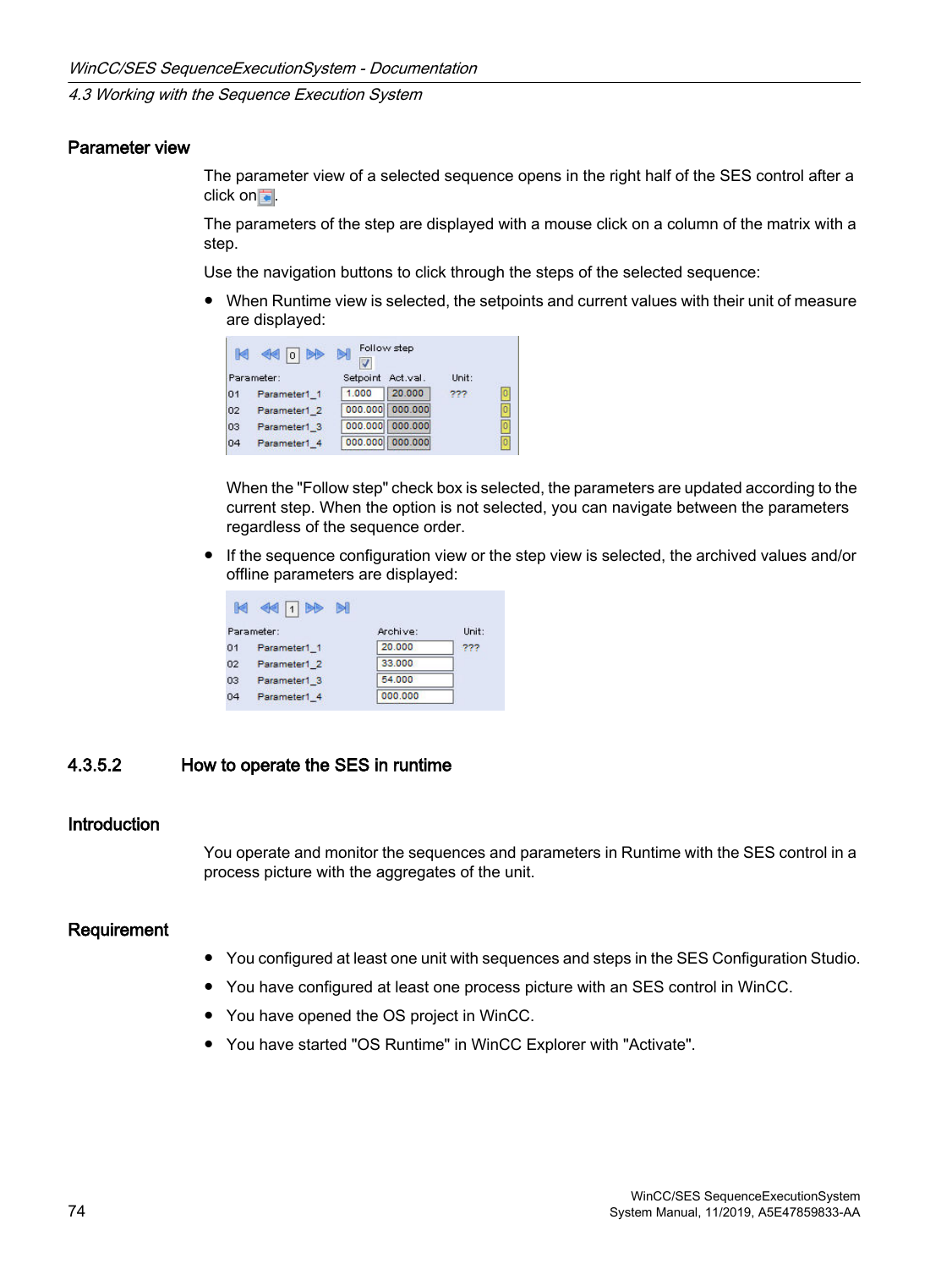### Parameter view

The parameter view of a selected sequence opens in the right half of the SES control after a click on .

The parameters of the step are displayed with a mouse click on a column of the matrix with a step.

Use the navigation buttons to click through the steps of the selected sequence:

- When Runtime view is selected, the setpoints and current values with their unit of measure are displayed:

  When the "Follow step" check box is selected, the parameters are updated according to the current step. When the option is not selected, you can navigate between the parameters regardless of the sequence order.

- If the sequence configuration view or the step view is selected, the archived values and/or offline parameters are displayed:

## 4.3.5.2 How to operate the SES in runtime

### Introduction

You operate and monitor the sequences and parameters in Runtime with the SES control in a process picture with the aggregates of the unit.

### Requirement

- You configured at least one unit with sequences and steps in the SES Configuration Studio.
- You have configured at least one process picture with an SES control in WinCC.
- You have opened the OS project in WinCC.
- You have started "OS Runtime" in WinCC Explorer with "Activate".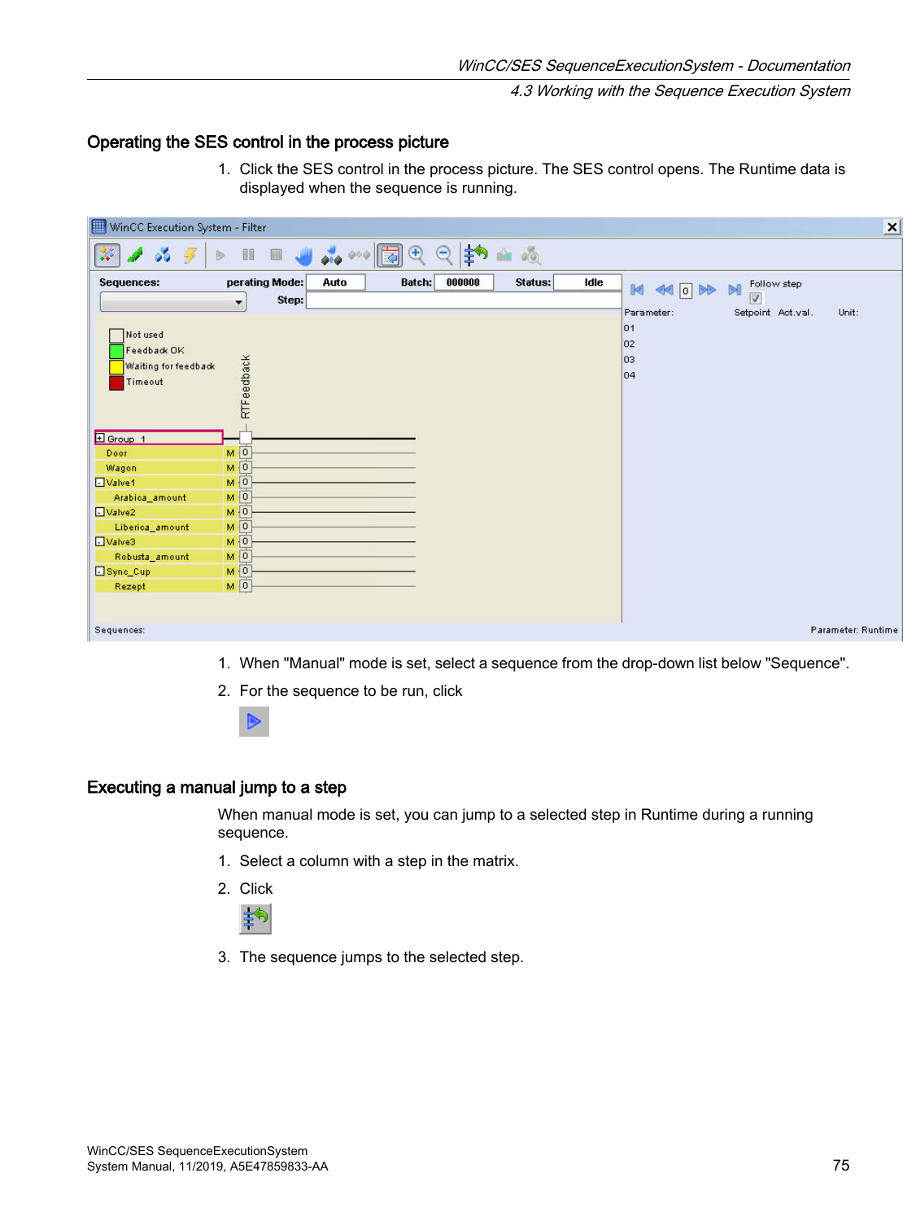## Operating the SES control in the process picture

1. Click the SES control in the process picture. The SES control opens. The Runtime data is displayed when the sequence is running.

1. When "Manual" mode is set, select a sequence from the drop-down list below "Sequence".
2. For the sequence to be run, click

## Executing a manual jump to a step

When manual mode is set, you can jump to a selected step in Runtime during a running sequence.

1. Select a column with a step in the matrix.
2. Click
3. The sequence jumps to the selected step.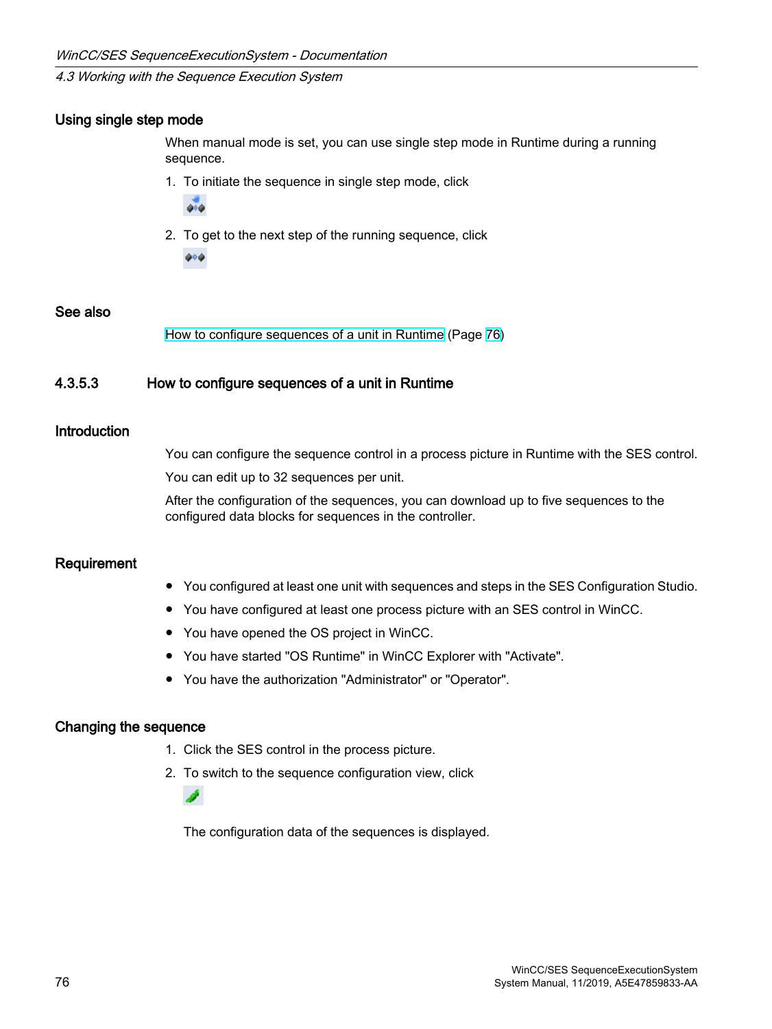### Using single step mode

When manual mode is set, you can use single step mode in Runtime during a running sequence.

1. To initiate the sequence in single step mode, click

2. To get to the next step of the running sequence, click

### See also

How to configure sequences of a unit in Runtime (Page 76)

## 4.3.5.3 How to configure sequences of a unit in Runtime

### Introduction

You can configure the sequence control in a process picture in Runtime with the SES control.

You can edit up to 32 sequences per unit.

After the configuration of the sequences, you can download up to five sequences to the configured data blocks for sequences in the controller.

### Requirement

- You configured at least one unit with sequences and steps in the SES Configuration Studio.
- You have configured at least one process picture with an SES control in WinCC.
- You have opened the OS project in WinCC.
- You have started "OS Runtime" in WinCC Explorer with "Activate".
- You have the authorization "Administrator" or "Operator".

### Changing the sequence

1. Click the SES control in the process picture.
2. To switch to the sequence configuration view, click

   The configuration data of the sequences is displayed.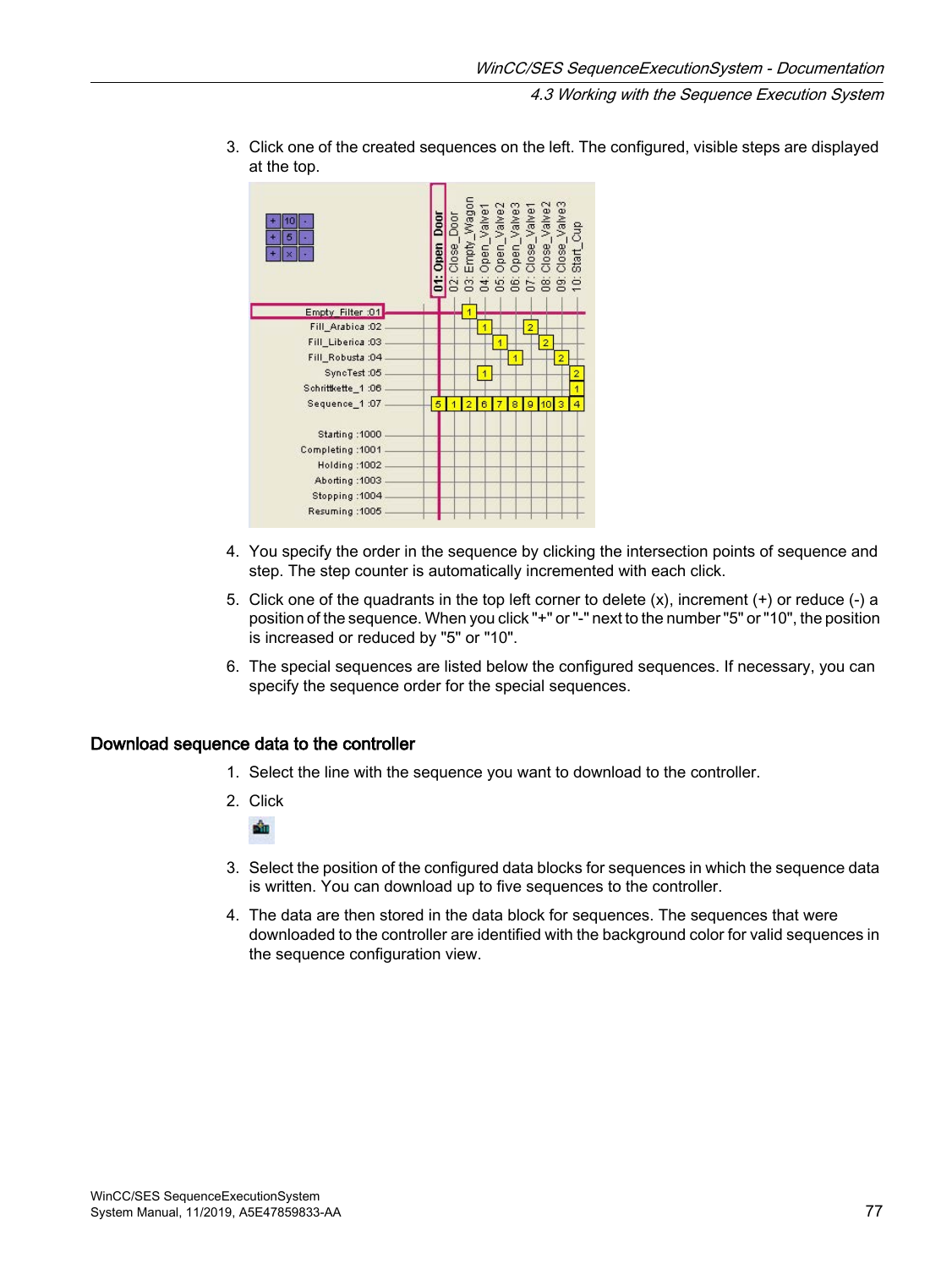3. Click one of the created sequences on the left. The configured, visible steps are displayed at the top.

4. You specify the order in the sequence by clicking the intersection points of sequence and step. The step counter is automatically incremented with each click.

5. Click one of the quadrants in the top left corner to delete (x), increment (+) or reduce (-) a position of the sequence. When you click "+" or "-" next to the number "5" or "10", the position is increased or reduced by "5" or "10".

6. The special sequences are listed below the configured sequences. If necessary, you can specify the sequence order for the special sequences.

## Download sequence data to the controller

1. Select the line with the sequence you want to download to the controller.

2. Click

3. Select the position of the configured data blocks for sequences in which the sequence data is written. You can download up to five sequences to the controller.

4. The data are then stored in the data block for sequences. The sequences that were downloaded to the controller are identified with the background color for valid sequences in the sequence configuration view.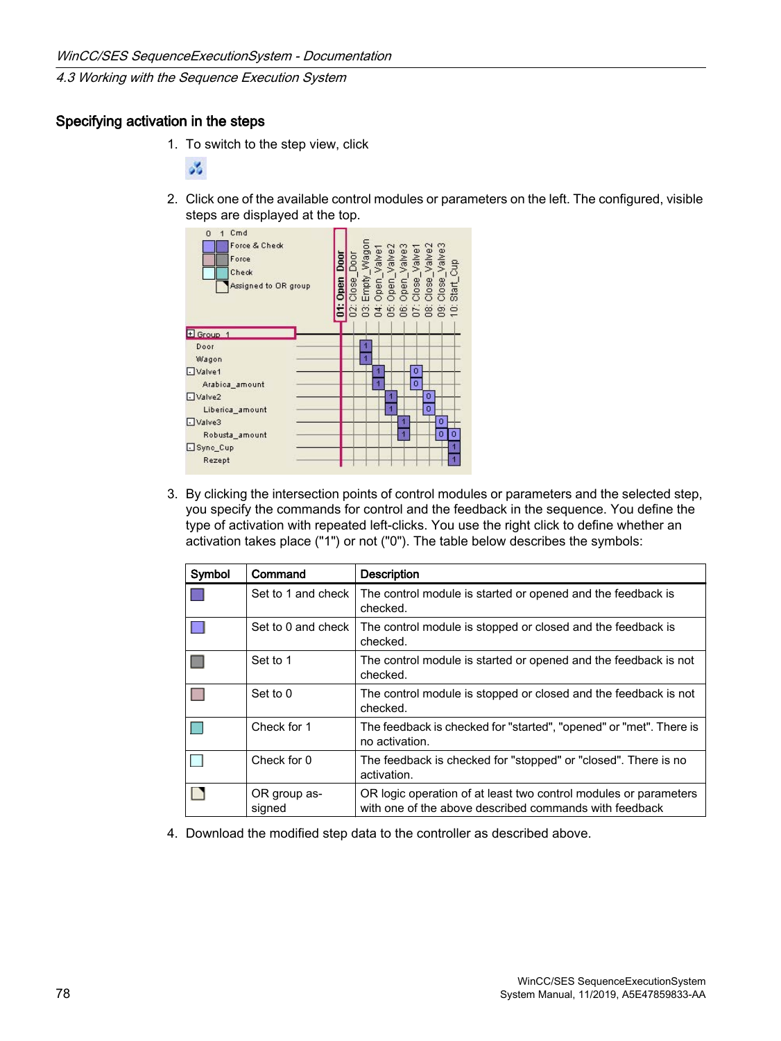### Specifying activation in the steps

1. To switch to the step view, click

2. Click one of the available control modules or parameters on the left. The configured, visible steps are displayed at the top.

3. By clicking the intersection points of control modules or parameters and the selected step, you specify the commands for control and the feedback in the sequence. You define the type of activation with repeated left-clicks. You use the right click to define whether an activation takes place ("1") or not ("0"). The table below describes the symbols:

| Symbol | Command | Description |
|---|---|---|
| | Set to 1 and check | The control module is started or opened and the feedback is checked. |
| | Set to 0 and check | The control module is stopped or closed and the feedback is checked. |
| | Set to 1 | The control module is started or opened and the feedback is not checked. |
| | Set to 0 | The control module is stopped or closed and the feedback is not checked. |
| | Check for 1 | The feedback is checked for "started", "opened" or "met". There is no activation. |
| | Check for 0 | The feedback is checked for "stopped" or "closed". There is no activation. |
| | OR group assigned | OR logic operation of at least two control modules or parameters with one of the above described commands with feedback |

4. Download the modified step data to the controller as described above.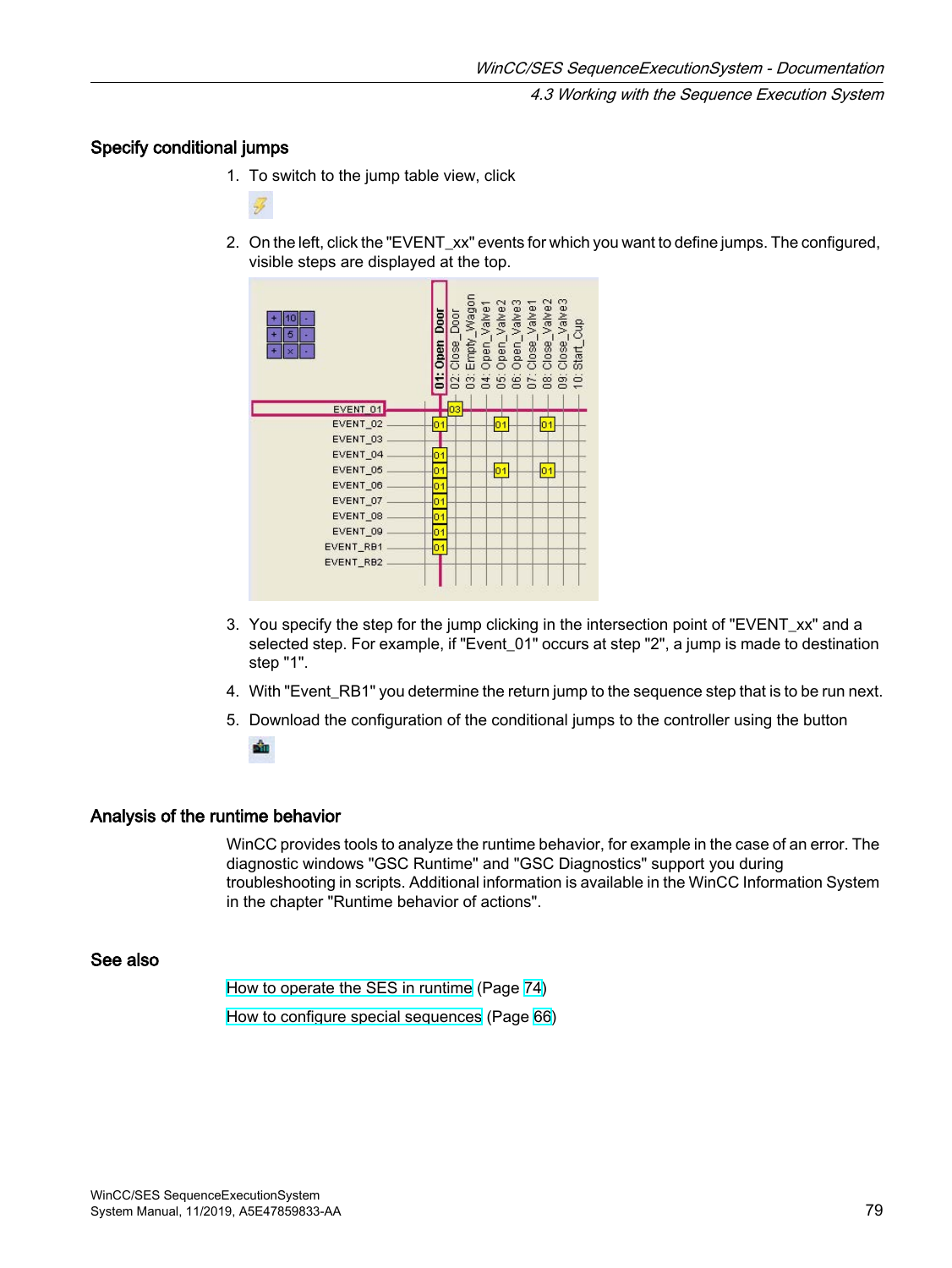## Specify conditional jumps

1. To switch to the jump table view, click

2. On the left, click the "EVENT_xx" events for which you want to define jumps. The configured, visible steps are displayed at the top.

3. You specify the step for the jump clicking in the intersection point of "EVENT_xx" and a selected step. For example, if "Event_01" occurs at step "2", a jump is made to destination step "1".

4. With "Event_RB1" you determine the return jump to the sequence step that is to be run next.

5. Download the configuration of the conditional jumps to the controller using the button

## Analysis of the runtime behavior

WinCC provides tools to analyze the runtime behavior, for example in the case of an error. The diagnostic windows "GSC Runtime" and "GSC Diagnostics" support you during troubleshooting in scripts. Additional information is available in the WinCC Information System in the chapter "Runtime behavior of actions".

## See also

How to operate the SES in runtime (Page 74)

How to configure special sequences (Page 66)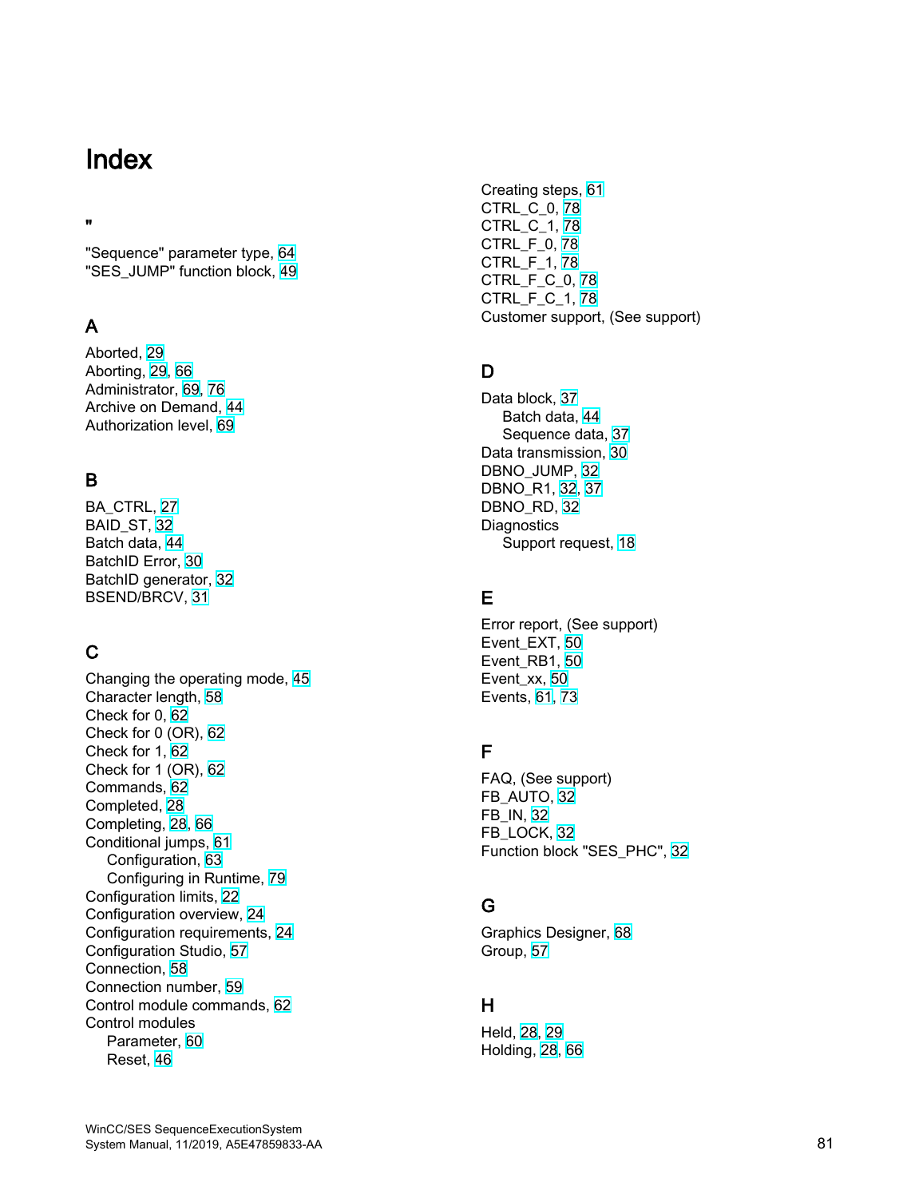# Index

## "

"Sequence" parameter type, 64
"SES_JUMP" function block, 49

## A

Aborted, 29
Aborting, 29, 66
Administrator, 69, 76
Archive on Demand, 44
Authorization level, 69

## B

BA_CTRL, 27
BAID_ST, 32
Batch data, 44
BatchID Error, 30
BatchID generator, 32
BSEND/BRCV, 31

## C

Changing the operating mode, 45
Character length, 58
Check for 0, 62
Check for 0 (OR), 62
Check for 1, 62
Check for 1 (OR), 62
Commands, 62
Completed, 28
Completing, 28, 66
Conditional jumps, 61
- Configuration, 63
- Configuring in Runtime, 79

Configuration limits, 22
Configuration overview, 24
Configuration requirements, 24
Configuration Studio, 57
Connection, 58
Connection number, 59
Control module commands, 62
Control modules
- Parameter, 60
- Reset, 46

Creating steps, 61
CTRL_C_0, 78
CTRL_C_1, 78
CTRL_F_0, 78
CTRL_F_1, 78
CTRL_F_C_0, 78
CTRL_F_C_1, 78
Customer support, (See support)

## D

Data block, 37
- Batch data, 44
- Sequence data, 37

Data transmission, 30
DBNO_JUMP, 32
DBNO_R1, 32, 37
DBNO_RD, 32
Diagnostics
- Support request, 18

## E

Error report, (See support)
Event_EXT, 50
Event_RB1, 50
Event_xx, 50
Events, 61, 73

## F

FAQ, (See support)
FB_AUTO, 32
FB_IN, 32
FB_LOCK, 32
Function block "SES_PHC", 32

## G

Graphics Designer, 68
Group, 57

## H

Held, 28, 29
Holding, 28, 66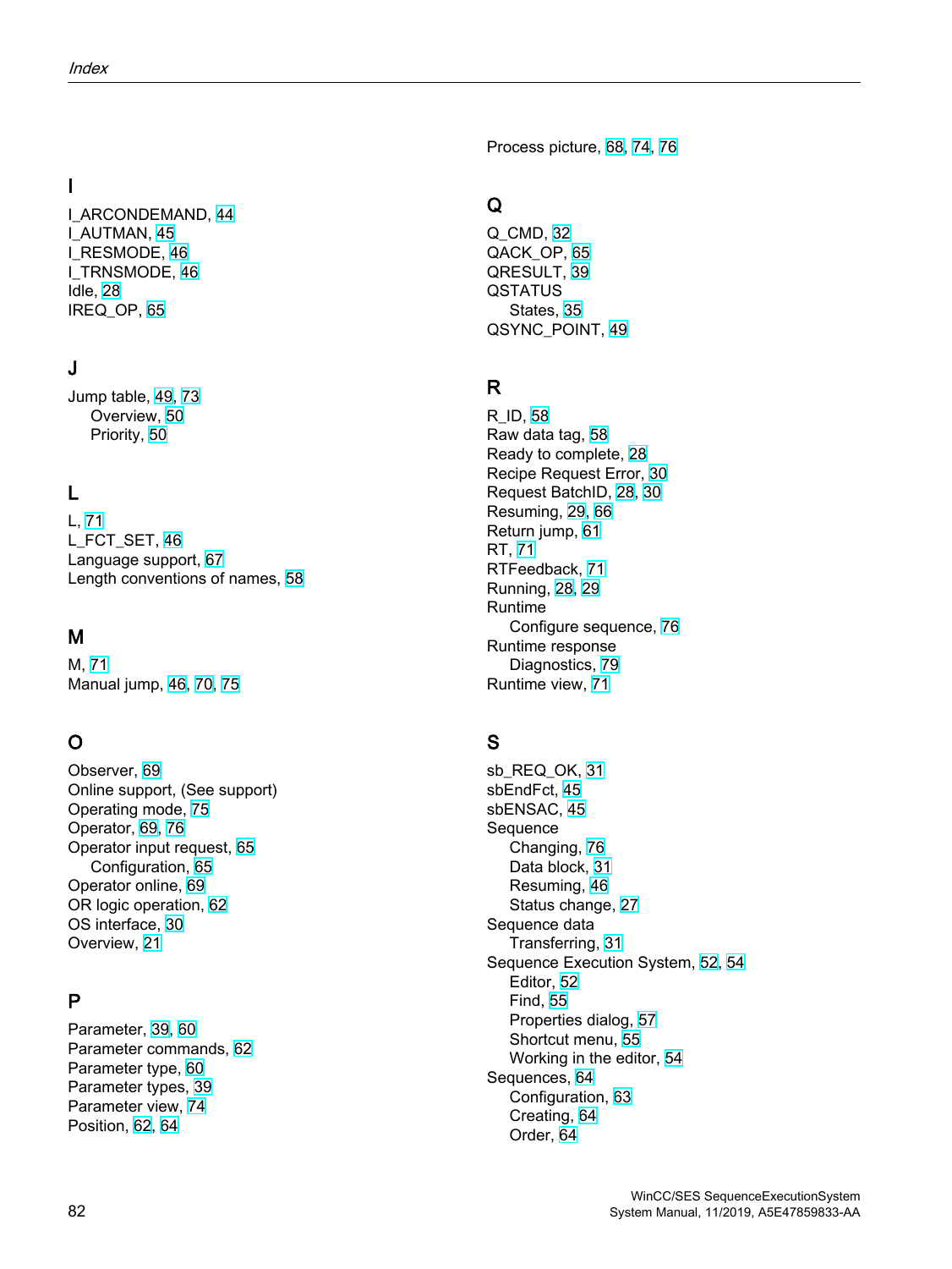## I

I_ARCONDEMAND, 44
I_AUTMAN, 45
I_RESMODE, 46
I_TRNSMODE, 46
Idle, 28
IREQ_OP, 65

## J

Jump table, 49, 73
    Overview, 50
    Priority, 50

## L

L, 71
L_FCT_SET, 46
Language support, 67
Length conventions of names, 58

## M

M, 71
Manual jump, 46, 70, 75

## O

Observer, 69
Online support, (See support)
Operating mode, 75
Operator, 69, 76
Operator input request, 65
    Configuration, 65
Operator online, 69
OR logic operation, 62
OS interface, 30
Overview, 21

## P

Parameter, 39, 60
Parameter commands, 62
Parameter type, 60
Parameter types, 39
Parameter view, 74
Position, 62, 64
Process picture, 68, 74, 76

## Q

Q_CMD, 32
QACK_OP, 65
QRESULT, 39
QSTATUS
    States, 35
QSYNC_POINT, 49

## R

R_ID, 58
Raw data tag, 58
Ready to complete, 28
Recipe Request Error, 30
Request BatchID, 28, 30
Resuming, 29, 66
Return jump, 61
RT, 71
RTFeedback, 71
Running, 28, 29
Runtime
    Configure sequence, 76
Runtime response
    Diagnostics, 79
Runtime view, 71

## S

sb_REQ_OK, 31
sbEndFct, 45
sbENSAC, 45
Sequence
    Changing, 76
    Data block, 31
    Resuming, 46
    Status change, 27
Sequence data
    Transferring, 31
Sequence Execution System, 52, 54
    Editor, 52
    Find, 55
    Properties dialog, 57
    Shortcut menu, 55
    Working in the editor, 54
Sequences, 64
    Configuration, 63
    Creating, 64
    Order, 64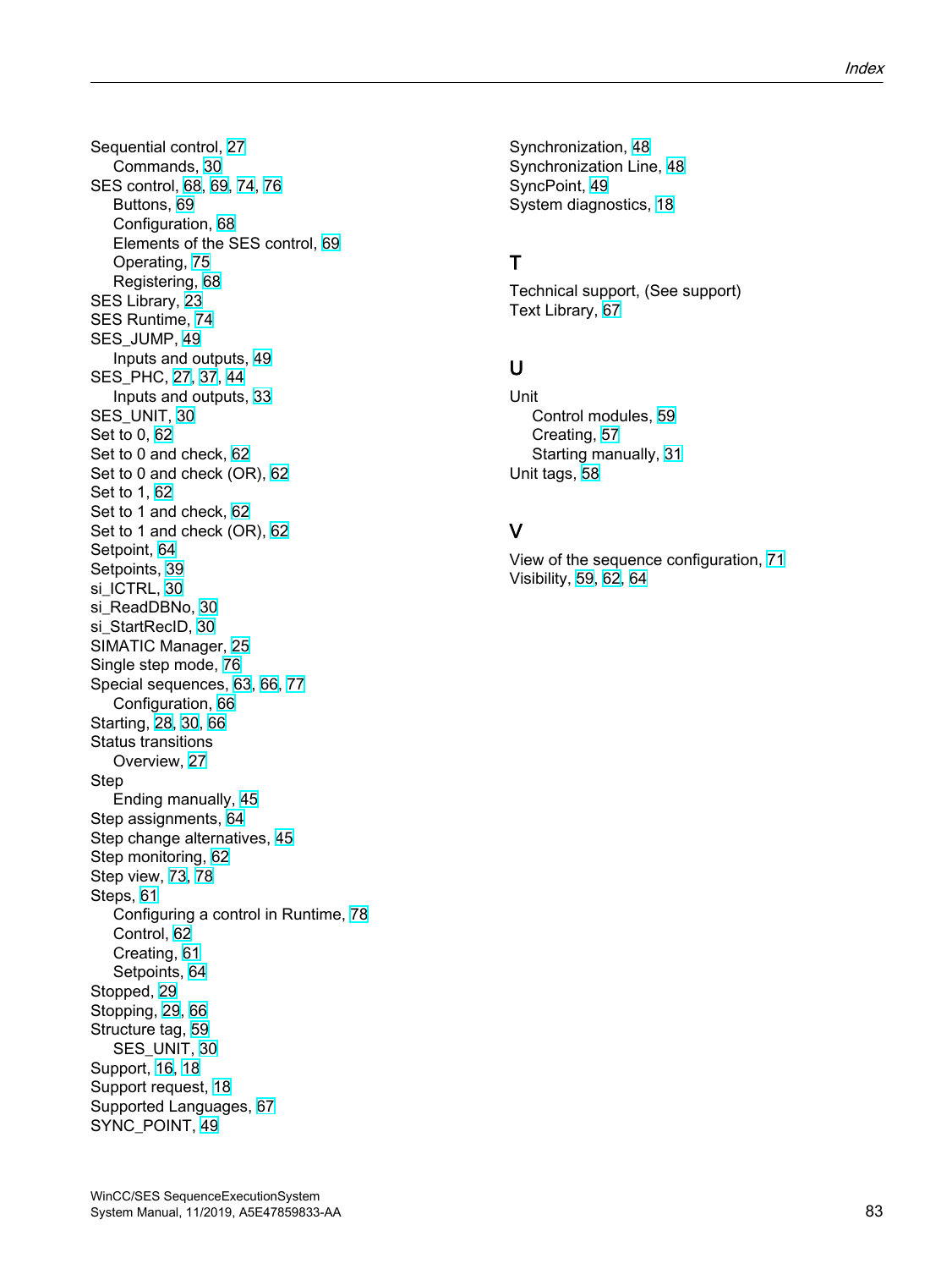Sequential control, 27
  Commands, 30
SES control, 68, 69, 74, 76
  Buttons, 69
  Configuration, 68
  Elements of the SES control, 69
  Operating, 75
  Registering, 68
SES Library, 23
SES Runtime, 74
SES_JUMP, 49
  Inputs and outputs, 49
SES_PHC, 27, 37, 44
  Inputs and outputs, 33
SES_UNIT, 30
Set to 0, 62
Set to 0 and check, 62
Set to 0 and check (OR), 62
Set to 1, 62
Set to 1 and check, 62
Set to 1 and check (OR), 62
Setpoint, 64
Setpoints, 39
si_ICTRL, 30
si_ReadDBNo, 30
si_StartRecID, 30
SIMATIC Manager, 25
Single step mode, 76
Special sequences, 63, 66, 77
  Configuration, 66
Starting, 28, 30, 66
Status transitions
  Overview, 27
Step
  Ending manually, 45
Step assignments, 64
Step change alternatives, 45
Step monitoring, 62
Step view, 73, 78
Steps, 61
  Configuring a control in Runtime, 78
  Control, 62
  Creating, 61
  Setpoints, 64
Stopped, 29
Stopping, 29, 66
Structure tag, 59
  SES_UNIT, 30
Support, 16, 18
Support request, 18
Supported Languages, 67
SYNC_POINT, 49
Synchronization, 48
Synchronization Line, 48
SyncPoint, 49
System diagnostics, 18

## T

Technical support, (See support)
Text Library, 67

## U

Unit
  Control modules, 59
  Creating, 57
  Starting manually, 31
Unit tags, 58

## V

View of the sequence configuration, 71
Visibility, 59, 62, 64